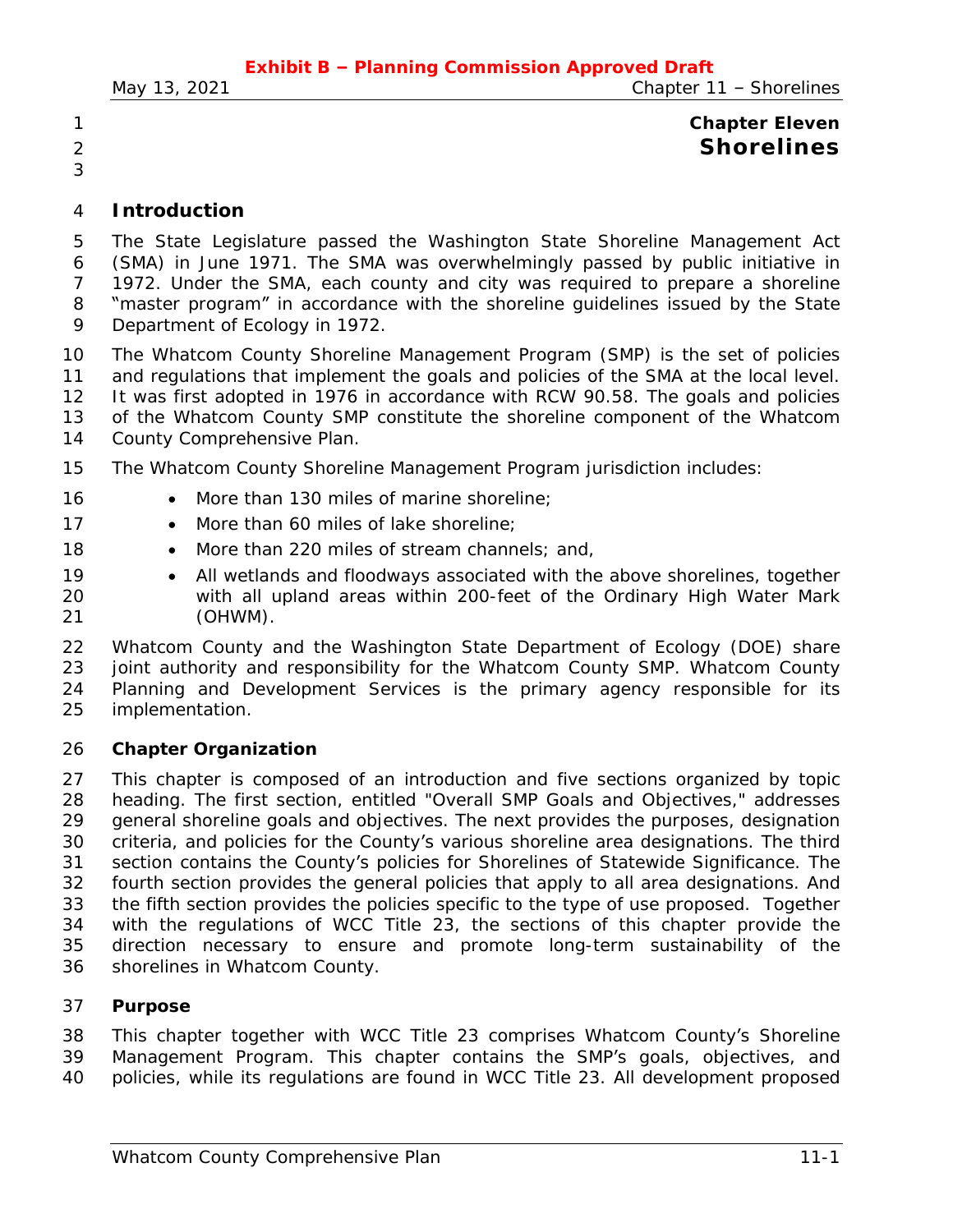# Chapter Eleven
# Shorelines

## Introduction

The State Legislature passed the Washington State Shoreline Management Act (SMA) in June 1971. The SMA was overwhelmingly passed by public initiative in 1972. Under the SMA, each county and city was required to prepare a shoreline "master program" in accordance with the shoreline guidelines issued by the State Department of Ecology in 1972.

The Whatcom County Shoreline Management Program (SMP) is the set of policies and regulations that implement the goals and policies of the SMA at the local level. It was first adopted in 1976 in accordance with RCW 90.58. The goals and policies of the Whatcom County SMP constitute the shoreline component of the Whatcom County Comprehensive Plan.

The Whatcom County Shoreline Management Program jurisdiction includes:

- More than 130 miles of marine shoreline;
- More than 60 miles of lake shoreline;
- More than 220 miles of stream channels; and,
- All wetlands and floodways associated with the above shorelines, together with all upland areas within 200-feet of the Ordinary High Water Mark (OHWM).

Whatcom County and the Washington State Department of Ecology (DOE) share joint authority and responsibility for the Whatcom County SMP. Whatcom County Planning and Development Services is the primary agency responsible for its implementation.

### Chapter Organization

This chapter is composed of an introduction and five sections organized by topic heading. The first section, entitled "Overall SMP Goals and Objectives," addresses general shoreline goals and objectives. The next provides the purposes, designation criteria, and policies for the County's various shoreline area designations. The third section contains the County's policies for Shorelines of Statewide Significance. The fourth section provides the general policies that apply to all area designations. And the fifth section provides the policies specific to the type of use proposed. Together with the regulations of WCC Title 23, the sections of this chapter provide the direction necessary to ensure and promote long-term sustainability of the shorelines in Whatcom County.

### Purpose

This chapter together with WCC Title 23 comprises Whatcom County's Shoreline Management Program. This chapter contains the SMP's goals, objectives, and policies, while its regulations are found in WCC Title 23. All development proposed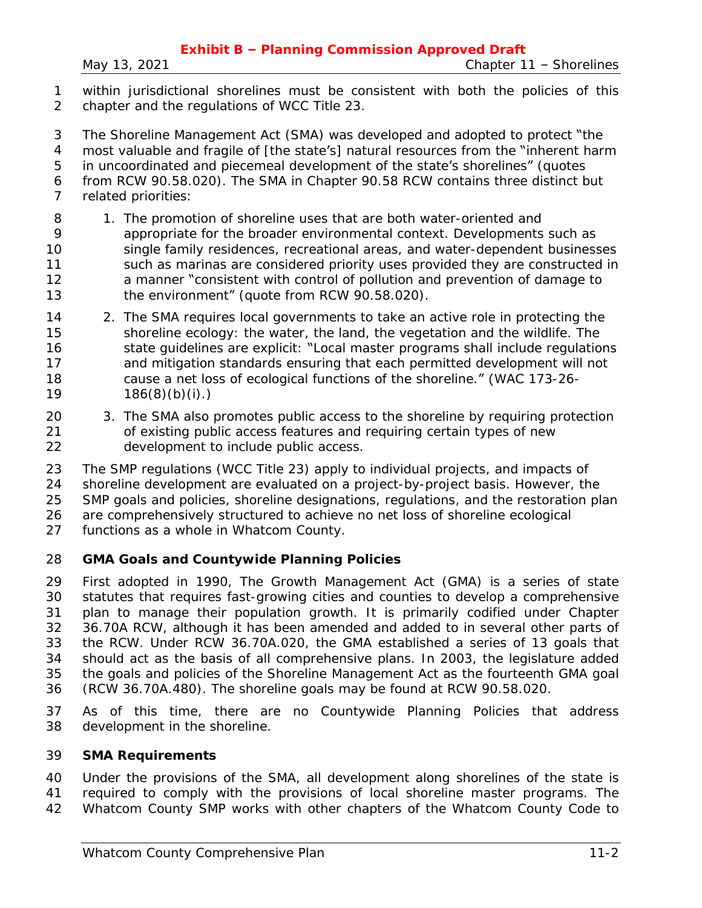within jurisdictional shorelines must be consistent with both the policies of this chapter and the regulations of WCC Title 23.

The Shoreline Management Act (SMA) was developed and adopted to protect "the most valuable and fragile of [the state's] natural resources from the "inherent harm in uncoordinated and piecemeal development of the state's shorelines" (quotes from RCW 90.58.020). The SMA in Chapter 90.58 RCW contains three distinct but related priorities:

1. The promotion of shoreline uses that are both water-oriented and appropriate for the broader environmental context. Developments such as single family residences, recreational areas, and water-dependent businesses such as marinas are considered priority uses provided they are constructed in a manner "consistent with control of pollution and prevention of damage to the environment" (quote from RCW 90.58.020).
2. The SMA requires local governments to take an active role in protecting the shoreline ecology: the water, the land, the vegetation and the wildlife. The state guidelines are explicit: "Local master programs shall include regulations and mitigation standards ensuring that each permitted development will not cause a net loss of ecological functions of the shoreline." (WAC 173-26-186(8)(b)(i).)
3. The SMA also promotes public access to the shoreline by requiring protection of existing public access features and requiring certain types of new development to include public access.

The SMP regulations (WCC Title 23) apply to individual projects, and impacts of shoreline development are evaluated on a project-by-project basis. However, the SMP goals and policies, shoreline designations, regulations, and the restoration plan are comprehensively structured to achieve no net loss of shoreline ecological functions as a whole in Whatcom County.

**GMA Goals and Countywide Planning Policies**

First adopted in 1990, The Growth Management Act (GMA) is a series of state statutes that requires fast-growing cities and counties to develop a comprehensive plan to manage their population growth. It is primarily codified under Chapter 36.70A RCW, although it has been amended and added to in several other parts of the RCW. Under RCW 36.70A.020, the GMA established a series of 13 goals that should act as the basis of all comprehensive plans. In 2003, the legislature added the goals and policies of the Shoreline Management Act as the fourteenth GMA goal (RCW 36.70A.480). The shoreline goals may be found at RCW 90.58.020.

As of this time, there are no Countywide Planning Policies that address development in the shoreline.

**SMA Requirements**

Under the provisions of the SMA, all development along shorelines of the state is required to comply with the provisions of local shoreline master programs. The Whatcom County SMP works with other chapters of the Whatcom County Code to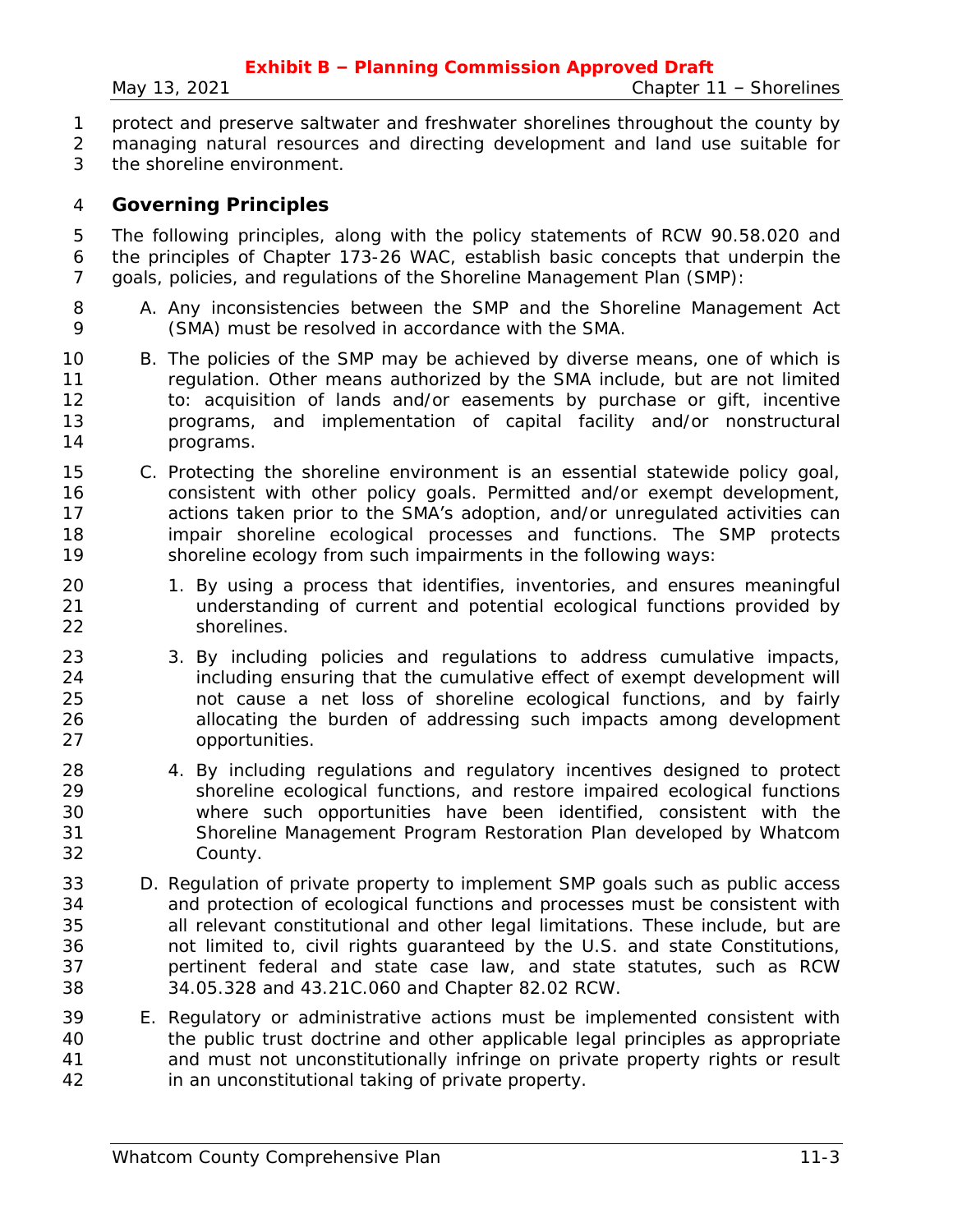protect and preserve saltwater and freshwater shorelines throughout the county by managing natural resources and directing development and land use suitable for the shoreline environment.

## Governing Principles

The following principles, along with the policy statements of RCW 90.58.020 and the principles of Chapter 173-26 WAC, establish basic concepts that underpin the goals, policies, and regulations of the Shoreline Management Plan (SMP):

A. Any inconsistencies between the SMP and the Shoreline Management Act (SMA) must be resolved in accordance with the SMA.

B. The policies of the SMP may be achieved by diverse means, one of which is regulation. Other means authorized by the SMA include, but are not limited to: acquisition of lands and/or easements by purchase or gift, incentive programs, and implementation of capital facility and/or nonstructural programs.

C. Protecting the shoreline environment is an essential statewide policy goal, consistent with other policy goals. Permitted and/or exempt development, actions taken prior to the SMA's adoption, and/or unregulated activities can impair shoreline ecological processes and functions. The SMP protects shoreline ecology from such impairments in the following ways:

   1. By using a process that identifies, inventories, and ensures meaningful understanding of current and potential ecological functions provided by shorelines.

   3. By including policies and regulations to address cumulative impacts, including ensuring that the cumulative effect of exempt development will not cause a net loss of shoreline ecological functions, and by fairly allocating the burden of addressing such impacts among development opportunities.

   4. By including regulations and regulatory incentives designed to protect shoreline ecological functions, and restore impaired ecological functions where such opportunities have been identified, consistent with the Shoreline Management Program Restoration Plan developed by Whatcom County.

D. Regulation of private property to implement SMP goals such as public access and protection of ecological functions and processes must be consistent with all relevant constitutional and other legal limitations. These include, but are not limited to, civil rights guaranteed by the U.S. and state Constitutions, pertinent federal and state case law, and state statutes, such as RCW 34.05.328 and 43.21C.060 and Chapter 82.02 RCW.

E. Regulatory or administrative actions must be implemented consistent with the public trust doctrine and other applicable legal principles as appropriate and must not unconstitutionally infringe on private property rights or result in an unconstitutional taking of private property.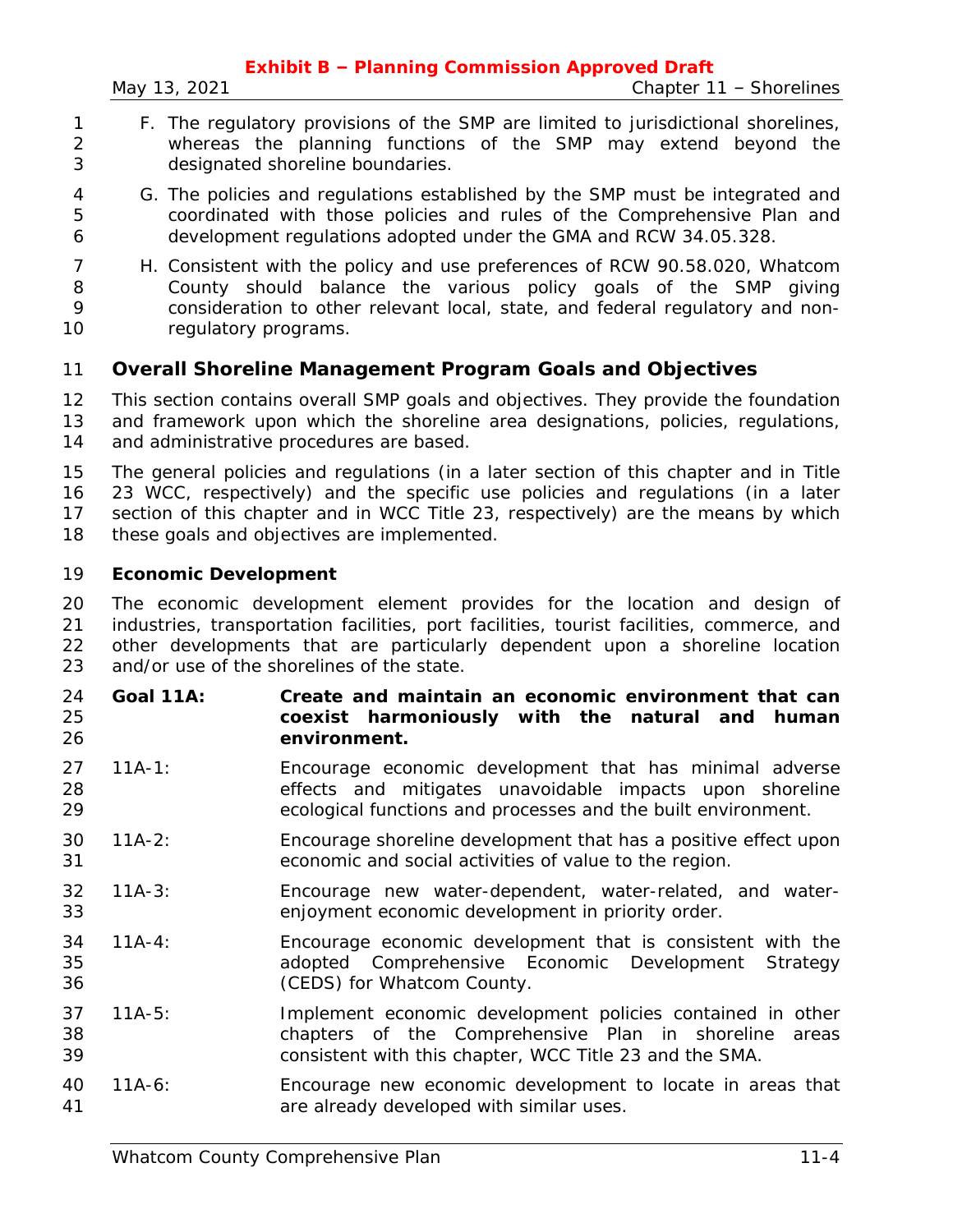F. The regulatory provisions of the SMP are limited to jurisdictional shorelines, whereas the planning functions of the SMP may extend beyond the designated shoreline boundaries.

G. The policies and regulations established by the SMP must be integrated and coordinated with those policies and rules of the Comprehensive Plan and development regulations adopted under the GMA and RCW 34.05.328.

H. Consistent with the policy and use preferences of RCW 90.58.020, Whatcom County should balance the various policy goals of the SMP giving consideration to other relevant local, state, and federal regulatory and non-regulatory programs.

## Overall Shoreline Management Program Goals and Objectives

This section contains overall SMP goals and objectives. They provide the foundation and framework upon which the shoreline area designations, policies, regulations, and administrative procedures are based.

The general policies and regulations (in a later section of this chapter and in Title 23 WCC, respectively) and the specific use policies and regulations (in a later section of this chapter and in WCC Title 23, respectively) are the means by which these goals and objectives are implemented.

### Economic Development

The economic development element provides for the location and design of industries, transportation facilities, port facilities, tourist facilities, commerce, and other developments that are particularly dependent upon a shoreline location and/or use of the shorelines of the state.

**Goal 11A: Create and maintain an economic environment that can coexist harmoniously with the natural and human environment.**

11A-1: Encourage economic development that has minimal adverse effects and mitigates unavoidable impacts upon shoreline ecological functions and processes and the built environment.

11A-2: Encourage shoreline development that has a positive effect upon economic and social activities of value to the region.

11A-3: Encourage new water-dependent, water-related, and water-enjoyment economic development in priority order.

11A-4: Encourage economic development that is consistent with the adopted Comprehensive Economic Development Strategy (CEDS) for Whatcom County.

11A-5: Implement economic development policies contained in other chapters of the Comprehensive Plan in shoreline areas consistent with this chapter, WCC Title 23 and the SMA.

11A-6: Encourage new economic development to locate in areas that are already developed with similar uses.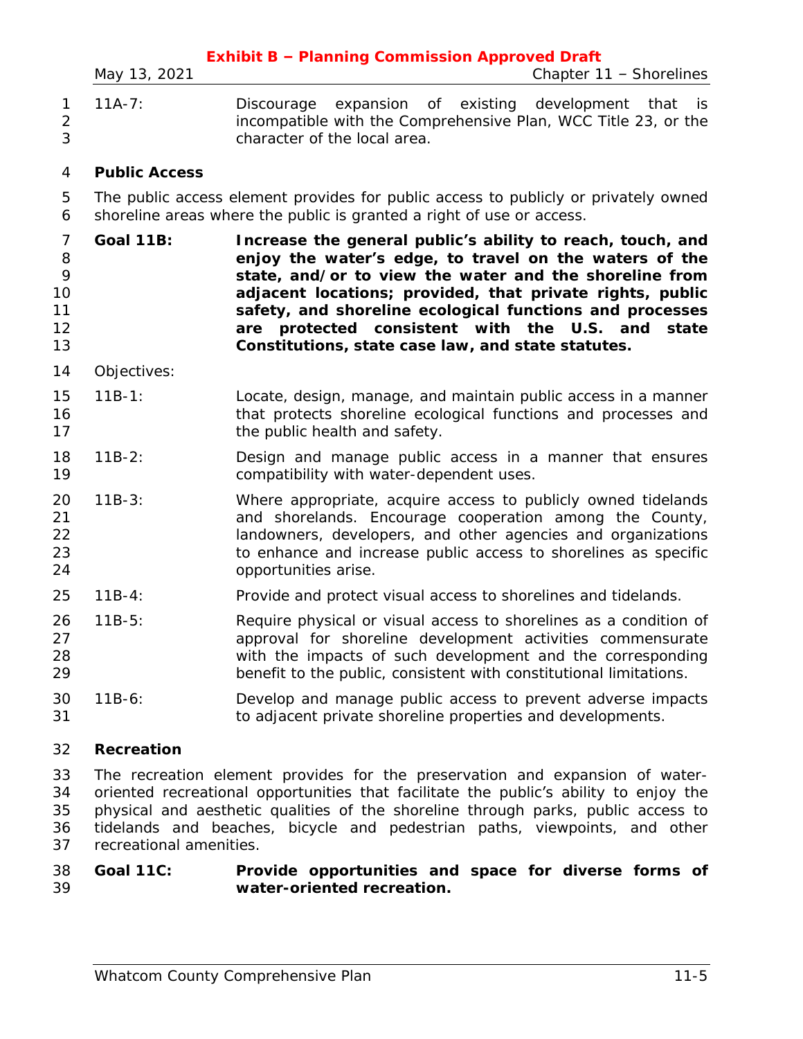11A-7: Discourage expansion of existing development that is incompatible with the Comprehensive Plan, WCC Title 23, or the character of the local area.

### Public Access

The public access element provides for public access to publicly or privately owned shoreline areas where the public is granted a right of use or access.

**Goal 11B: Increase the general public's ability to reach, touch, and enjoy the water's edge, to travel on the waters of the state, and/or to view the water and the shoreline from adjacent locations; provided, that private rights, public safety, and shoreline ecological functions and processes are protected consistent with the U.S. and state Constitutions, state case law, and state statutes.**

Objectives:

11B-1: Locate, design, manage, and maintain public access in a manner that protects shoreline ecological functions and processes and the public health and safety.

11B-2: Design and manage public access in a manner that ensures compatibility with water-dependent uses.

11B-3: Where appropriate, acquire access to publicly owned tidelands and shorelands. Encourage cooperation among the County, landowners, developers, and other agencies and organizations to enhance and increase public access to shorelines as specific opportunities arise.

11B-4: Provide and protect visual access to shorelines and tidelands.

11B-5: Require physical or visual access to shorelines as a condition of approval for shoreline development activities commensurate with the impacts of such development and the corresponding benefit to the public, consistent with constitutional limitations.

11B-6: Develop and manage public access to prevent adverse impacts to adjacent private shoreline properties and developments.

### Recreation

The recreation element provides for the preservation and expansion of water-oriented recreational opportunities that facilitate the public's ability to enjoy the physical and aesthetic qualities of the shoreline through parks, public access to tidelands and beaches, bicycle and pedestrian paths, viewpoints, and other recreational amenities.

**Goal 11C: Provide opportunities and space for diverse forms of water-oriented recreation.**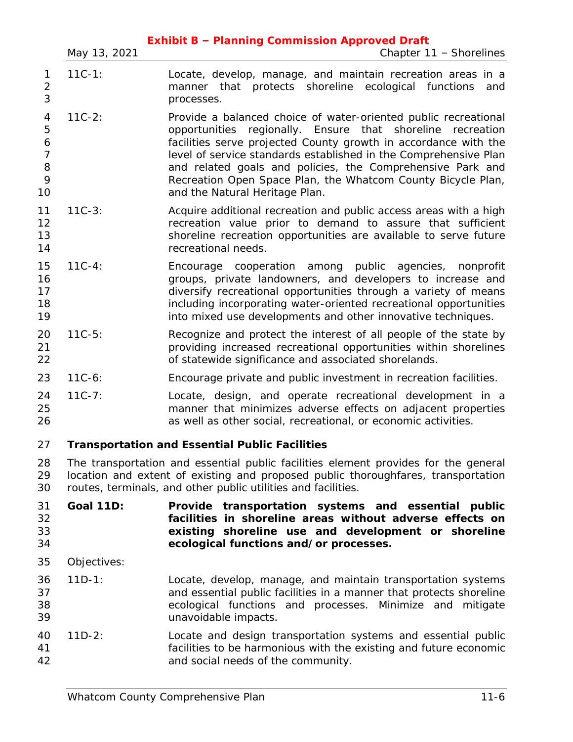11C-1: Locate, develop, manage, and maintain recreation areas in a manner that protects shoreline ecological functions and processes.

11C-2: Provide a balanced choice of water-oriented public recreational opportunities regionally. Ensure that shoreline recreation facilities serve projected County growth in accordance with the level of service standards established in the Comprehensive Plan and related goals and policies, the Comprehensive Park and Recreation Open Space Plan, the Whatcom County Bicycle Plan, and the Natural Heritage Plan.

11C-3: Acquire additional recreation and public access areas with a high recreation value prior to demand to assure that sufficient shoreline recreation opportunities are available to serve future recreational needs.

11C-4: Encourage cooperation among public agencies, nonprofit groups, private landowners, and developers to increase and diversify recreational opportunities through a variety of means including incorporating water-oriented recreational opportunities into mixed use developments and other innovative techniques.

11C-5: Recognize and protect the interest of all people of the state by providing increased recreational opportunities within shorelines of statewide significance and associated shorelands.

11C-6: Encourage private and public investment in recreation facilities.

11C-7: Locate, design, and operate recreational development in a manner that minimizes adverse effects on adjacent properties as well as other social, recreational, or economic activities.

**Transportation and Essential Public Facilities**

The transportation and essential public facilities element provides for the general location and extent of existing and proposed public thoroughfares, transportation routes, terminals, and other public utilities and facilities.

**Goal 11D: Provide transportation systems and essential public facilities in shoreline areas without adverse effects on existing shoreline use and development or shoreline ecological functions and/or processes.**

Objectives:

11D-1: Locate, develop, manage, and maintain transportation systems and essential public facilities in a manner that protects shoreline ecological functions and processes. Minimize and mitigate unavoidable impacts.

11D-2: Locate and design transportation systems and essential public facilities to be harmonious with the existing and future economic and social needs of the community.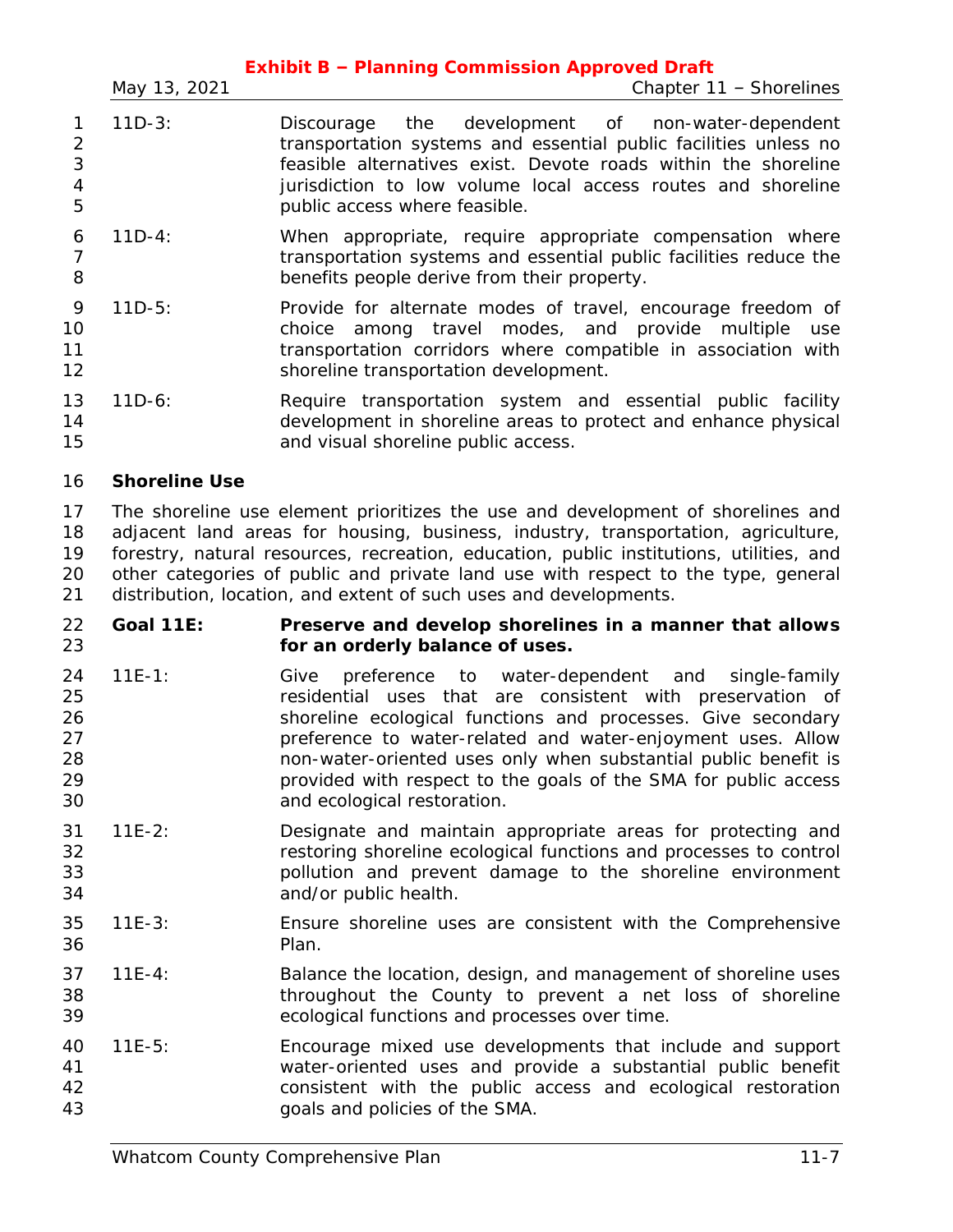11D-3: Discourage the development of non-water-dependent transportation systems and essential public facilities unless no feasible alternatives exist. Devote roads within the shoreline jurisdiction to low volume local access routes and shoreline public access where feasible.

11D-4: When appropriate, require appropriate compensation where transportation systems and essential public facilities reduce the benefits people derive from their property.

11D-5: Provide for alternate modes of travel, encourage freedom of choice among travel modes, and provide multiple use transportation corridors where compatible in association with shoreline transportation development.

11D-6: Require transportation system and essential public facility development in shoreline areas to protect and enhance physical and visual shoreline public access.

### Shoreline Use

The shoreline use element prioritizes the use and development of shorelines and adjacent land areas for housing, business, industry, transportation, agriculture, forestry, natural resources, recreation, education, public institutions, utilities, and other categories of public and private land use with respect to the type, general distribution, location, and extent of such uses and developments.

**Goal 11E: Preserve and develop shorelines in a manner that allows for an orderly balance of uses.**

11E-1: Give preference to water-dependent and single-family residential uses that are consistent with preservation of shoreline ecological functions and processes. Give secondary preference to water-related and water-enjoyment uses. Allow non-water-oriented uses only when substantial public benefit is provided with respect to the goals of the SMA for public access and ecological restoration.

11E-2: Designate and maintain appropriate areas for protecting and restoring shoreline ecological functions and processes to control pollution and prevent damage to the shoreline environment and/or public health.

11E-3: Ensure shoreline uses are consistent with the Comprehensive Plan.

11E-4: Balance the location, design, and management of shoreline uses throughout the County to prevent a net loss of shoreline ecological functions and processes over time.

11E-5: Encourage mixed use developments that include and support water-oriented uses and provide a substantial public benefit consistent with the public access and ecological restoration goals and policies of the SMA.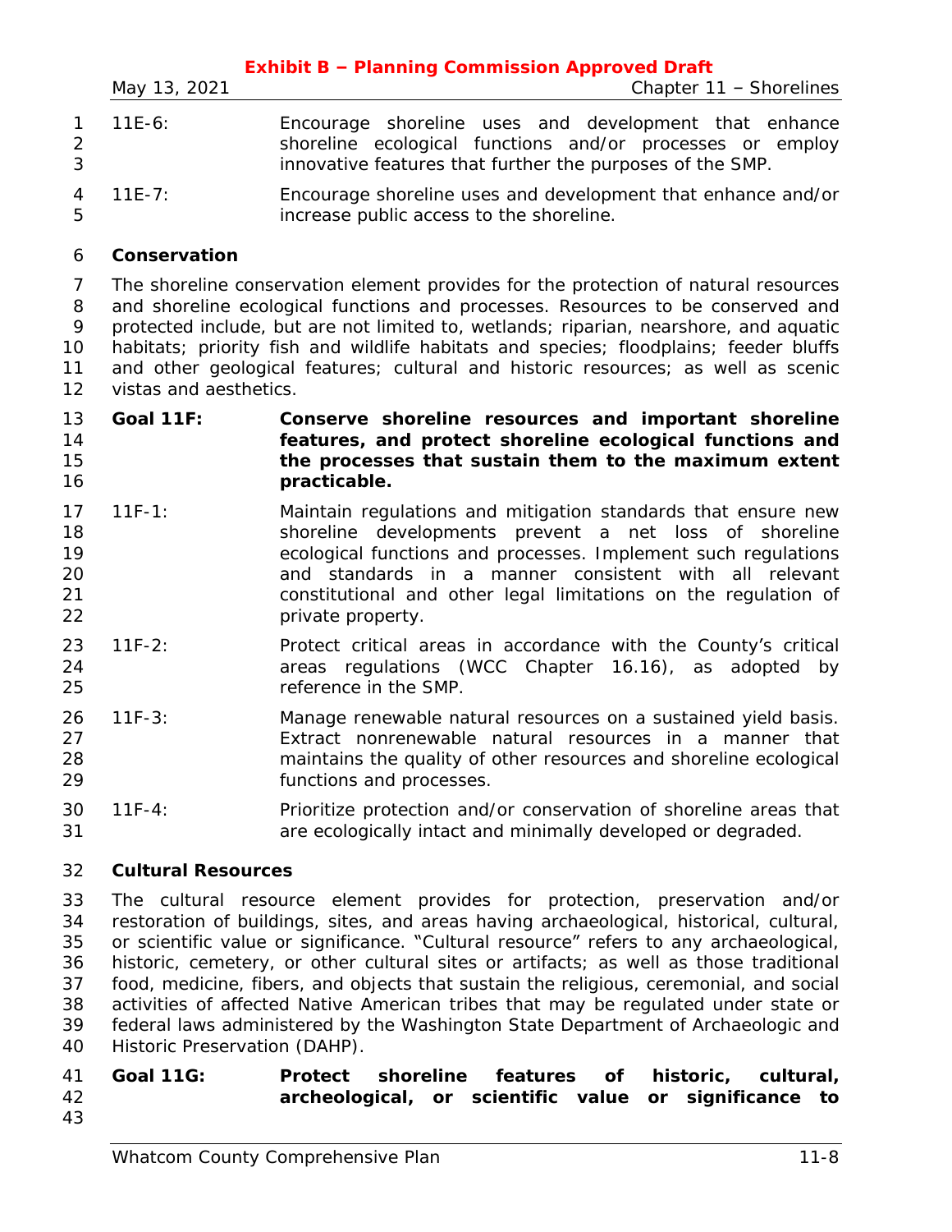11E-6: Encourage shoreline uses and development that enhance shoreline ecological functions and/or processes or employ innovative features that further the purposes of the SMP.

11E-7: Encourage shoreline uses and development that enhance and/or increase public access to the shoreline.

### Conservation

The shoreline conservation element provides for the protection of natural resources and shoreline ecological functions and processes. Resources to be conserved and protected include, but are not limited to, wetlands; riparian, nearshore, and aquatic habitats; priority fish and wildlife habitats and species; floodplains; feeder bluffs and other geological features; cultural and historic resources; as well as scenic vistas and aesthetics.

**Goal 11F: Conserve shoreline resources and important shoreline features, and protect shoreline ecological functions and the processes that sustain them to the maximum extent practicable.**

11F-1: Maintain regulations and mitigation standards that ensure new shoreline developments prevent a net loss of shoreline ecological functions and processes. Implement such regulations and standards in a manner consistent with all relevant constitutional and other legal limitations on the regulation of private property.

11F-2: Protect critical areas in accordance with the County's critical areas regulations (WCC Chapter 16.16), as adopted by reference in the SMP.

11F-3: Manage renewable natural resources on a sustained yield basis. Extract nonrenewable natural resources in a manner that maintains the quality of other resources and shoreline ecological functions and processes.

11F-4: Prioritize protection and/or conservation of shoreline areas that are ecologically intact and minimally developed or degraded.

### Cultural Resources

The cultural resource element provides for protection, preservation and/or restoration of buildings, sites, and areas having archaeological, historical, cultural, or scientific value or significance. "Cultural resource" refers to any archaeological, historic, cemetery, or other cultural sites or artifacts; as well as those traditional food, medicine, fibers, and objects that sustain the religious, ceremonial, and social activities of affected Native American tribes that may be regulated under state or federal laws administered by the Washington State Department of Archaeologic and Historic Preservation (DAHP).

**Goal 11G: Protect shoreline features of historic, cultural, archeological, or scientific value or significance to**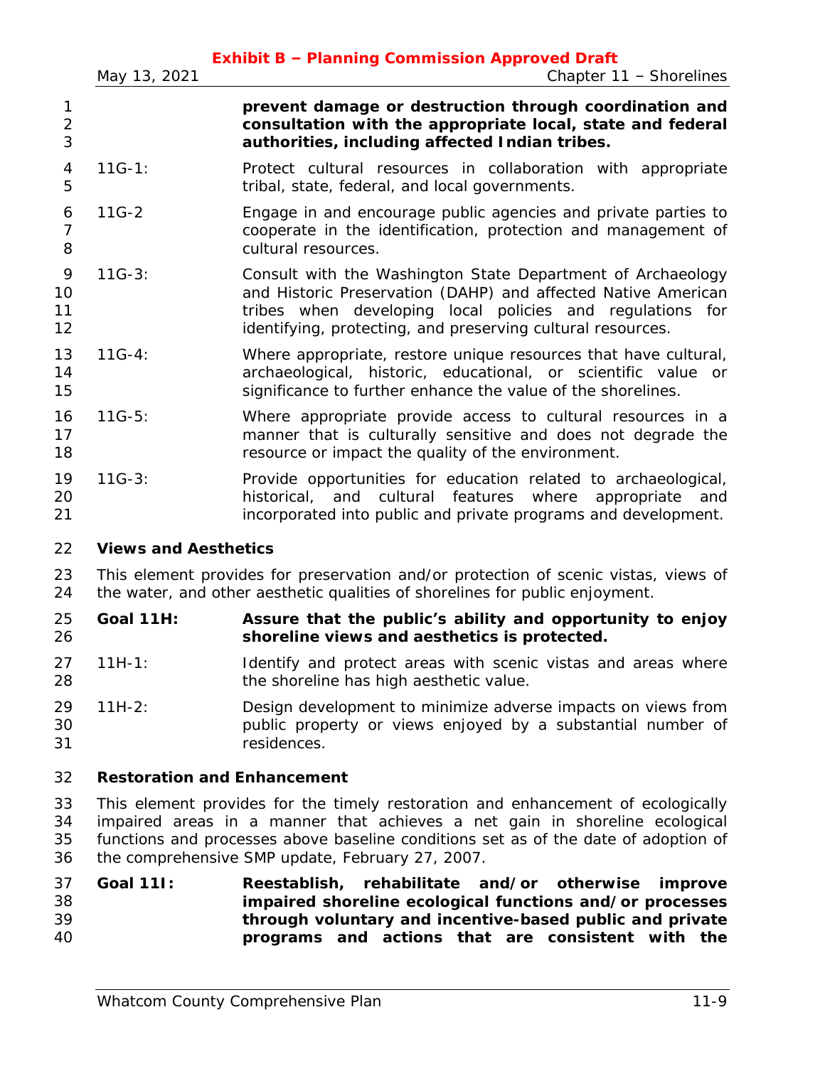**prevent damage or destruction through coordination and consultation with the appropriate local, state and federal authorities, including affected Indian tribes.**

11G-1: Protect cultural resources in collaboration with appropriate tribal, state, federal, and local governments.

11G-2 Engage in and encourage public agencies and private parties to cooperate in the identification, protection and management of cultural resources.

11G-3: Consult with the Washington State Department of Archaeology and Historic Preservation (DAHP) and affected Native American tribes when developing local policies and regulations for identifying, protecting, and preserving cultural resources.

11G-4: Where appropriate, restore unique resources that have cultural, archaeological, historic, educational, or scientific value or significance to further enhance the value of the shorelines.

11G-5: Where appropriate provide access to cultural resources in a manner that is culturally sensitive and does not degrade the resource or impact the quality of the environment.

11G-3: Provide opportunities for education related to archaeological, historical, and cultural features where appropriate and incorporated into public and private programs and development.

**Views and Aesthetics**

This element provides for preservation and/or protection of scenic vistas, views of the water, and other aesthetic qualities of shorelines for public enjoyment.

**Goal 11H: Assure that the public's ability and opportunity to enjoy shoreline views and aesthetics is protected.**

11H-1: Identify and protect areas with scenic vistas and areas where the shoreline has high aesthetic value.

11H-2: Design development to minimize adverse impacts on views from public property or views enjoyed by a substantial number of residences.

**Restoration and Enhancement**

This element provides for the timely restoration and enhancement of ecologically impaired areas in a manner that achieves a net gain in shoreline ecological functions and processes above baseline conditions set as of the date of adoption of the comprehensive SMP update, February 27, 2007.

**Goal 11I: Reestablish, rehabilitate and/or otherwise improve impaired shoreline ecological functions and/or processes through voluntary and incentive-based public and private programs and actions that are consistent with the**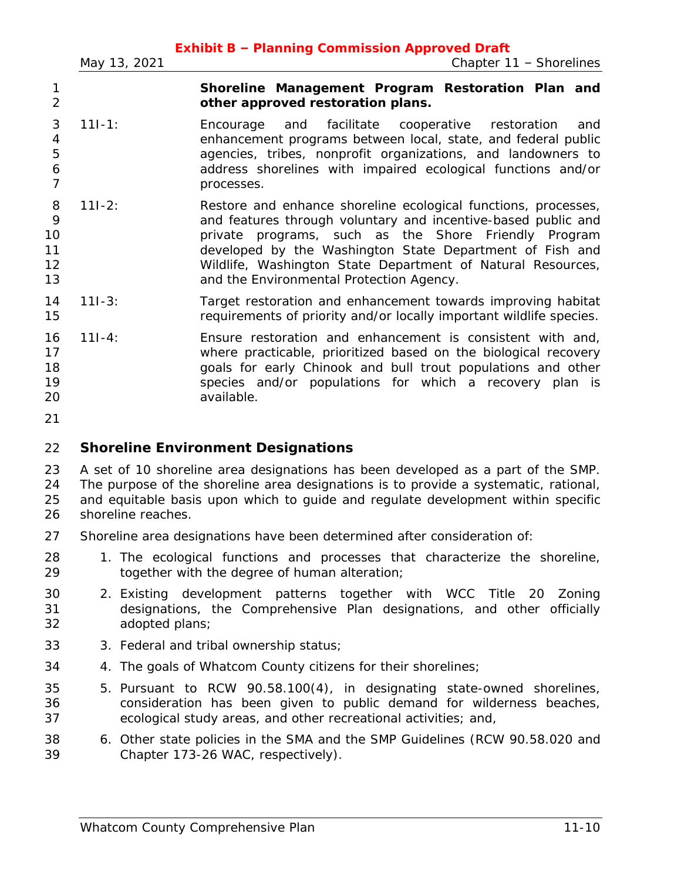**Shoreline Management Program Restoration Plan and other approved restoration plans.**

11I-1: Encourage and facilitate cooperative restoration and enhancement programs between local, state, and federal public agencies, tribes, nonprofit organizations, and landowners to address shorelines with impaired ecological functions and/or processes.

11I-2: Restore and enhance shoreline ecological functions, processes, and features through voluntary and incentive-based public and private programs, such as the Shore Friendly Program developed by the Washington State Department of Fish and Wildlife, Washington State Department of Natural Resources, and the Environmental Protection Agency.

11I-3: Target restoration and enhancement towards improving habitat requirements of priority and/or locally important wildlife species.

11I-4: Ensure restoration and enhancement is consistent with and, where practicable, prioritized based on the biological recovery goals for early Chinook and bull trout populations and other species and/or populations for which a recovery plan is available.

## Shoreline Environment Designations

A set of 10 shoreline area designations has been developed as a part of the SMP. The purpose of the shoreline area designations is to provide a systematic, rational, and equitable basis upon which to guide and regulate development within specific shoreline reaches.

Shoreline area designations have been determined after consideration of:

1. The ecological functions and processes that characterize the shoreline, together with the degree of human alteration;
2. Existing development patterns together with WCC Title 20 Zoning designations, the Comprehensive Plan designations, and other officially adopted plans;
3. Federal and tribal ownership status;
4. The goals of Whatcom County citizens for their shorelines;
5. Pursuant to RCW 90.58.100(4), in designating state-owned shorelines, consideration has been given to public demand for wilderness beaches, ecological study areas, and other recreational activities; and,
6. Other state policies in the SMA and the SMP Guidelines (RCW 90.58.020 and Chapter 173-26 WAC, respectively).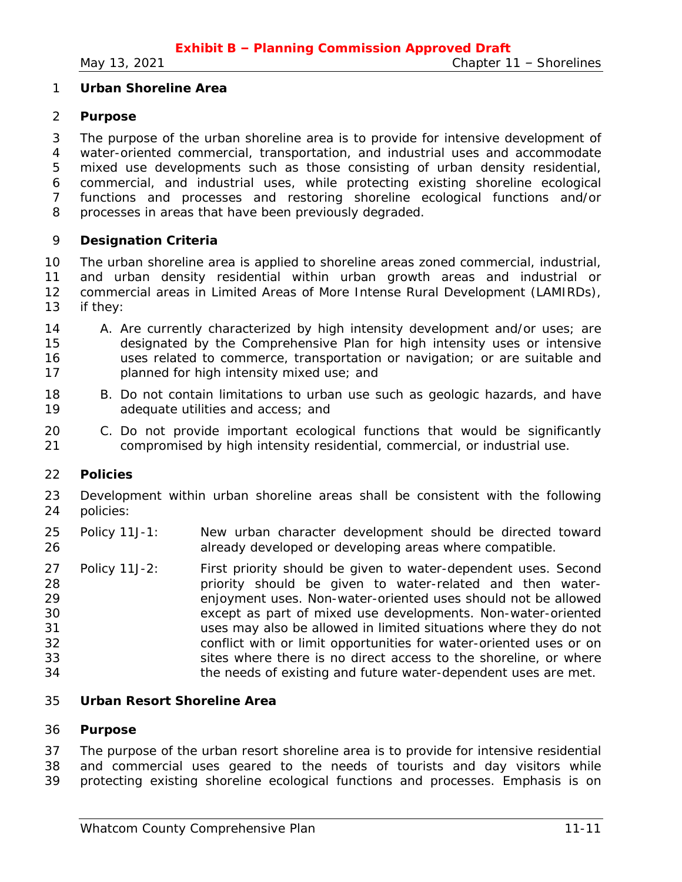## Urban Shoreline Area

### Purpose

The purpose of the urban shoreline area is to provide for intensive development of water-oriented commercial, transportation, and industrial uses and accommodate mixed use developments such as those consisting of urban density residential, commercial, and industrial uses, while protecting existing shoreline ecological functions and processes and restoring shoreline ecological functions and/or processes in areas that have been previously degraded.

### Designation Criteria

The urban shoreline area is applied to shoreline areas zoned commercial, industrial, and urban density residential within urban growth areas and industrial or commercial areas in Limited Areas of More Intense Rural Development (LAMIRDs), if they:

A. Are currently characterized by high intensity development and/or uses; are designated by the Comprehensive Plan for high intensity uses or intensive uses related to commerce, transportation or navigation; or are suitable and planned for high intensity mixed use; and

B. Do not contain limitations to urban use such as geologic hazards, and have adequate utilities and access; and

C. Do not provide important ecological functions that would be significantly compromised by high intensity residential, commercial, or industrial use.

### Policies

Development within urban shoreline areas shall be consistent with the following policies:

Policy 11J-1: New urban character development should be directed toward already developed or developing areas where compatible.

Policy 11J-2: First priority should be given to water-dependent uses. Second priority should be given to water-related and then water-enjoyment uses. Non-water-oriented uses should not be allowed except as part of mixed use developments. Non-water-oriented uses may also be allowed in limited situations where they do not conflict with or limit opportunities for water-oriented uses or on sites where there is no direct access to the shoreline, or where the needs of existing and future water-dependent uses are met.

## Urban Resort Shoreline Area

### Purpose

The purpose of the urban resort shoreline area is to provide for intensive residential and commercial uses geared to the needs of tourists and day visitors while protecting existing shoreline ecological functions and processes. Emphasis is on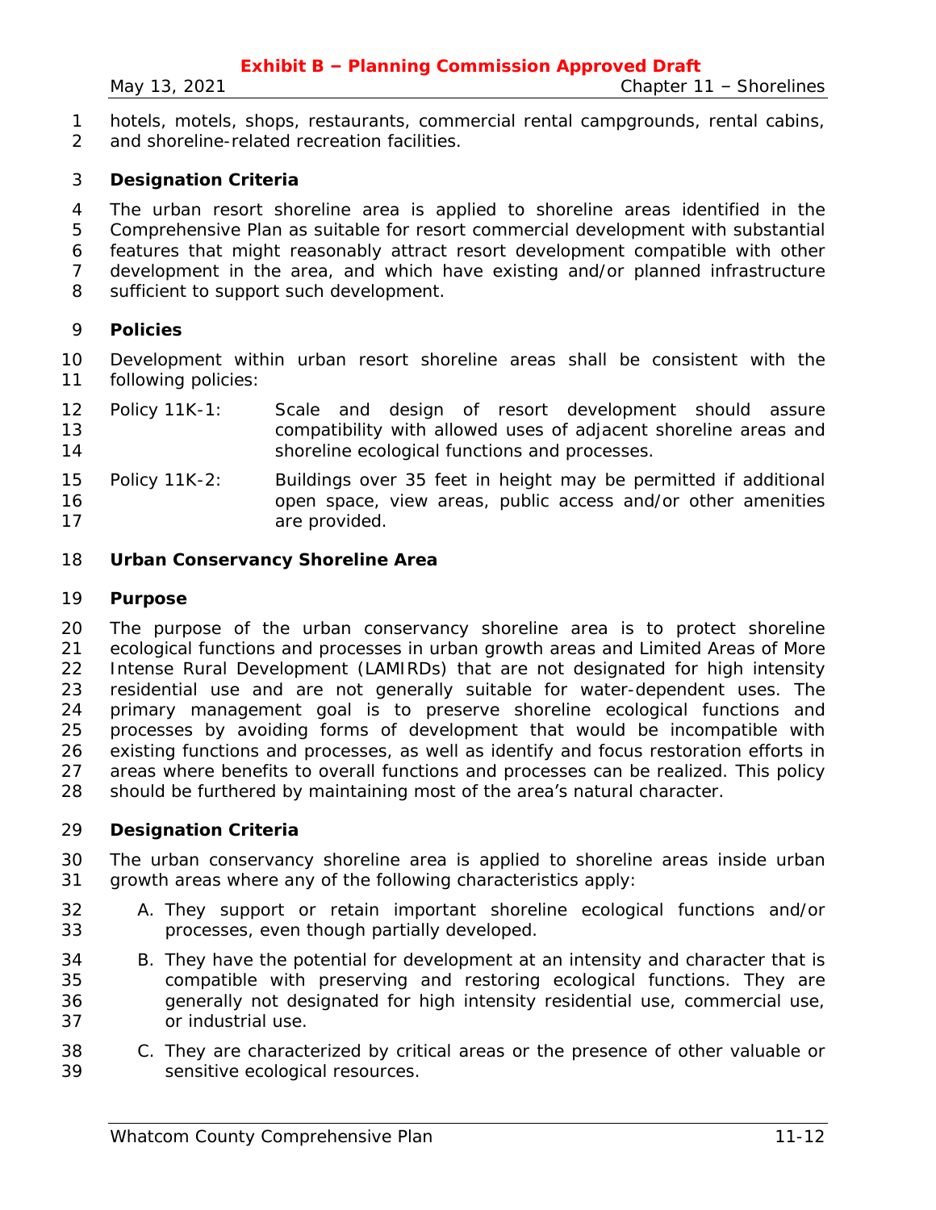hotels, motels, shops, restaurants, commercial rental campgrounds, rental cabins, and shoreline-related recreation facilities.

**Designation Criteria**

The urban resort shoreline area is applied to shoreline areas identified in the Comprehensive Plan as suitable for resort commercial development with substantial features that might reasonably attract resort development compatible with other development in the area, and which have existing and/or planned infrastructure sufficient to support such development.

**Policies**

Development within urban resort shoreline areas shall be consistent with the following policies:

Policy 11K-1: Scale and design of resort development should assure compatibility with allowed uses of adjacent shoreline areas and shoreline ecological functions and processes.

Policy 11K-2: Buildings over 35 feet in height may be permitted if additional open space, view areas, public access and/or other amenities are provided.

**Urban Conservancy Shoreline Area**

**Purpose**

The purpose of the urban conservancy shoreline area is to protect shoreline ecological functions and processes in urban growth areas and Limited Areas of More Intense Rural Development (LAMIRDs) that are not designated for high intensity residential use and are not generally suitable for water-dependent uses. The primary management goal is to preserve shoreline ecological functions and processes by avoiding forms of development that would be incompatible with existing functions and processes, as well as identify and focus restoration efforts in areas where benefits to overall functions and processes can be realized. This policy should be furthered by maintaining most of the area's natural character.

**Designation Criteria**

The urban conservancy shoreline area is applied to shoreline areas inside urban growth areas where any of the following characteristics apply:

A. They support or retain important shoreline ecological functions and/or processes, even though partially developed.

B. They have the potential for development at an intensity and character that is compatible with preserving and restoring ecological functions. They are generally not designated for high intensity residential use, commercial use, or industrial use.

C. They are characterized by critical areas or the presence of other valuable or sensitive ecological resources.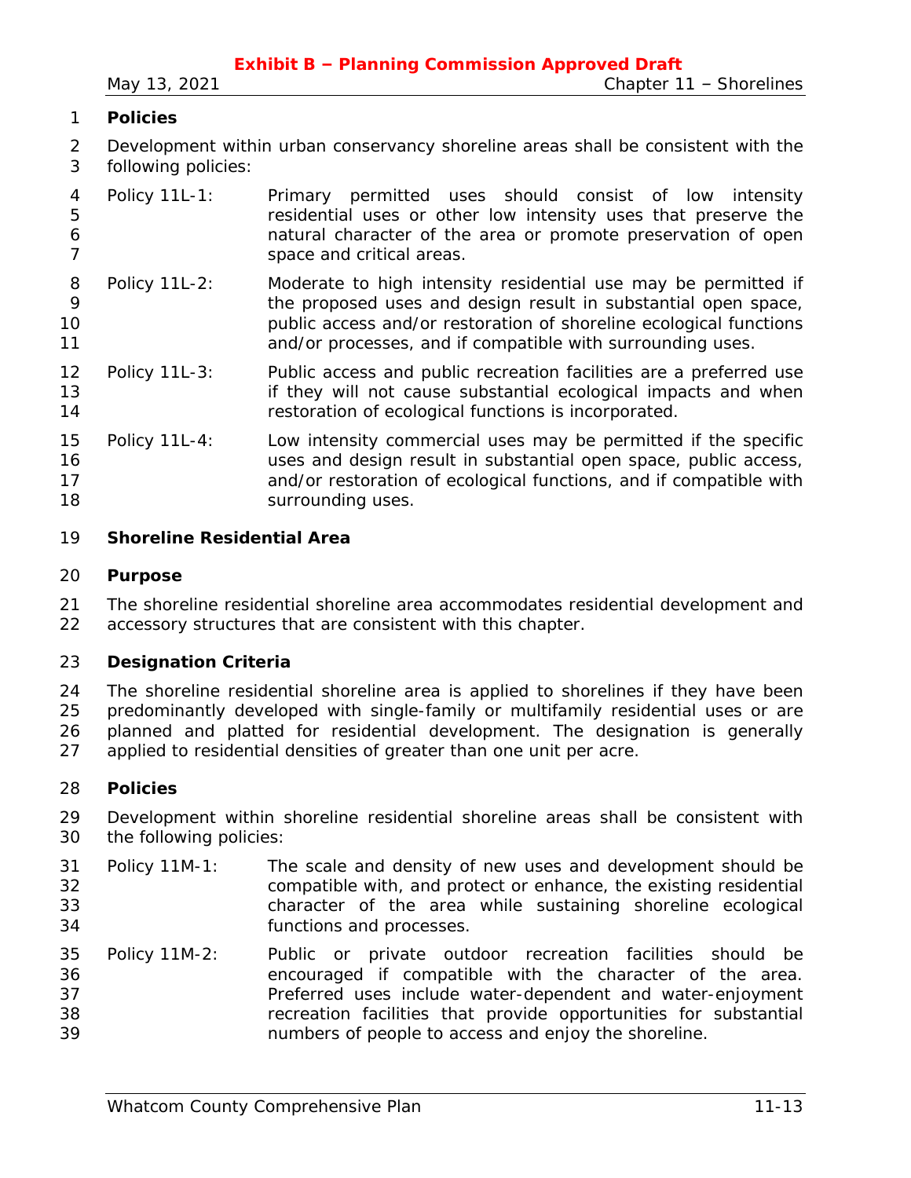**Policies**

Development within urban conservancy shoreline areas shall be consistent with the following policies:

Policy 11L-1: Primary permitted uses should consist of low intensity residential uses or other low intensity uses that preserve the natural character of the area or promote preservation of open space and critical areas.

Policy 11L-2: Moderate to high intensity residential use may be permitted if the proposed uses and design result in substantial open space, public access and/or restoration of shoreline ecological functions and/or processes, and if compatible with surrounding uses.

Policy 11L-3: Public access and public recreation facilities are a preferred use if they will not cause substantial ecological impacts and when restoration of ecological functions is incorporated.

Policy 11L-4: Low intensity commercial uses may be permitted if the specific uses and design result in substantial open space, public access, and/or restoration of ecological functions, and if compatible with surrounding uses.

**Shoreline Residential Area**

**Purpose**

The shoreline residential shoreline area accommodates residential development and accessory structures that are consistent with this chapter.

**Designation Criteria**

The shoreline residential shoreline area is applied to shorelines if they have been predominantly developed with single-family or multifamily residential uses or are planned and platted for residential development. The designation is generally applied to residential densities of greater than one unit per acre.

**Policies**

Development within shoreline residential shoreline areas shall be consistent with the following policies:

Policy 11M-1: The scale and density of new uses and development should be compatible with, and protect or enhance, the existing residential character of the area while sustaining shoreline ecological functions and processes.

Policy 11M-2: Public or private outdoor recreation facilities should be encouraged if compatible with the character of the area. Preferred uses include water-dependent and water-enjoyment recreation facilities that provide opportunities for substantial numbers of people to access and enjoy the shoreline.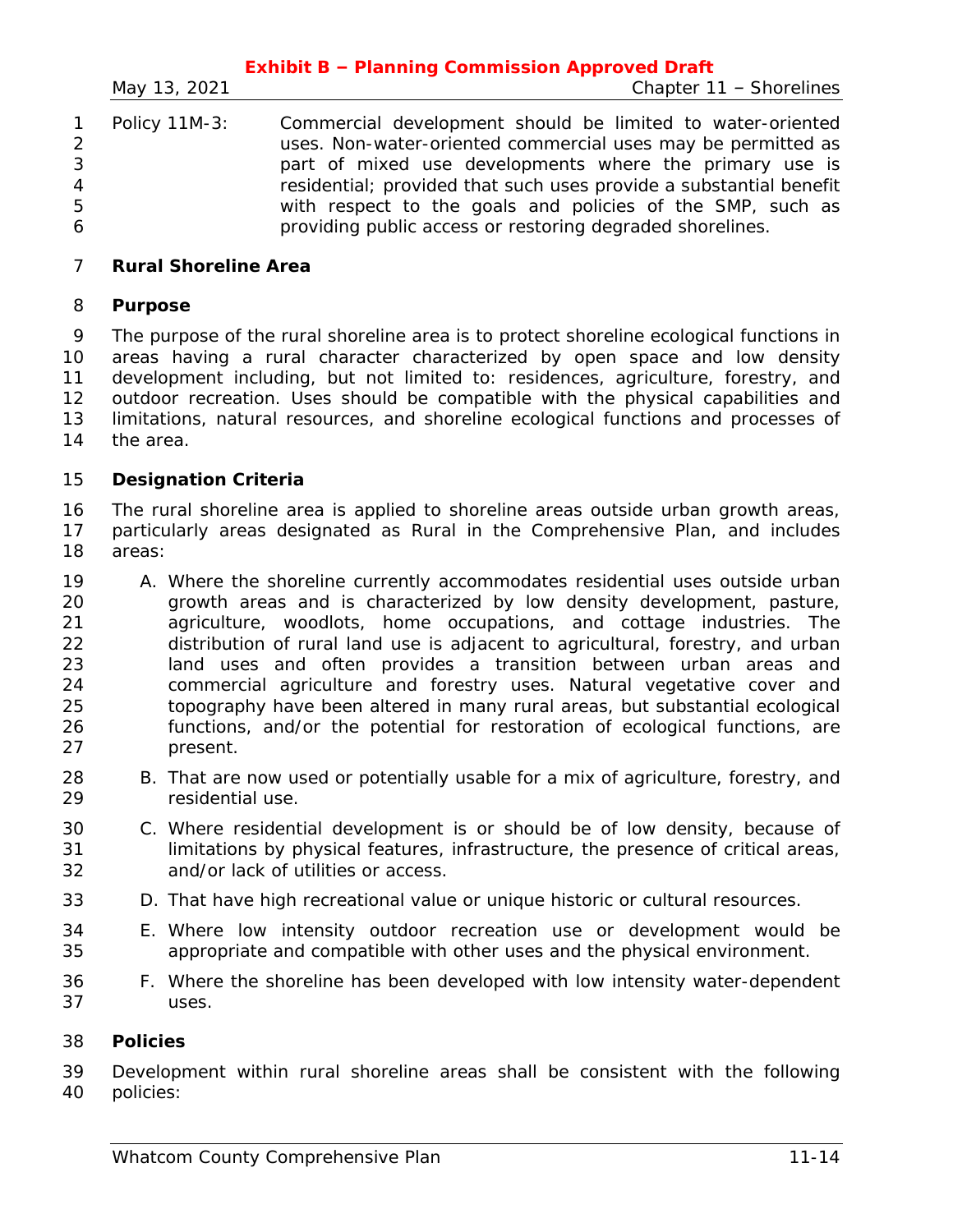Policy 11M-3: Commercial development should be limited to water-oriented uses. Non-water-oriented commercial uses may be permitted as part of mixed use developments where the primary use is residential; provided that such uses provide a substantial benefit with respect to the goals and policies of the SMP, such as providing public access or restoring degraded shorelines.

## Rural Shoreline Area

### Purpose

The purpose of the rural shoreline area is to protect shoreline ecological functions in areas having a rural character characterized by open space and low density development including, but not limited to: residences, agriculture, forestry, and outdoor recreation. Uses should be compatible with the physical capabilities and limitations, natural resources, and shoreline ecological functions and processes of the area.

### Designation Criteria

The rural shoreline area is applied to shoreline areas outside urban growth areas, particularly areas designated as Rural in the Comprehensive Plan, and includes areas:

A. Where the shoreline currently accommodates residential uses outside urban growth areas and is characterized by low density development, pasture, agriculture, woodlots, home occupations, and cottage industries. The distribution of rural land use is adjacent to agricultural, forestry, and urban land uses and often provides a transition between urban areas and commercial agriculture and forestry uses. Natural vegetative cover and topography have been altered in many rural areas, but substantial ecological functions, and/or the potential for restoration of ecological functions, are present.

B. That are now used or potentially usable for a mix of agriculture, forestry, and residential use.

C. Where residential development is or should be of low density, because of limitations by physical features, infrastructure, the presence of critical areas, and/or lack of utilities or access.

D. That have high recreational value or unique historic or cultural resources.

E. Where low intensity outdoor recreation use or development would be appropriate and compatible with other uses and the physical environment.

F. Where the shoreline has been developed with low intensity water-dependent uses.

### Policies

Development within rural shoreline areas shall be consistent with the following policies: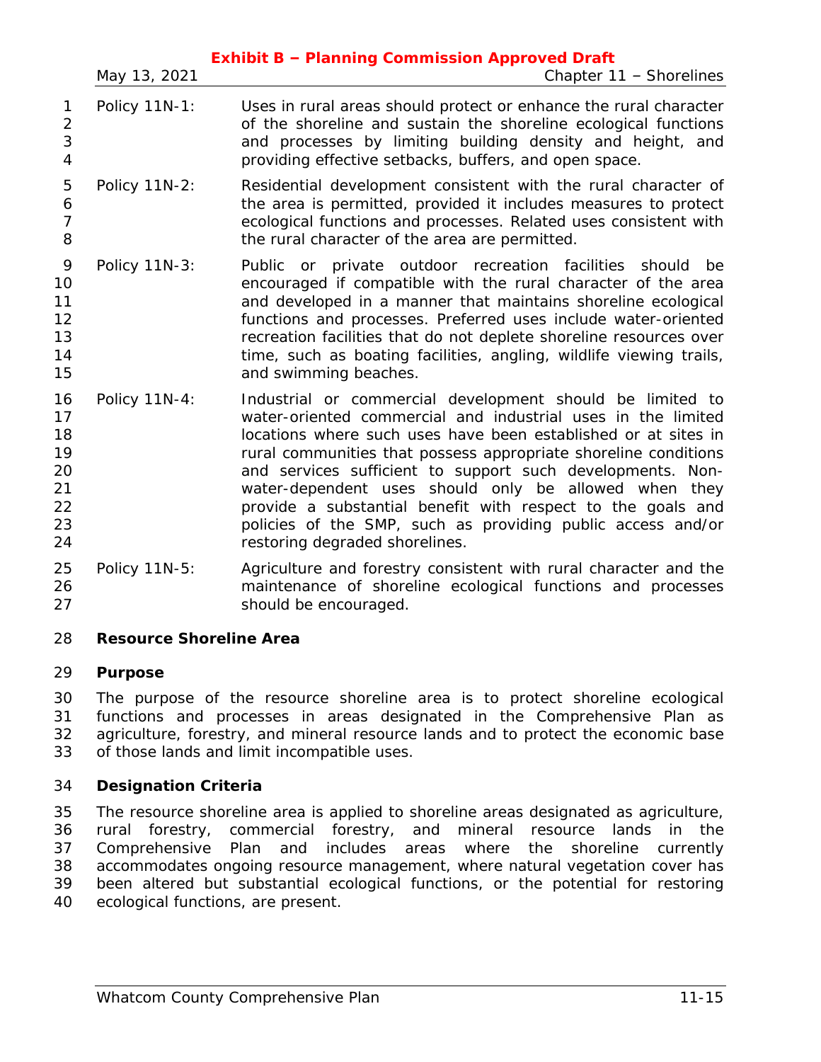Policy 11N-1: Uses in rural areas should protect or enhance the rural character of the shoreline and sustain the shoreline ecological functions and processes by limiting building density and height, and providing effective setbacks, buffers, and open space.

Policy 11N-2: Residential development consistent with the rural character of the area is permitted, provided it includes measures to protect ecological functions and processes. Related uses consistent with the rural character of the area are permitted.

Policy 11N-3: Public or private outdoor recreation facilities should be encouraged if compatible with the rural character of the area and developed in a manner that maintains shoreline ecological functions and processes. Preferred uses include water-oriented recreation facilities that do not deplete shoreline resources over time, such as boating facilities, angling, wildlife viewing trails, and swimming beaches.

Policy 11N-4: Industrial or commercial development should be limited to water-oriented commercial and industrial uses in the limited locations where such uses have been established or at sites in rural communities that possess appropriate shoreline conditions and services sufficient to support such developments. Non-water-dependent uses should only be allowed when they provide a substantial benefit with respect to the goals and policies of the SMP, such as providing public access and/or restoring degraded shorelines.

Policy 11N-5: Agriculture and forestry consistent with rural character and the maintenance of shoreline ecological functions and processes should be encouraged.

**Resource Shoreline Area**

**Purpose**

The purpose of the resource shoreline area is to protect shoreline ecological functions and processes in areas designated in the Comprehensive Plan as agriculture, forestry, and mineral resource lands and to protect the economic base of those lands and limit incompatible uses.

**Designation Criteria**

The resource shoreline area is applied to shoreline areas designated as agriculture, rural forestry, commercial forestry, and mineral resource lands in the Comprehensive Plan and includes areas where the shoreline currently accommodates ongoing resource management, where natural vegetation cover has been altered but substantial ecological functions, or the potential for restoring ecological functions, are present.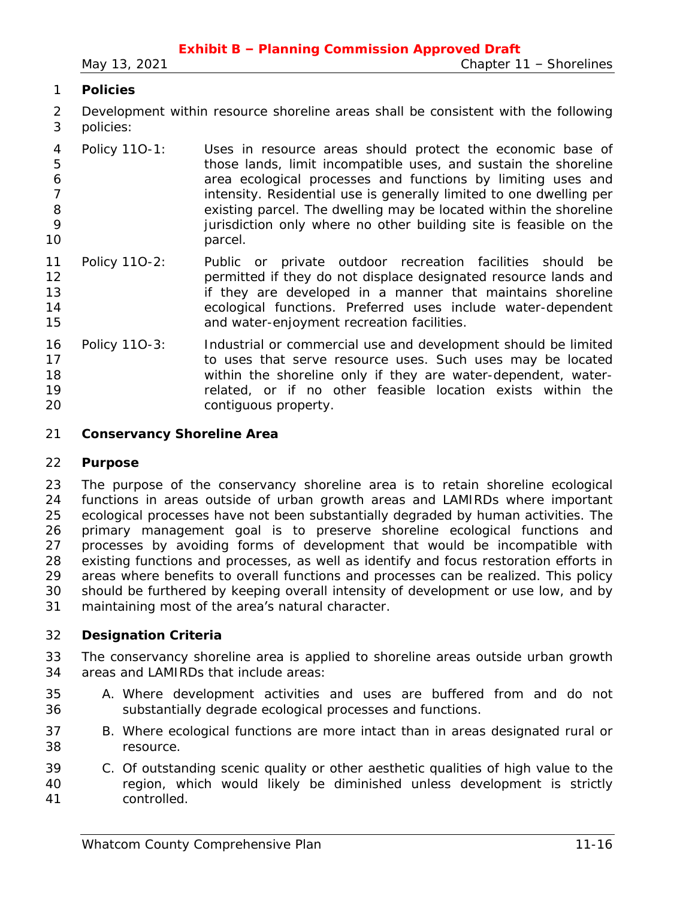**Policies**

Development within resource shoreline areas shall be consistent with the following policies:

Policy 11O-1: Uses in resource areas should protect the economic base of those lands, limit incompatible uses, and sustain the shoreline area ecological processes and functions by limiting uses and intensity. Residential use is generally limited to one dwelling per existing parcel. The dwelling may be located within the shoreline jurisdiction only where no other building site is feasible on the parcel.

Policy 11O-2: Public or private outdoor recreation facilities should be permitted if they do not displace designated resource lands and if they are developed in a manner that maintains shoreline ecological functions. Preferred uses include water-dependent and water-enjoyment recreation facilities.

Policy 11O-3: Industrial or commercial use and development should be limited to uses that serve resource uses. Such uses may be located within the shoreline only if they are water-dependent, water-related, or if no other feasible location exists within the contiguous property.

**Conservancy Shoreline Area**

**Purpose**

The purpose of the conservancy shoreline area is to retain shoreline ecological functions in areas outside of urban growth areas and LAMIRDs where important ecological processes have not been substantially degraded by human activities. The primary management goal is to preserve shoreline ecological functions and processes by avoiding forms of development that would be incompatible with existing functions and processes, as well as identify and focus restoration efforts in areas where benefits to overall functions and processes can be realized. This policy should be furthered by keeping overall intensity of development or use low, and by maintaining most of the area's natural character.

**Designation Criteria**

The conservancy shoreline area is applied to shoreline areas outside urban growth areas and LAMIRDs that include areas:

A. Where development activities and uses are buffered from and do not substantially degrade ecological processes and functions.

B. Where ecological functions are more intact than in areas designated rural or resource.

C. Of outstanding scenic quality or other aesthetic qualities of high value to the region, which would likely be diminished unless development is strictly controlled.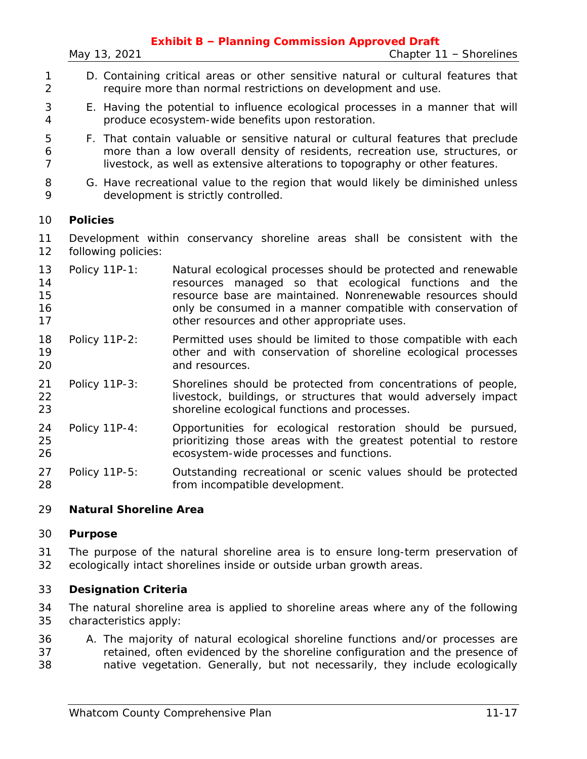D. Containing critical areas or other sensitive natural or cultural features that require more than normal restrictions on development and use.

E. Having the potential to influence ecological processes in a manner that will produce ecosystem-wide benefits upon restoration.

F. That contain valuable or sensitive natural or cultural features that preclude more than a low overall density of residents, recreation use, structures, or livestock, as well as extensive alterations to topography or other features.

G. Have recreational value to the region that would likely be diminished unless development is strictly controlled.

**Policies**

Development within conservancy shoreline areas shall be consistent with the following policies:

Policy 11P-1: Natural ecological processes should be protected and renewable resources managed so that ecological functions and the resource base are maintained. Nonrenewable resources should only be consumed in a manner compatible with conservation of other resources and other appropriate uses.

Policy 11P-2: Permitted uses should be limited to those compatible with each other and with conservation of shoreline ecological processes and resources.

Policy 11P-3: Shorelines should be protected from concentrations of people, livestock, buildings, or structures that would adversely impact shoreline ecological functions and processes.

Policy 11P-4: Opportunities for ecological restoration should be pursued, prioritizing those areas with the greatest potential to restore ecosystem-wide processes and functions.

Policy 11P-5: Outstanding recreational or scenic values should be protected from incompatible development.

**Natural Shoreline Area**

**Purpose**

The purpose of the natural shoreline area is to ensure long-term preservation of ecologically intact shorelines inside or outside urban growth areas.

**Designation Criteria**

The natural shoreline area is applied to shoreline areas where any of the following characteristics apply:

A. The majority of natural ecological shoreline functions and/or processes are retained, often evidenced by the shoreline configuration and the presence of native vegetation. Generally, but not necessarily, they include ecologically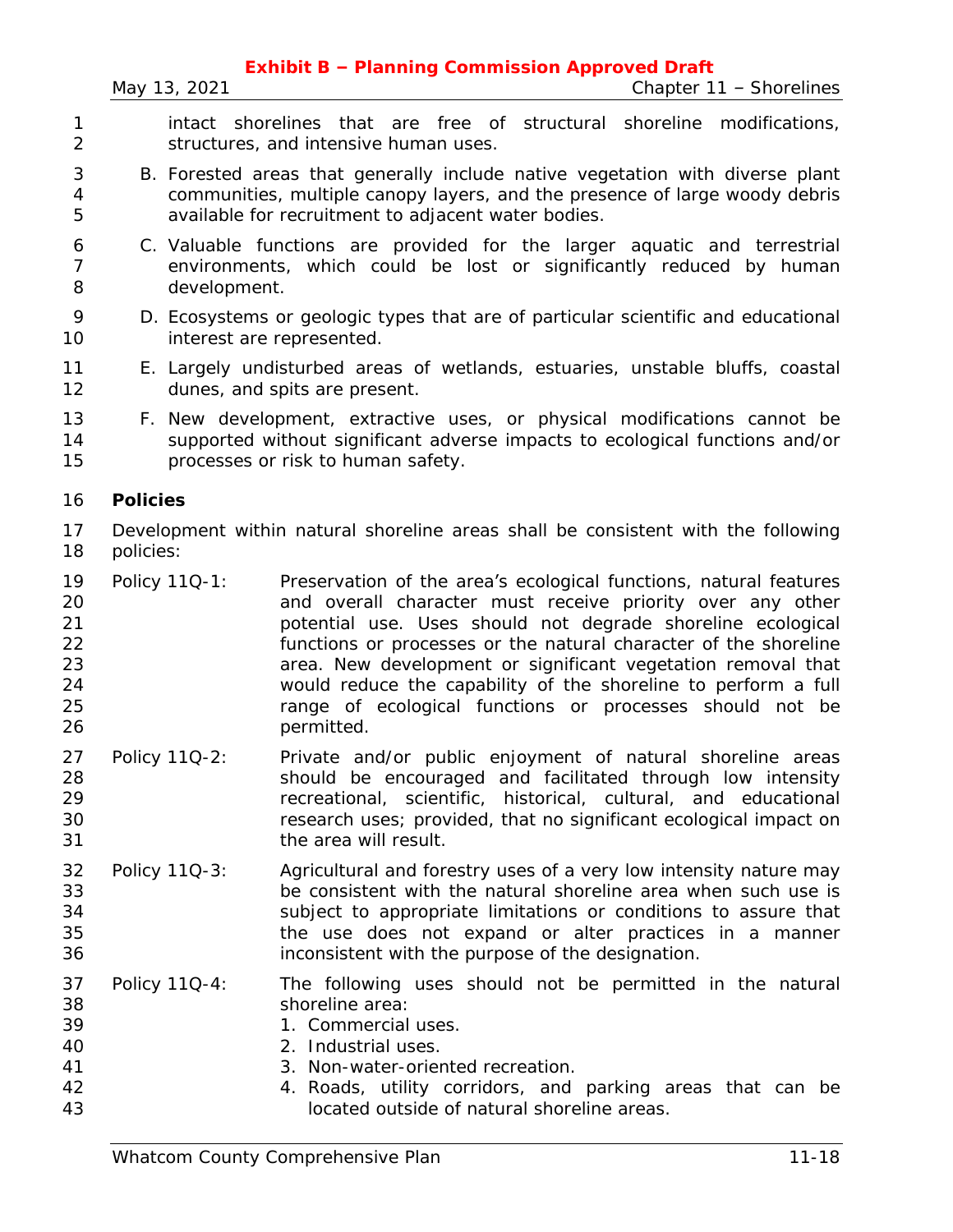intact shorelines that are free of structural shoreline modifications, structures, and intensive human uses.

B. Forested areas that generally include native vegetation with diverse plant communities, multiple canopy layers, and the presence of large woody debris available for recruitment to adjacent water bodies.

C. Valuable functions are provided for the larger aquatic and terrestrial environments, which could be lost or significantly reduced by human development.

D. Ecosystems or geologic types that are of particular scientific and educational interest are represented.

E. Largely undisturbed areas of wetlands, estuaries, unstable bluffs, coastal dunes, and spits are present.

F. New development, extractive uses, or physical modifications cannot be supported without significant adverse impacts to ecological functions and/or processes or risk to human safety.

**Policies**

Development within natural shoreline areas shall be consistent with the following policies:

Policy 11Q-1: Preservation of the area's ecological functions, natural features and overall character must receive priority over any other potential use. Uses should not degrade shoreline ecological functions or processes or the natural character of the shoreline area. New development or significant vegetation removal that would reduce the capability of the shoreline to perform a full range of ecological functions or processes should not be permitted.

Policy 11Q-2: Private and/or public enjoyment of natural shoreline areas should be encouraged and facilitated through low intensity recreational, scientific, historical, cultural, and educational research uses; provided, that no significant ecological impact on the area will result.

Policy 11Q-3: Agricultural and forestry uses of a very low intensity nature may be consistent with the natural shoreline area when such use is subject to appropriate limitations or conditions to assure that the use does not expand or alter practices in a manner inconsistent with the purpose of the designation.

Policy 11Q-4: The following uses should not be permitted in the natural shoreline area:

1. Commercial uses.
2. Industrial uses.
3. Non-water-oriented recreation.
4. Roads, utility corridors, and parking areas that can be located outside of natural shoreline areas.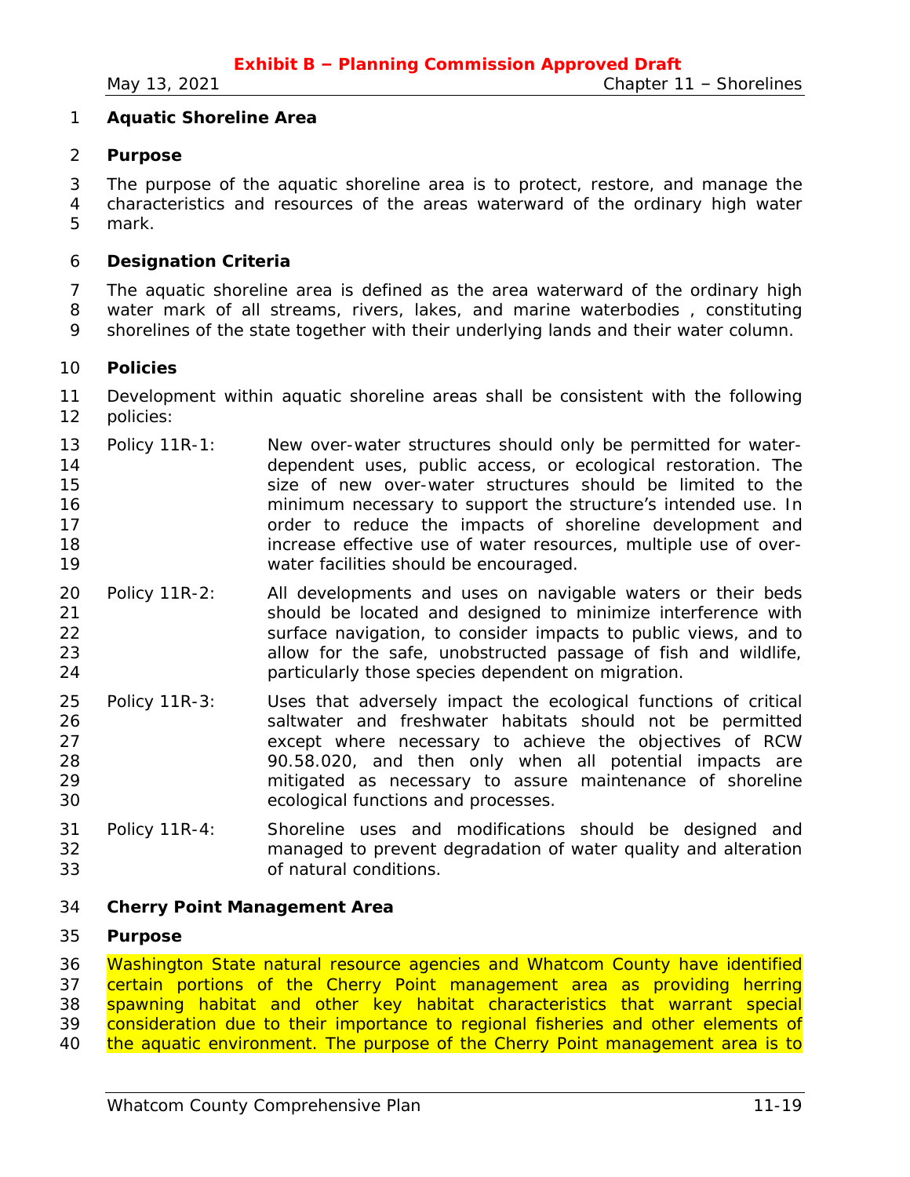### Aquatic Shoreline Area

#### Purpose

The purpose of the aquatic shoreline area is to protect, restore, and manage the characteristics and resources of the areas waterward of the ordinary high water mark.

#### Designation Criteria

The aquatic shoreline area is defined as the area waterward of the ordinary high water mark of all streams, rivers, lakes, and marine waterbodies , constituting shorelines of the state together with their underlying lands and their water column.

#### Policies

Development within aquatic shoreline areas shall be consistent with the following policies:

Policy 11R-1: New over-water structures should only be permitted for water-dependent uses, public access, or ecological restoration. The size of new over-water structures should be limited to the minimum necessary to support the structure's intended use. In order to reduce the impacts of shoreline development and increase effective use of water resources, multiple use of over-water facilities should be encouraged.

Policy 11R-2: All developments and uses on navigable waters or their beds should be located and designed to minimize interference with surface navigation, to consider impacts to public views, and to allow for the safe, unobstructed passage of fish and wildlife, particularly those species dependent on migration.

Policy 11R-3: Uses that adversely impact the ecological functions of critical saltwater and freshwater habitats should not be permitted except where necessary to achieve the objectives of RCW 90.58.020, and then only when all potential impacts are mitigated as necessary to assure maintenance of shoreline ecological functions and processes.

Policy 11R-4: Shoreline uses and modifications should be designed and managed to prevent degradation of water quality and alteration of natural conditions.

### Cherry Point Management Area

#### Purpose

Washington State natural resource agencies and Whatcom County have identified certain portions of the Cherry Point management area as providing herring spawning habitat and other key habitat characteristics that warrant special consideration due to their importance to regional fisheries and other elements of the aquatic environment. The purpose of the Cherry Point management area is to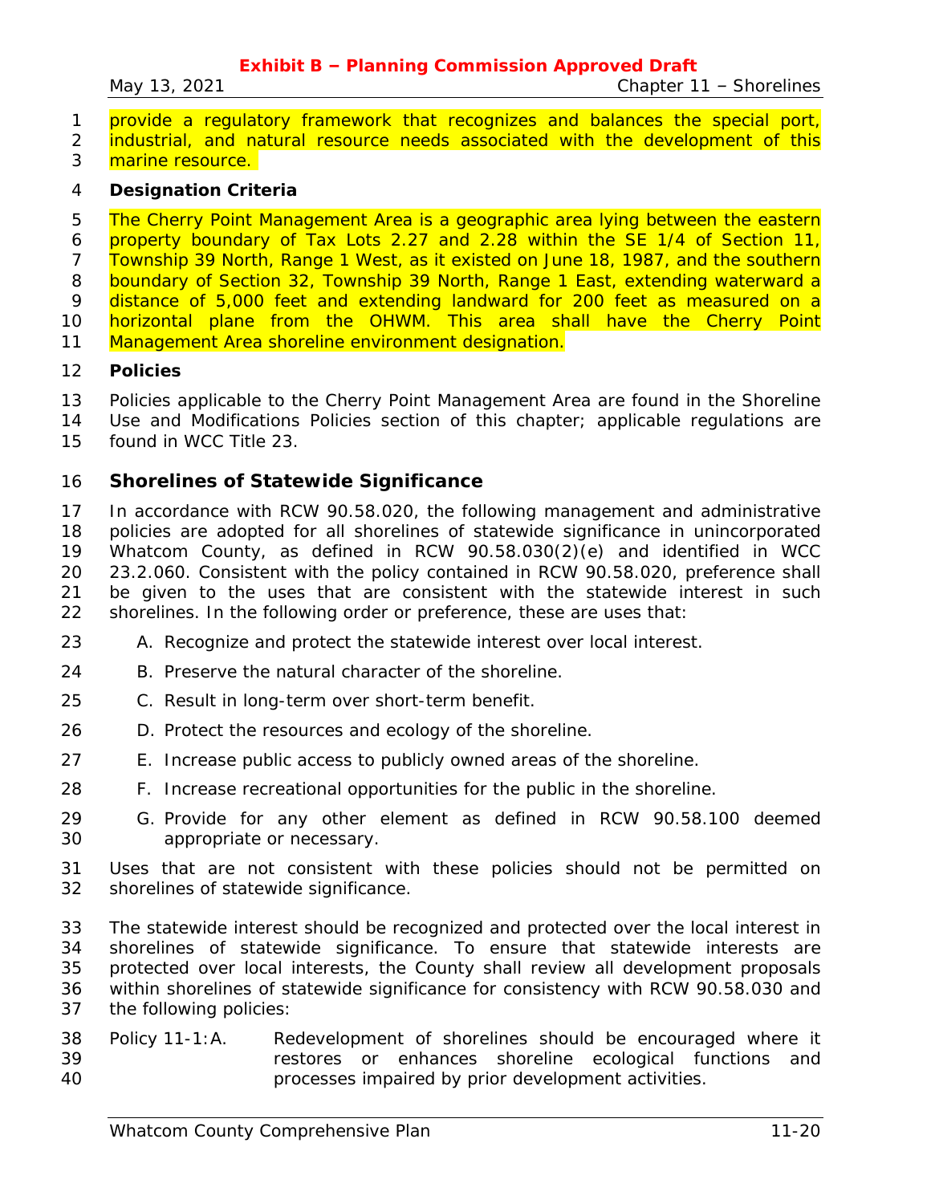provide a regulatory framework that recognizes and balances the special port, industrial, and natural resource needs associated with the development of this marine resource.

**Designation Criteria**

The Cherry Point Management Area is a geographic area lying between the eastern property boundary of Tax Lots 2.27 and 2.28 within the SE 1/4 of Section 11, Township 39 North, Range 1 West, as it existed on June 18, 1987, and the southern boundary of Section 32, Township 39 North, Range 1 East, extending waterward a distance of 5,000 feet and extending landward for 200 feet as measured on a horizontal plane from the OHWM. This area shall have the Cherry Point Management Area shoreline environment designation.

**Policies**

Policies applicable to the Cherry Point Management Area are found in the Shoreline Use and Modifications Policies section of this chapter; applicable regulations are found in WCC Title 23.

## Shorelines of Statewide Significance

In accordance with RCW 90.58.020, the following management and administrative policies are adopted for all shorelines of statewide significance in unincorporated Whatcom County, as defined in RCW 90.58.030(2)(e) and identified in WCC 23.2.060. Consistent with the policy contained in RCW 90.58.020, preference shall be given to the uses that are consistent with the statewide interest in such shorelines. In the following order or preference, these are uses that:

A. Recognize and protect the statewide interest over local interest.

B. Preserve the natural character of the shoreline.

C. Result in long-term over short-term benefit.

D. Protect the resources and ecology of the shoreline.

E. Increase public access to publicly owned areas of the shoreline.

F. Increase recreational opportunities for the public in the shoreline.

G. Provide for any other element as defined in RCW 90.58.100 deemed appropriate or necessary.

Uses that are not consistent with these policies should not be permitted on shorelines of statewide significance.

The statewide interest should be recognized and protected over the local interest in shorelines of statewide significance. To ensure that statewide interests are protected over local interests, the County shall review all development proposals within shorelines of statewide significance for consistency with RCW 90.58.030 and the following policies:

Policy 11-1:A. Redevelopment of shorelines should be encouraged where it restores or enhances shoreline ecological functions and processes impaired by prior development activities.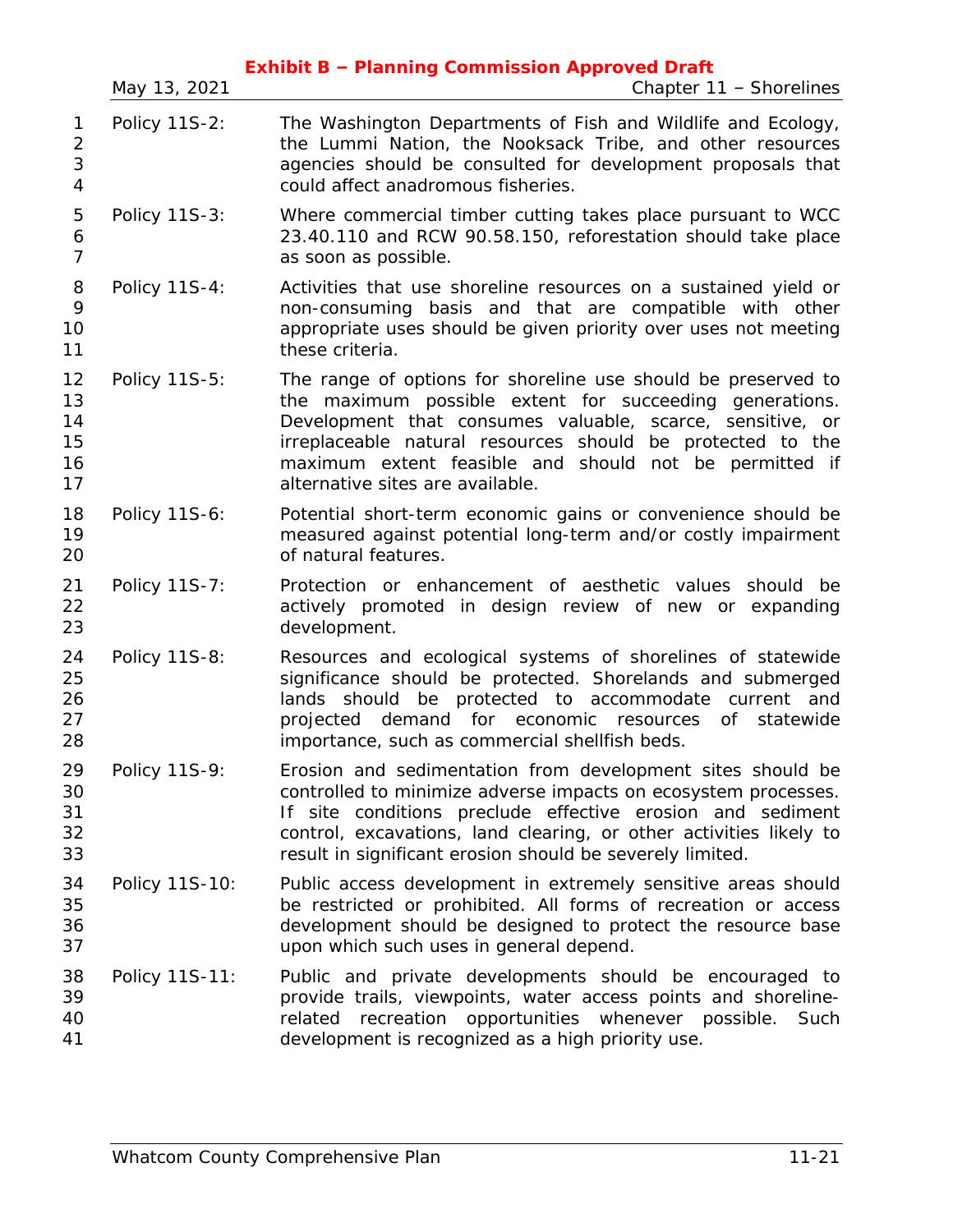Policy 11S-2: The Washington Departments of Fish and Wildlife and Ecology, the Lummi Nation, the Nooksack Tribe, and other resources agencies should be consulted for development proposals that could affect anadromous fisheries.

Policy 11S-3: Where commercial timber cutting takes place pursuant to WCC 23.40.110 and RCW 90.58.150, reforestation should take place as soon as possible.

Policy 11S-4: Activities that use shoreline resources on a sustained yield or non-consuming basis and that are compatible with other appropriate uses should be given priority over uses not meeting these criteria.

Policy 11S-5: The range of options for shoreline use should be preserved to the maximum possible extent for succeeding generations. Development that consumes valuable, scarce, sensitive, or irreplaceable natural resources should be protected to the maximum extent feasible and should not be permitted if alternative sites are available.

Policy 11S-6: Potential short-term economic gains or convenience should be measured against potential long-term and/or costly impairment of natural features.

Policy 11S-7: Protection or enhancement of aesthetic values should be actively promoted in design review of new or expanding development.

Policy 11S-8: Resources and ecological systems of shorelines of statewide significance should be protected. Shorelands and submerged lands should be protected to accommodate current and projected demand for economic resources of statewide importance, such as commercial shellfish beds.

Policy 11S-9: Erosion and sedimentation from development sites should be controlled to minimize adverse impacts on ecosystem processes. If site conditions preclude effective erosion and sediment control, excavations, land clearing, or other activities likely to result in significant erosion should be severely limited.

Policy 11S-10: Public access development in extremely sensitive areas should be restricted or prohibited. All forms of recreation or access development should be designed to protect the resource base upon which such uses in general depend.

Policy 11S-11: Public and private developments should be encouraged to provide trails, viewpoints, water access points and shoreline-related recreation opportunities whenever possible. Such development is recognized as a high priority use.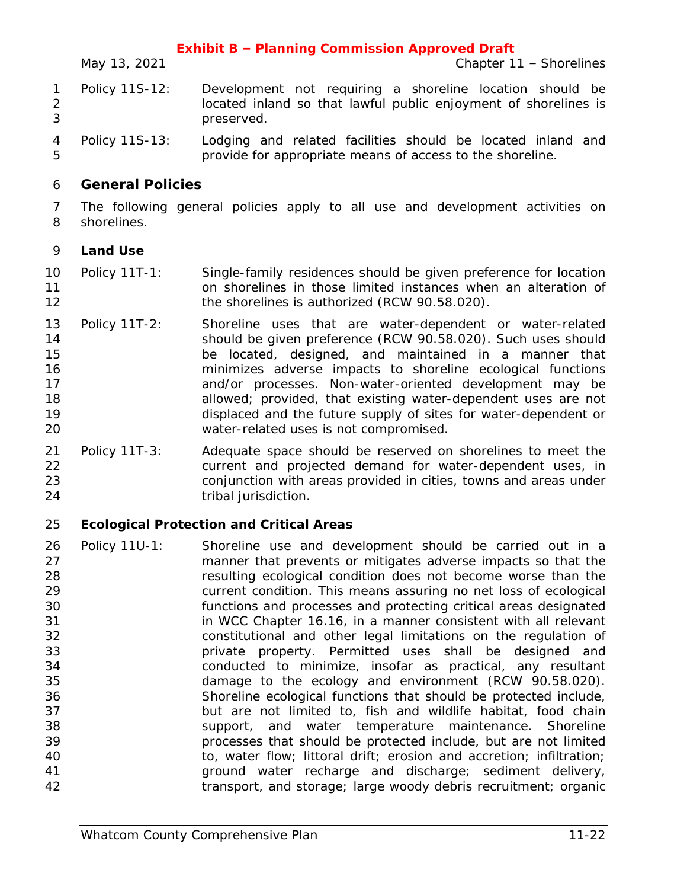Policy 11S-12: Development not requiring a shoreline location should be located inland so that lawful public enjoyment of shorelines is preserved.

Policy 11S-13: Lodging and related facilities should be located inland and provide for appropriate means of access to the shoreline.

## General Policies

The following general policies apply to all use and development activities on shorelines.

### Land Use

Policy 11T-1: Single-family residences should be given preference for location on shorelines in those limited instances when an alteration of the shorelines is authorized (RCW 90.58.020).

Policy 11T-2: Shoreline uses that are water-dependent or water-related should be given preference (RCW 90.58.020). Such uses should be located, designed, and maintained in a manner that minimizes adverse impacts to shoreline ecological functions and/or processes. Non-water-oriented development may be allowed; provided, that existing water-dependent uses are not displaced and the future supply of sites for water-dependent or water-related uses is not compromised.

Policy 11T-3: Adequate space should be reserved on shorelines to meet the current and projected demand for water-dependent uses, in conjunction with areas provided in cities, towns and areas under tribal jurisdiction.

### Ecological Protection and Critical Areas

Policy 11U-1: Shoreline use and development should be carried out in a manner that prevents or mitigates adverse impacts so that the resulting ecological condition does not become worse than the current condition. This means assuring no net loss of ecological functions and processes and protecting critical areas designated in WCC Chapter 16.16, in a manner consistent with all relevant constitutional and other legal limitations on the regulation of private property. Permitted uses shall be designed and conducted to minimize, insofar as practical, any resultant damage to the ecology and environment (RCW 90.58.020). Shoreline ecological functions that should be protected include, but are not limited to, fish and wildlife habitat, food chain support, and water temperature maintenance. Shoreline processes that should be protected include, but are not limited to, water flow; littoral drift; erosion and accretion; infiltration; ground water recharge and discharge; sediment delivery, transport, and storage; large woody debris recruitment; organic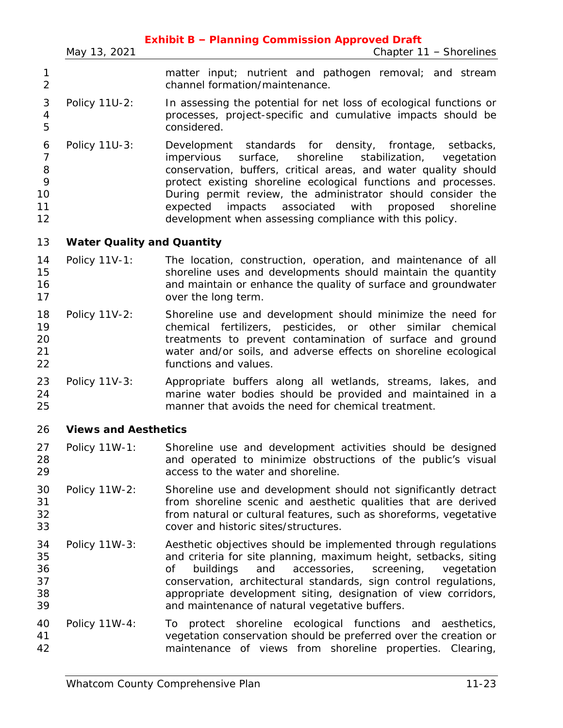matter input; nutrient and pathogen removal; and stream channel formation/maintenance.

Policy 11U-2: In assessing the potential for net loss of ecological functions or processes, project-specific and cumulative impacts should be considered.

Policy 11U-3: Development standards for density, frontage, setbacks, impervious surface, shoreline stabilization, vegetation conservation, buffers, critical areas, and water quality should protect existing shoreline ecological functions and processes. During permit review, the administrator should consider the expected impacts associated with proposed shoreline development when assessing compliance with this policy.

**Water Quality and Quantity**

Policy 11V-1: The location, construction, operation, and maintenance of all shoreline uses and developments should maintain the quantity and maintain or enhance the quality of surface and groundwater over the long term.

Policy 11V-2: Shoreline use and development should minimize the need for chemical fertilizers, pesticides, or other similar chemical treatments to prevent contamination of surface and ground water and/or soils, and adverse effects on shoreline ecological functions and values.

Policy 11V-3: Appropriate buffers along all wetlands, streams, lakes, and marine water bodies should be provided and maintained in a manner that avoids the need for chemical treatment.

**Views and Aesthetics**

Policy 11W-1: Shoreline use and development activities should be designed and operated to minimize obstructions of the public's visual access to the water and shoreline.

Policy 11W-2: Shoreline use and development should not significantly detract from shoreline scenic and aesthetic qualities that are derived from natural or cultural features, such as shoreforms, vegetative cover and historic sites/structures.

Policy 11W-3: Aesthetic objectives should be implemented through regulations and criteria for site planning, maximum height, setbacks, siting of buildings and accessories, screening, vegetation conservation, architectural standards, sign control regulations, appropriate development siting, designation of view corridors, and maintenance of natural vegetative buffers.

Policy 11W-4: To protect shoreline ecological functions and aesthetics, vegetation conservation should be preferred over the creation or maintenance of views from shoreline properties. Clearing,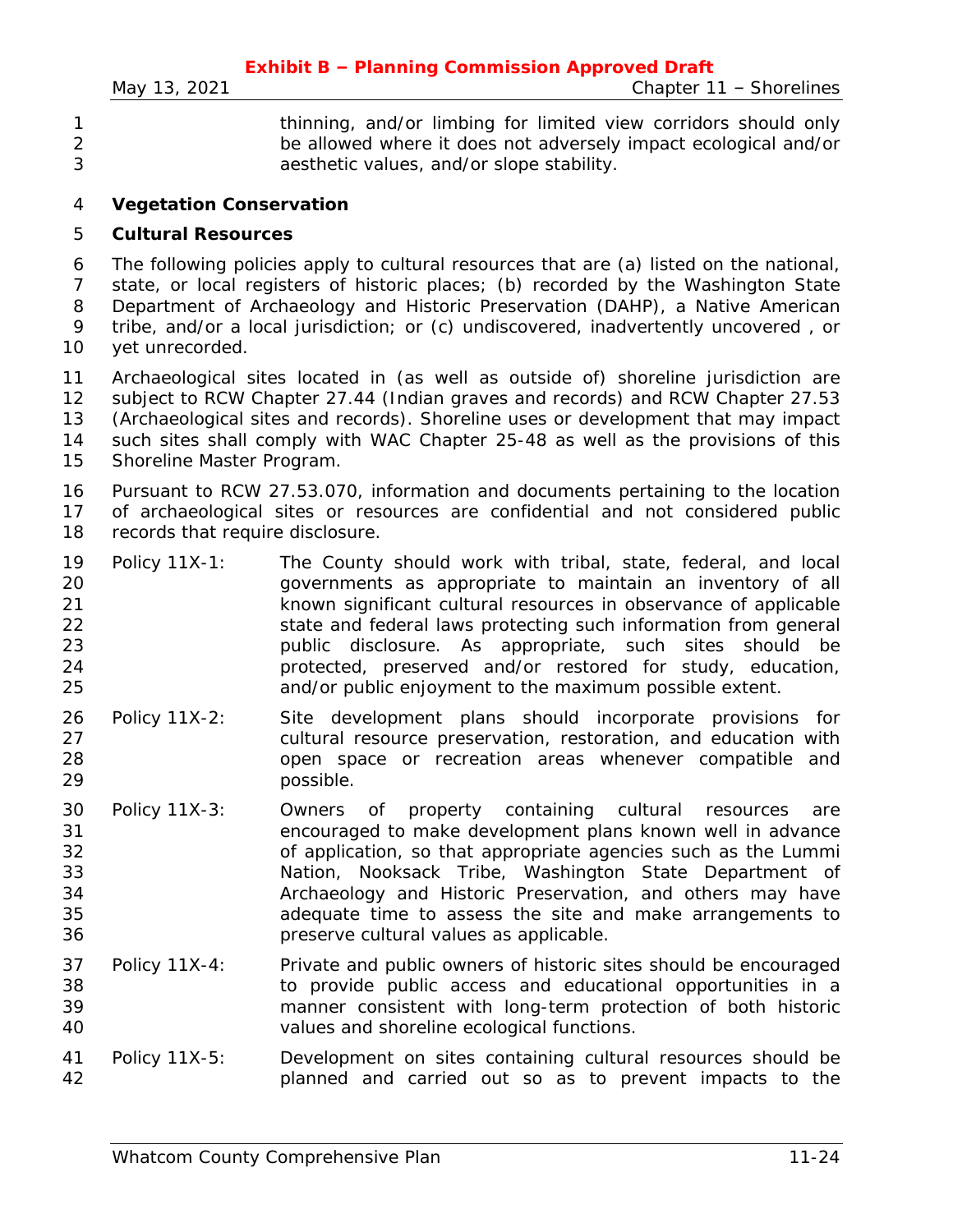thinning, and/or limbing for limited view corridors should only be allowed where it does not adversely impact ecological and/or aesthetic values, and/or slope stability.

**Vegetation Conservation**

**Cultural Resources**

The following policies apply to cultural resources that are (a) listed on the national, state, or local registers of historic places; (b) recorded by the Washington State Department of Archaeology and Historic Preservation (DAHP), a Native American tribe, and/or a local jurisdiction; or (c) undiscovered, inadvertently uncovered , or yet unrecorded.

Archaeological sites located in (as well as outside of) shoreline jurisdiction are subject to RCW Chapter 27.44 (Indian graves and records) and RCW Chapter 27.53 (Archaeological sites and records). Shoreline uses or development that may impact such sites shall comply with WAC Chapter 25-48 as well as the provisions of this Shoreline Master Program.

Pursuant to RCW 27.53.070, information and documents pertaining to the location of archaeological sites or resources are confidential and not considered public records that require disclosure.

Policy 11X-1: The County should work with tribal, state, federal, and local governments as appropriate to maintain an inventory of all known significant cultural resources in observance of applicable state and federal laws protecting such information from general public disclosure. As appropriate, such sites should be protected, preserved and/or restored for study, education, and/or public enjoyment to the maximum possible extent.

Policy 11X-2: Site development plans should incorporate provisions for cultural resource preservation, restoration, and education with open space or recreation areas whenever compatible and possible.

Policy 11X-3: Owners of property containing cultural resources are encouraged to make development plans known well in advance of application, so that appropriate agencies such as the Lummi Nation, Nooksack Tribe, Washington State Department of Archaeology and Historic Preservation, and others may have adequate time to assess the site and make arrangements to preserve cultural values as applicable.

Policy 11X-4: Private and public owners of historic sites should be encouraged to provide public access and educational opportunities in a manner consistent with long-term protection of both historic values and shoreline ecological functions.

Policy 11X-5: Development on sites containing cultural resources should be planned and carried out so as to prevent impacts to the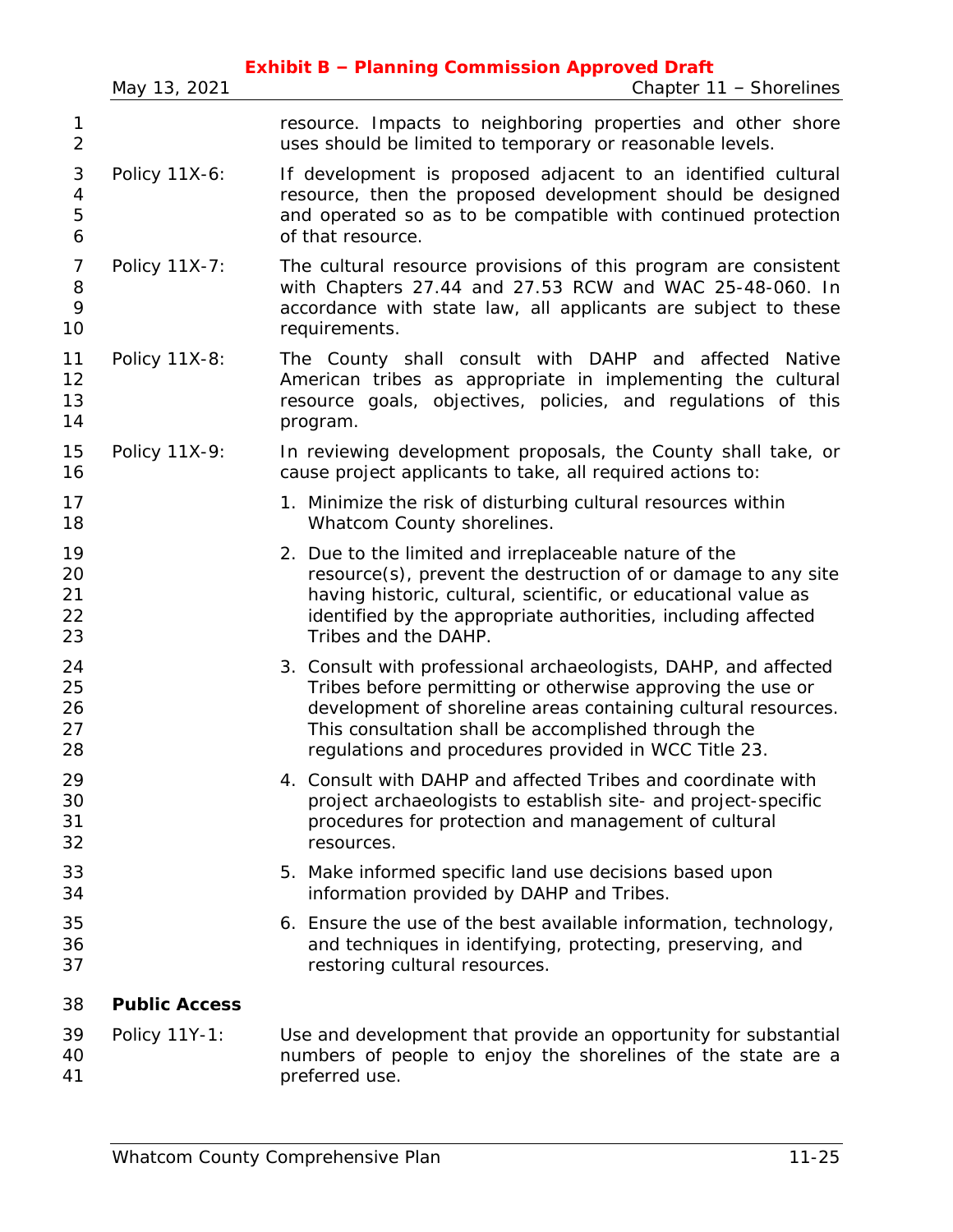resource. Impacts to neighboring properties and other shore uses should be limited to temporary or reasonable levels.

Policy 11X-6: If development is proposed adjacent to an identified cultural resource, then the proposed development should be designed and operated so as to be compatible with continued protection of that resource.

Policy 11X-7: The cultural resource provisions of this program are consistent with Chapters 27.44 and 27.53 RCW and WAC 25-48-060. In accordance with state law, all applicants are subject to these requirements.

Policy 11X-8: The County shall consult with DAHP and affected Native American tribes as appropriate in implementing the cultural resource goals, objectives, policies, and regulations of this program.

Policy 11X-9: In reviewing development proposals, the County shall take, or cause project applicants to take, all required actions to:

1. Minimize the risk of disturbing cultural resources within Whatcom County shorelines.
2. Due to the limited and irreplaceable nature of the resource(s), prevent the destruction of or damage to any site having historic, cultural, scientific, or educational value as identified by the appropriate authorities, including affected Tribes and the DAHP.
3. Consult with professional archaeologists, DAHP, and affected Tribes before permitting or otherwise approving the use or development of shoreline areas containing cultural resources. This consultation shall be accomplished through the regulations and procedures provided in WCC Title 23.
4. Consult with DAHP and affected Tribes and coordinate with project archaeologists to establish site- and project-specific procedures for protection and management of cultural resources.
5. Make informed specific land use decisions based upon information provided by DAHP and Tribes.
6. Ensure the use of the best available information, technology, and techniques in identifying, protecting, preserving, and restoring cultural resources.

**Public Access**

Policy 11Y-1: Use and development that provide an opportunity for substantial numbers of people to enjoy the shorelines of the state are a preferred use.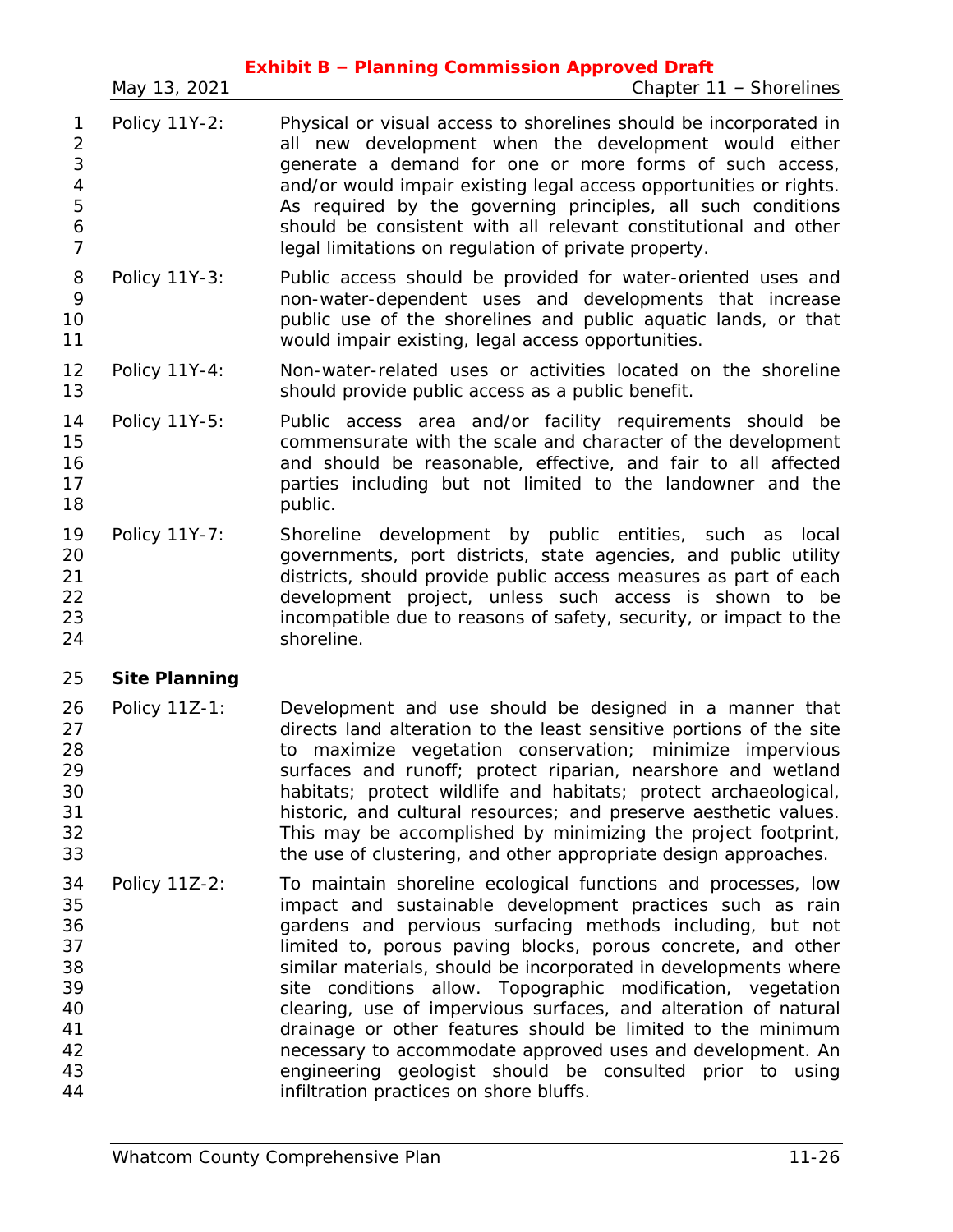Policy 11Y-2: Physical or visual access to shorelines should be incorporated in all new development when the development would either generate a demand for one or more forms of such access, and/or would impair existing legal access opportunities or rights. As required by the governing principles, all such conditions should be consistent with all relevant constitutional and other legal limitations on regulation of private property.

Policy 11Y-3: Public access should be provided for water-oriented uses and non-water-dependent uses and developments that increase public use of the shorelines and public aquatic lands, or that would impair existing, legal access opportunities.

Policy 11Y-4: Non-water-related uses or activities located on the shoreline should provide public access as a public benefit.

Policy 11Y-5: Public access area and/or facility requirements should be commensurate with the scale and character of the development and should be reasonable, effective, and fair to all affected parties including but not limited to the landowner and the public.

Policy 11Y-7: Shoreline development by public entities, such as local governments, port districts, state agencies, and public utility districts, should provide public access measures as part of each development project, unless such access is shown to be incompatible due to reasons of safety, security, or impact to the shoreline.

**Site Planning**

Policy 11Z-1: Development and use should be designed in a manner that directs land alteration to the least sensitive portions of the site to maximize vegetation conservation; minimize impervious surfaces and runoff; protect riparian, nearshore and wetland habitats; protect wildlife and habitats; protect archaeological, historic, and cultural resources; and preserve aesthetic values. This may be accomplished by minimizing the project footprint, the use of clustering, and other appropriate design approaches.

Policy 11Z-2: To maintain shoreline ecological functions and processes, low impact and sustainable development practices such as rain gardens and pervious surfacing methods including, but not limited to, porous paving blocks, porous concrete, and other similar materials, should be incorporated in developments where site conditions allow. Topographic modification, vegetation clearing, use of impervious surfaces, and alteration of natural drainage or other features should be limited to the minimum necessary to accommodate approved uses and development. An engineering geologist should be consulted prior to using infiltration practices on shore bluffs.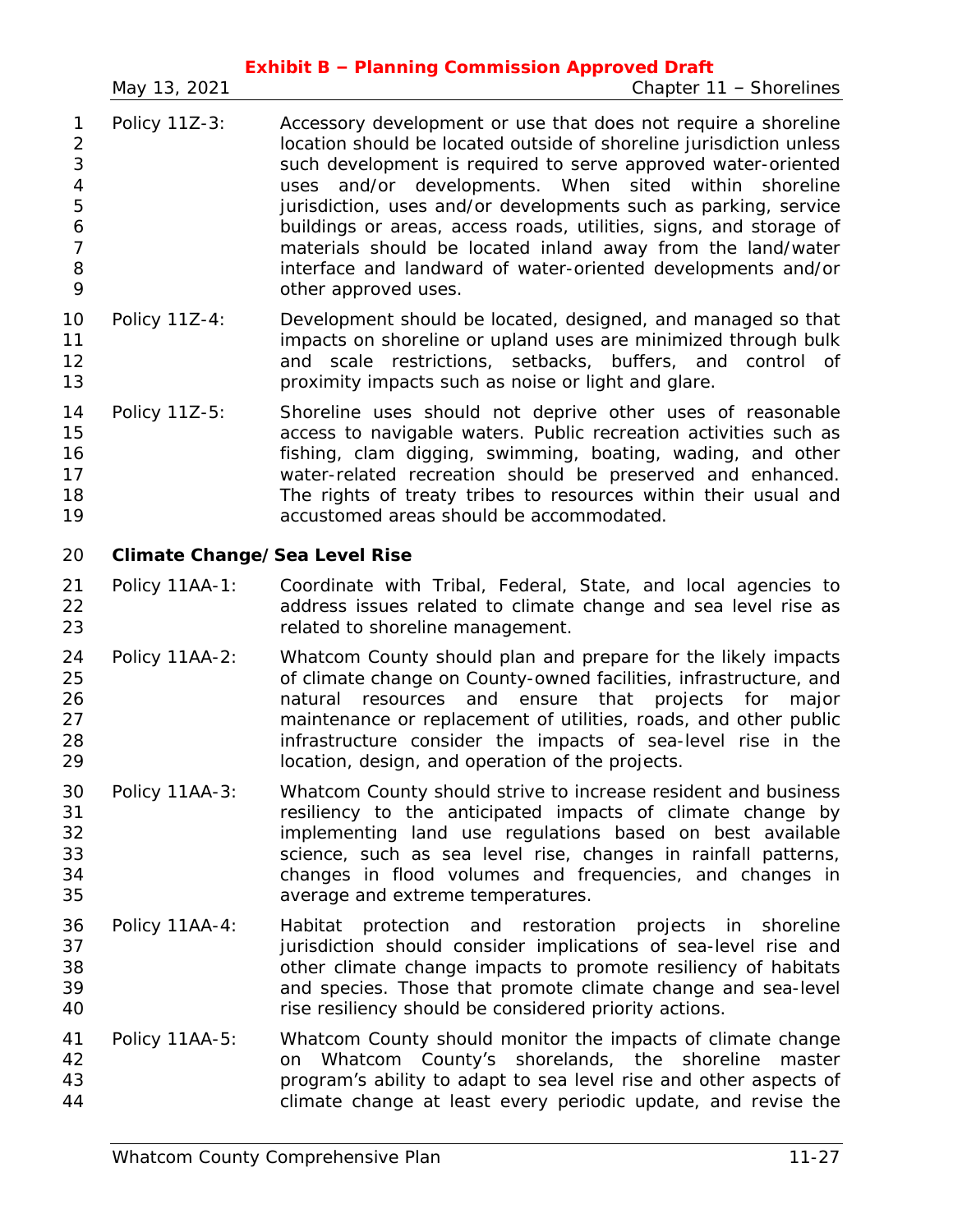Policy 11Z-3: Accessory development or use that does not require a shoreline location should be located outside of shoreline jurisdiction unless such development is required to serve approved water-oriented uses and/or developments. When sited within shoreline jurisdiction, uses and/or developments such as parking, service buildings or areas, access roads, utilities, signs, and storage of materials should be located inland away from the land/water interface and landward of water-oriented developments and/or other approved uses.

Policy 11Z-4: Development should be located, designed, and managed so that impacts on shoreline or upland uses are minimized through bulk and scale restrictions, setbacks, buffers, and control of proximity impacts such as noise or light and glare.

Policy 11Z-5: Shoreline uses should not deprive other uses of reasonable access to navigable waters. Public recreation activities such as fishing, clam digging, swimming, boating, wading, and other water-related recreation should be preserved and enhanced. The rights of treaty tribes to resources within their usual and accustomed areas should be accommodated.

**Climate Change/Sea Level Rise**

Policy 11AA-1: Coordinate with Tribal, Federal, State, and local agencies to address issues related to climate change and sea level rise as related to shoreline management.

Policy 11AA-2: Whatcom County should plan and prepare for the likely impacts of climate change on County-owned facilities, infrastructure, and natural resources and ensure that projects for major maintenance or replacement of utilities, roads, and other public infrastructure consider the impacts of sea-level rise in the location, design, and operation of the projects.

Policy 11AA-3: Whatcom County should strive to increase resident and business resiliency to the anticipated impacts of climate change by implementing land use regulations based on best available science, such as sea level rise, changes in rainfall patterns, changes in flood volumes and frequencies, and changes in average and extreme temperatures.

Policy 11AA-4: Habitat protection and restoration projects in shoreline jurisdiction should consider implications of sea-level rise and other climate change impacts to promote resiliency of habitats and species. Those that promote climate change and sea-level rise resiliency should be considered priority actions.

Policy 11AA-5: Whatcom County should monitor the impacts of climate change on Whatcom County's shorelands, the shoreline master program's ability to adapt to sea level rise and other aspects of climate change at least every periodic update, and revise the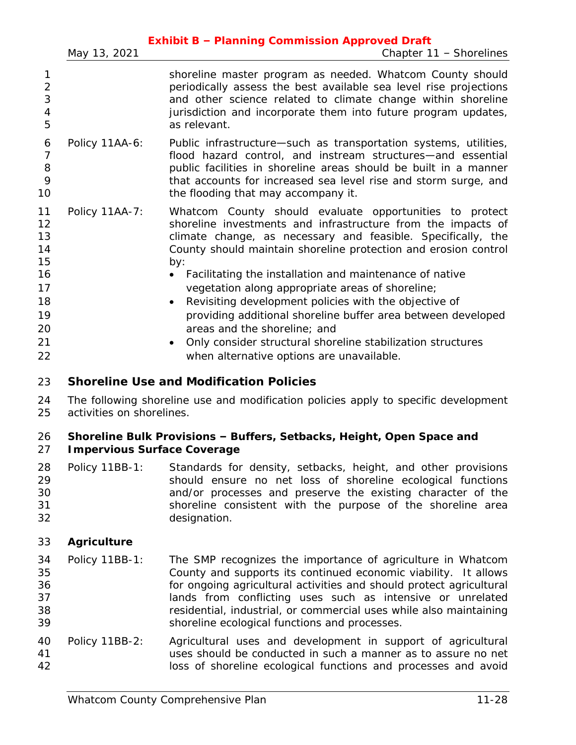shoreline master program as needed. Whatcom County should periodically assess the best available sea level rise projections and other science related to climate change within shoreline jurisdiction and incorporate them into future program updates, as relevant.

Policy 11AA-6: Public infrastructure—such as transportation systems, utilities, flood hazard control, and instream structures—and essential public facilities in shoreline areas should be built in a manner that accounts for increased sea level rise and storm surge, and the flooding that may accompany it.

Policy 11AA-7: Whatcom County should evaluate opportunities to protect shoreline investments and infrastructure from the impacts of climate change, as necessary and feasible. Specifically, the County should maintain shoreline protection and erosion control by:

- Facilitating the installation and maintenance of native vegetation along appropriate areas of shoreline;
- Revisiting development policies with the objective of providing additional shoreline buffer area between developed areas and the shoreline; and
- Only consider structural shoreline stabilization structures when alternative options are unavailable.

## Shoreline Use and Modification Policies

The following shoreline use and modification policies apply to specific development activities on shorelines.

### Shoreline Bulk Provisions – Buffers, Setbacks, Height, Open Space and Impervious Surface Coverage

Policy 11BB-1: Standards for density, setbacks, height, and other provisions should ensure no net loss of shoreline ecological functions and/or processes and preserve the existing character of the shoreline consistent with the purpose of the shoreline area designation.

### Agriculture

Policy 11BB-1: The SMP recognizes the importance of agriculture in Whatcom County and supports its continued economic viability. It allows for ongoing agricultural activities and should protect agricultural lands from conflicting uses such as intensive or unrelated residential, industrial, or commercial uses while also maintaining shoreline ecological functions and processes.

Policy 11BB-2: Agricultural uses and development in support of agricultural uses should be conducted in such a manner as to assure no net loss of shoreline ecological functions and processes and avoid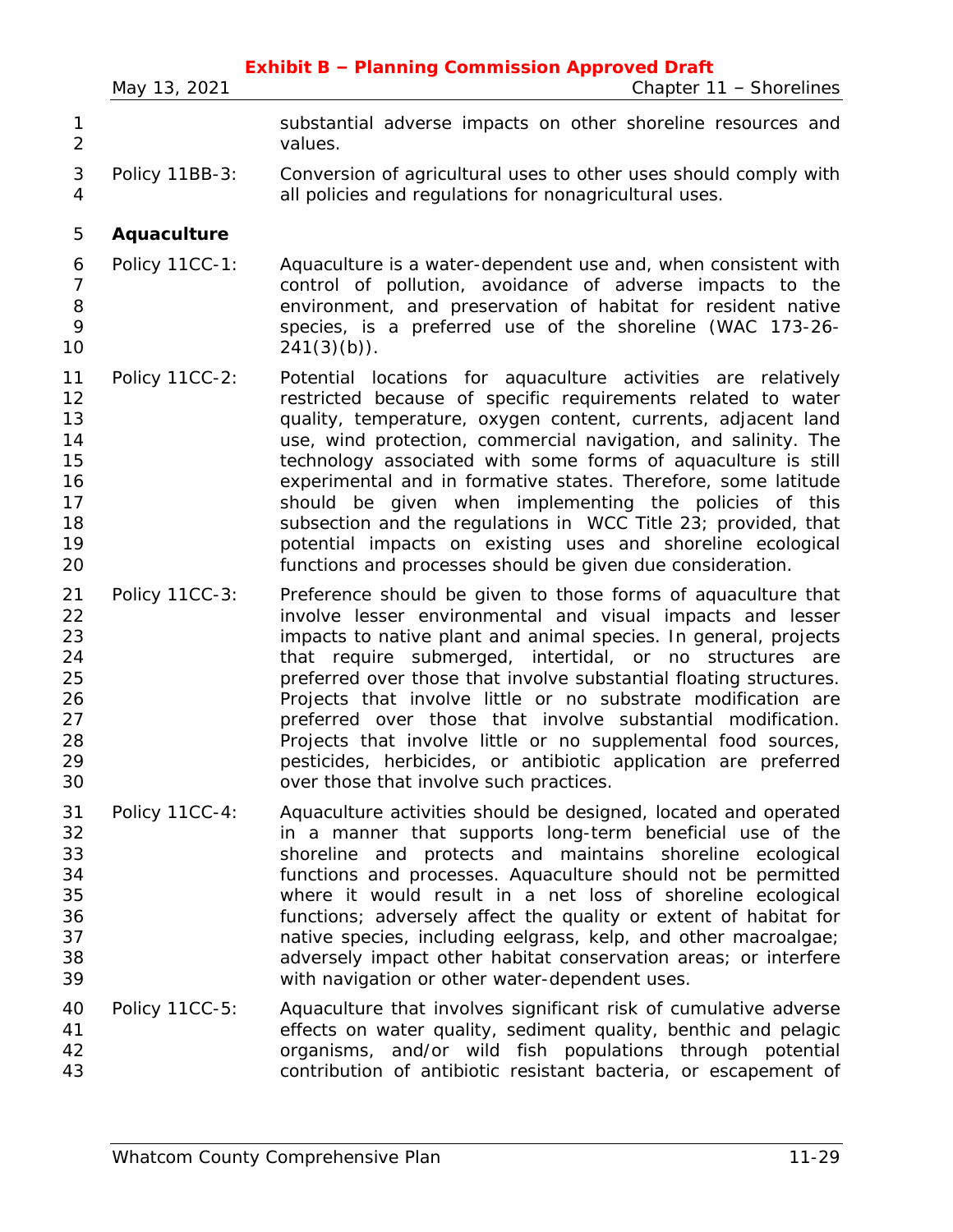substantial adverse impacts on other shoreline resources and values.

Policy 11BB-3: Conversion of agricultural uses to other uses should comply with all policies and regulations for nonagricultural uses.

**Aquaculture**

Policy 11CC-1: Aquaculture is a water-dependent use and, when consistent with control of pollution, avoidance of adverse impacts to the environment, and preservation of habitat for resident native species, is a preferred use of the shoreline (WAC 173-26-241(3)(b)).

Policy 11CC-2: Potential locations for aquaculture activities are relatively restricted because of specific requirements related to water quality, temperature, oxygen content, currents, adjacent land use, wind protection, commercial navigation, and salinity. The technology associated with some forms of aquaculture is still experimental and in formative states. Therefore, some latitude should be given when implementing the policies of this subsection and the regulations in WCC Title 23; provided, that potential impacts on existing uses and shoreline ecological functions and processes should be given due consideration.

Policy 11CC-3: Preference should be given to those forms of aquaculture that involve lesser environmental and visual impacts and lesser impacts to native plant and animal species. In general, projects that require submerged, intertidal, or no structures are preferred over those that involve substantial floating structures. Projects that involve little or no substrate modification are preferred over those that involve substantial modification. Projects that involve little or no supplemental food sources, pesticides, herbicides, or antibiotic application are preferred over those that involve such practices.

Policy 11CC-4: Aquaculture activities should be designed, located and operated in a manner that supports long-term beneficial use of the shoreline and protects and maintains shoreline ecological functions and processes. Aquaculture should not be permitted where it would result in a net loss of shoreline ecological functions; adversely affect the quality or extent of habitat for native species, including eelgrass, kelp, and other macroalgae; adversely impact other habitat conservation areas; or interfere with navigation or other water-dependent uses.

Policy 11CC-5: Aquaculture that involves significant risk of cumulative adverse effects on water quality, sediment quality, benthic and pelagic organisms, and/or wild fish populations through potential contribution of antibiotic resistant bacteria, or escapement of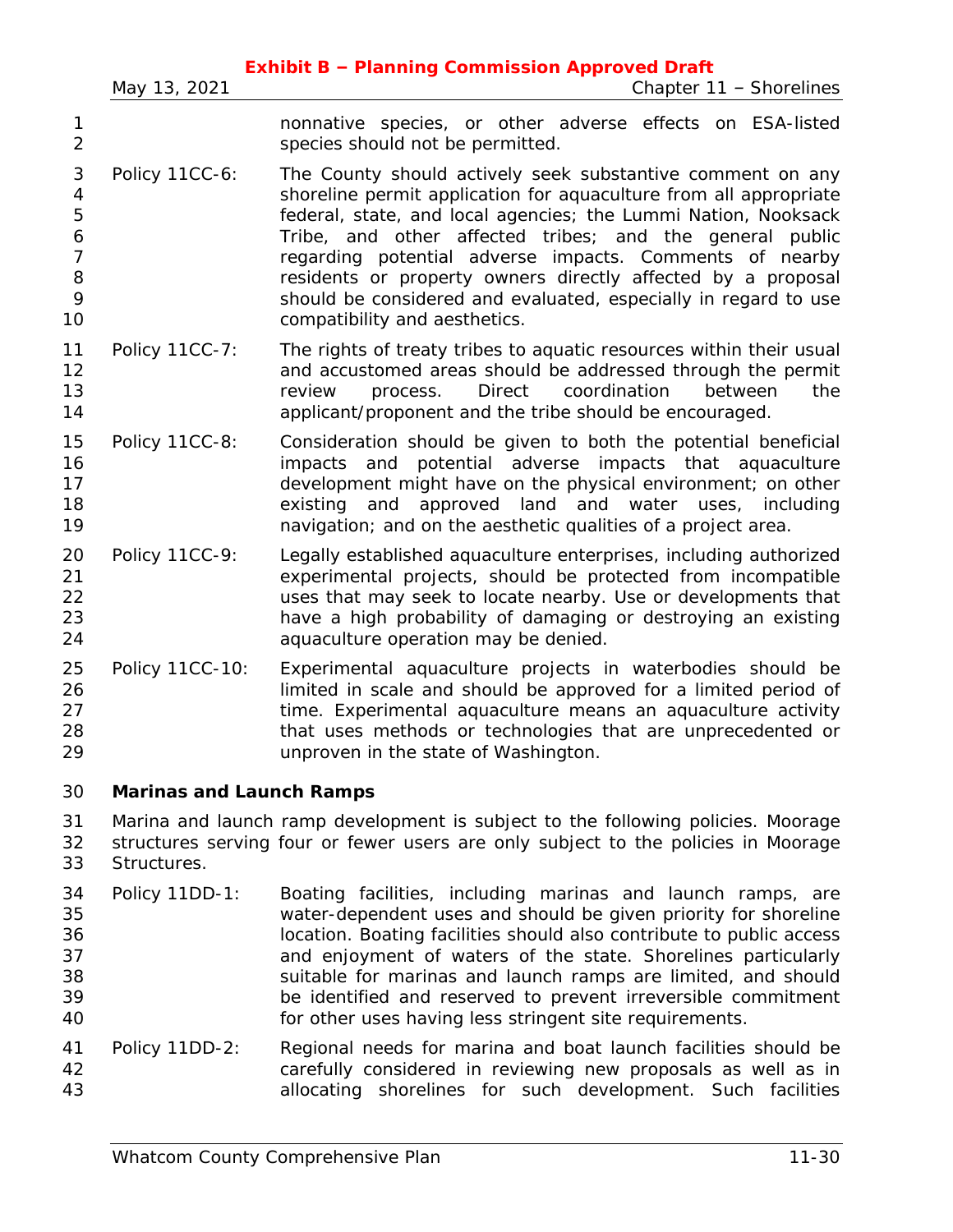nonnative species, or other adverse effects on ESA-listed species should not be permitted.

Policy 11CC-6: The County should actively seek substantive comment on any shoreline permit application for aquaculture from all appropriate federal, state, and local agencies; the Lummi Nation, Nooksack Tribe, and other affected tribes; and the general public regarding potential adverse impacts. Comments of nearby residents or property owners directly affected by a proposal should be considered and evaluated, especially in regard to use compatibility and aesthetics.

Policy 11CC-7: The rights of treaty tribes to aquatic resources within their usual and accustomed areas should be addressed through the permit review process. Direct coordination between the applicant/proponent and the tribe should be encouraged.

Policy 11CC-8: Consideration should be given to both the potential beneficial impacts and potential adverse impacts that aquaculture development might have on the physical environment; on other existing and approved land and water uses, including navigation; and on the aesthetic qualities of a project area.

Policy 11CC-9: Legally established aquaculture enterprises, including authorized experimental projects, should be protected from incompatible uses that may seek to locate nearby. Use or developments that have a high probability of damaging or destroying an existing aquaculture operation may be denied.

Policy 11CC-10: Experimental aquaculture projects in waterbodies should be limited in scale and should be approved for a limited period of time. Experimental aquaculture means an aquaculture activity that uses methods or technologies that are unprecedented or unproven in the state of Washington.

**Marinas and Launch Ramps**

Marina and launch ramp development is subject to the following policies. Moorage structures serving four or fewer users are only subject to the policies in Moorage Structures.

Policy 11DD-1: Boating facilities, including marinas and launch ramps, are water-dependent uses and should be given priority for shoreline location. Boating facilities should also contribute to public access and enjoyment of waters of the state. Shorelines particularly suitable for marinas and launch ramps are limited, and should be identified and reserved to prevent irreversible commitment for other uses having less stringent site requirements.

Policy 11DD-2: Regional needs for marina and boat launch facilities should be carefully considered in reviewing new proposals as well as in allocating shorelines for such development. Such facilities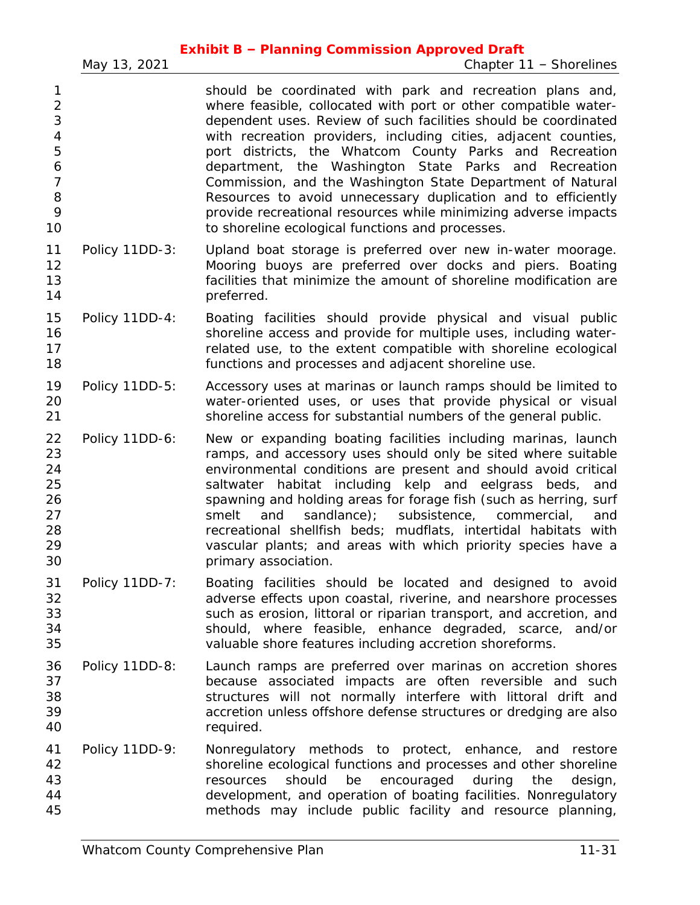should be coordinated with park and recreation plans and, where feasible, collocated with port or other compatible water-dependent uses. Review of such facilities should be coordinated with recreation providers, including cities, adjacent counties, port districts, the Whatcom County Parks and Recreation department, the Washington State Parks and Recreation Commission, and the Washington State Department of Natural Resources to avoid unnecessary duplication and to efficiently provide recreational resources while minimizing adverse impacts to shoreline ecological functions and processes.

Policy 11DD-3: Upland boat storage is preferred over new in-water moorage. Mooring buoys are preferred over docks and piers. Boating facilities that minimize the amount of shoreline modification are preferred.

Policy 11DD-4: Boating facilities should provide physical and visual public shoreline access and provide for multiple uses, including water-related use, to the extent compatible with shoreline ecological functions and processes and adjacent shoreline use.

Policy 11DD-5: Accessory uses at marinas or launch ramps should be limited to water-oriented uses, or uses that provide physical or visual shoreline access for substantial numbers of the general public.

Policy 11DD-6: New or expanding boating facilities including marinas, launch ramps, and accessory uses should only be sited where suitable environmental conditions are present and should avoid critical saltwater habitat including kelp and eelgrass beds, and spawning and holding areas for forage fish (such as herring, surf smelt and sandlance); subsistence, commercial, and recreational shellfish beds; mudflats, intertidal habitats with vascular plants; and areas with which priority species have a primary association.

Policy 11DD-7: Boating facilities should be located and designed to avoid adverse effects upon coastal, riverine, and nearshore processes such as erosion, littoral or riparian transport, and accretion, and should, where feasible, enhance degraded, scarce, and/or valuable shore features including accretion shoreforms.

Policy 11DD-8: Launch ramps are preferred over marinas on accretion shores because associated impacts are often reversible and such structures will not normally interfere with littoral drift and accretion unless offshore defense structures or dredging are also required.

Policy 11DD-9: Nonregulatory methods to protect, enhance, and restore shoreline ecological functions and processes and other shoreline resources should be encouraged during the design, development, and operation of boating facilities. Nonregulatory methods may include public facility and resource planning,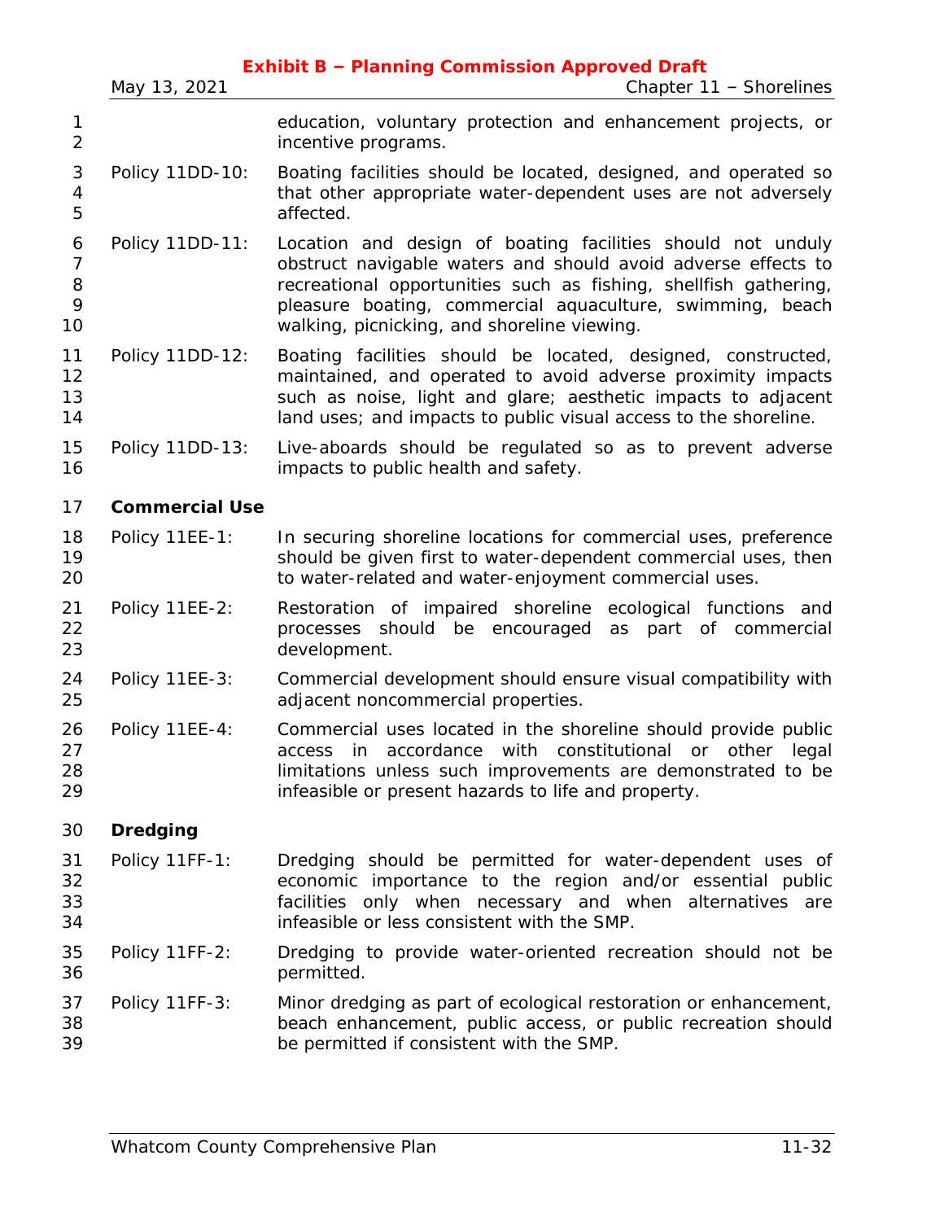education, voluntary protection and enhancement projects, or incentive programs.

Policy 11DD-10: Boating facilities should be located, designed, and operated so that other appropriate water-dependent uses are not adversely affected.

Policy 11DD-11: Location and design of boating facilities should not unduly obstruct navigable waters and should avoid adverse effects to recreational opportunities such as fishing, shellfish gathering, pleasure boating, commercial aquaculture, swimming, beach walking, picnicking, and shoreline viewing.

Policy 11DD-12: Boating facilities should be located, designed, constructed, maintained, and operated to avoid adverse proximity impacts such as noise, light and glare; aesthetic impacts to adjacent land uses; and impacts to public visual access to the shoreline.

Policy 11DD-13: Live-aboards should be regulated so as to prevent adverse impacts to public health and safety.

**Commercial Use**

Policy 11EE-1: In securing shoreline locations for commercial uses, preference should be given first to water-dependent commercial uses, then to water-related and water-enjoyment commercial uses.

Policy 11EE-2: Restoration of impaired shoreline ecological functions and processes should be encouraged as part of commercial development.

Policy 11EE-3: Commercial development should ensure visual compatibility with adjacent noncommercial properties.

Policy 11EE-4: Commercial uses located in the shoreline should provide public access in accordance with constitutional or other legal limitations unless such improvements are demonstrated to be infeasible or present hazards to life and property.

**Dredging**

Policy 11FF-1: Dredging should be permitted for water-dependent uses of economic importance to the region and/or essential public facilities only when necessary and when alternatives are infeasible or less consistent with the SMP.

Policy 11FF-2: Dredging to provide water-oriented recreation should not be permitted.

Policy 11FF-3: Minor dredging as part of ecological restoration or enhancement, beach enhancement, public access, or public recreation should be permitted if consistent with the SMP.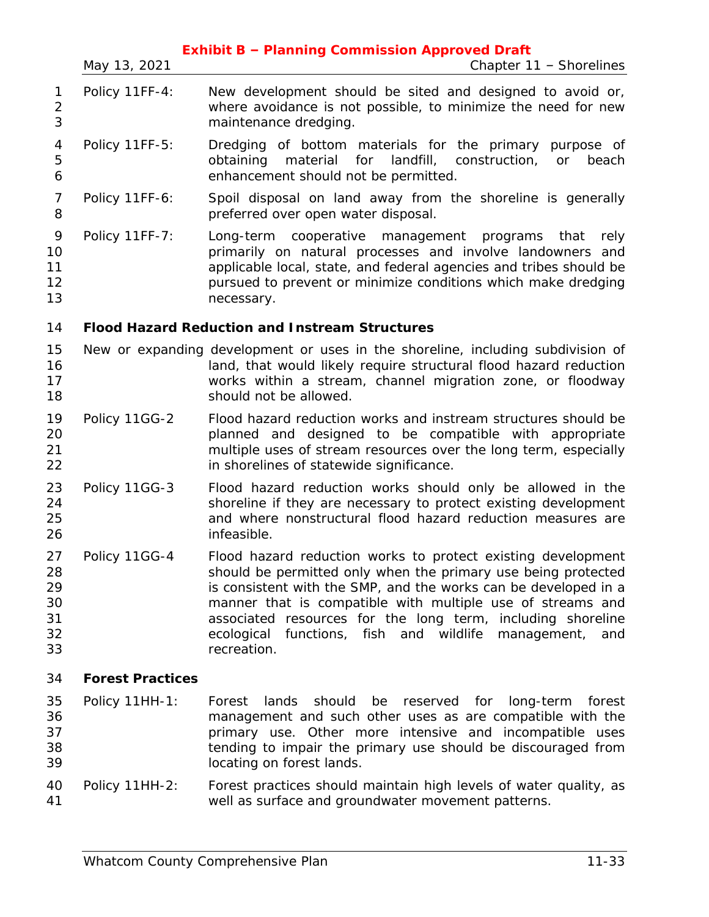Policy 11FF-4: New development should be sited and designed to avoid or, where avoidance is not possible, to minimize the need for new maintenance dredging.

Policy 11FF-5: Dredging of bottom materials for the primary purpose of obtaining material for landfill, construction, or beach enhancement should not be permitted.

Policy 11FF-6: Spoil disposal on land away from the shoreline is generally preferred over open water disposal.

Policy 11FF-7: Long-term cooperative management programs that rely primarily on natural processes and involve landowners and applicable local, state, and federal agencies and tribes should be pursued to prevent or minimize conditions which make dredging necessary.

**Flood Hazard Reduction and Instream Structures**

New or expanding development or uses in the shoreline, including subdivision of land, that would likely require structural flood hazard reduction works within a stream, channel migration zone, or floodway should not be allowed.

Policy 11GG-2 Flood hazard reduction works and instream structures should be planned and designed to be compatible with appropriate multiple uses of stream resources over the long term, especially in shorelines of statewide significance.

Policy 11GG-3 Flood hazard reduction works should only be allowed in the shoreline if they are necessary to protect existing development and where nonstructural flood hazard reduction measures are infeasible.

Policy 11GG-4 Flood hazard reduction works to protect existing development should be permitted only when the primary use being protected is consistent with the SMP, and the works can be developed in a manner that is compatible with multiple use of streams and associated resources for the long term, including shoreline ecological functions, fish and wildlife management, and recreation.

**Forest Practices**

Policy 11HH-1: Forest lands should be reserved for long-term forest management and such other uses as are compatible with the primary use. Other more intensive and incompatible uses tending to impair the primary use should be discouraged from locating on forest lands.

Policy 11HH-2: Forest practices should maintain high levels of water quality, as well as surface and groundwater movement patterns.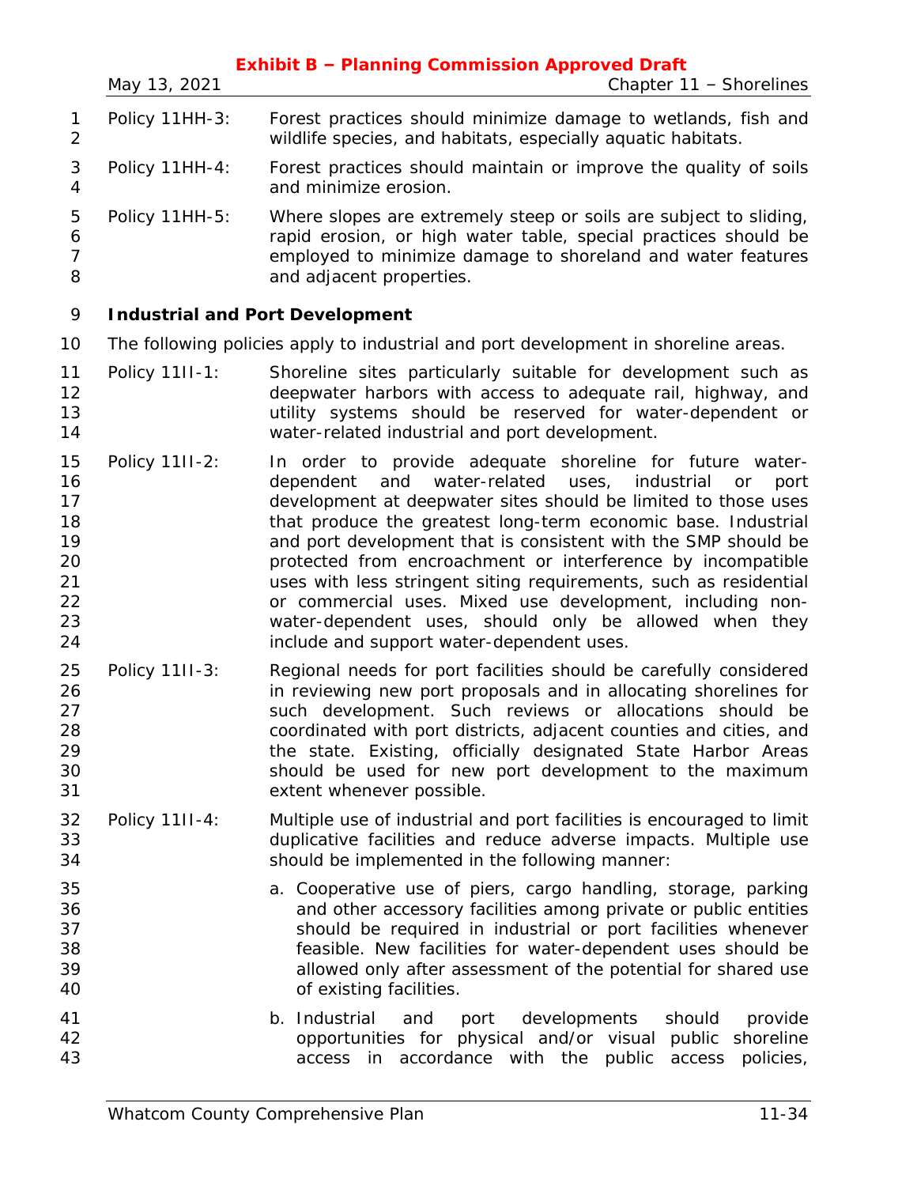Policy 11HH-3: Forest practices should minimize damage to wetlands, fish and wildlife species, and habitats, especially aquatic habitats.

Policy 11HH-4: Forest practices should maintain or improve the quality of soils and minimize erosion.

Policy 11HH-5: Where slopes are extremely steep or soils are subject to sliding, rapid erosion, or high water table, special practices should be employed to minimize damage to shoreland and water features and adjacent properties.

**Industrial and Port Development**

The following policies apply to industrial and port development in shoreline areas.

Policy 11II-1: Shoreline sites particularly suitable for development such as deepwater harbors with access to adequate rail, highway, and utility systems should be reserved for water-dependent or water-related industrial and port development.

Policy 11II-2: In order to provide adequate shoreline for future water-dependent and water-related uses, industrial or port development at deepwater sites should be limited to those uses that produce the greatest long-term economic base. Industrial and port development that is consistent with the SMP should be protected from encroachment or interference by incompatible uses with less stringent siting requirements, such as residential or commercial uses. Mixed use development, including non-water-dependent uses, should only be allowed when they include and support water-dependent uses.

Policy 11II-3: Regional needs for port facilities should be carefully considered in reviewing new port proposals and in allocating shorelines for such development. Such reviews or allocations should be coordinated with port districts, adjacent counties and cities, and the state. Existing, officially designated State Harbor Areas should be used for new port development to the maximum extent whenever possible.

Policy 11II-4: Multiple use of industrial and port facilities is encouraged to limit duplicative facilities and reduce adverse impacts. Multiple use should be implemented in the following manner:

a. Cooperative use of piers, cargo handling, storage, parking and other accessory facilities among private or public entities should be required in industrial or port facilities whenever feasible. New facilities for water-dependent uses should be allowed only after assessment of the potential for shared use of existing facilities.

b. Industrial and port developments should provide opportunities for physical and/or visual public shoreline access in accordance with the public access policies,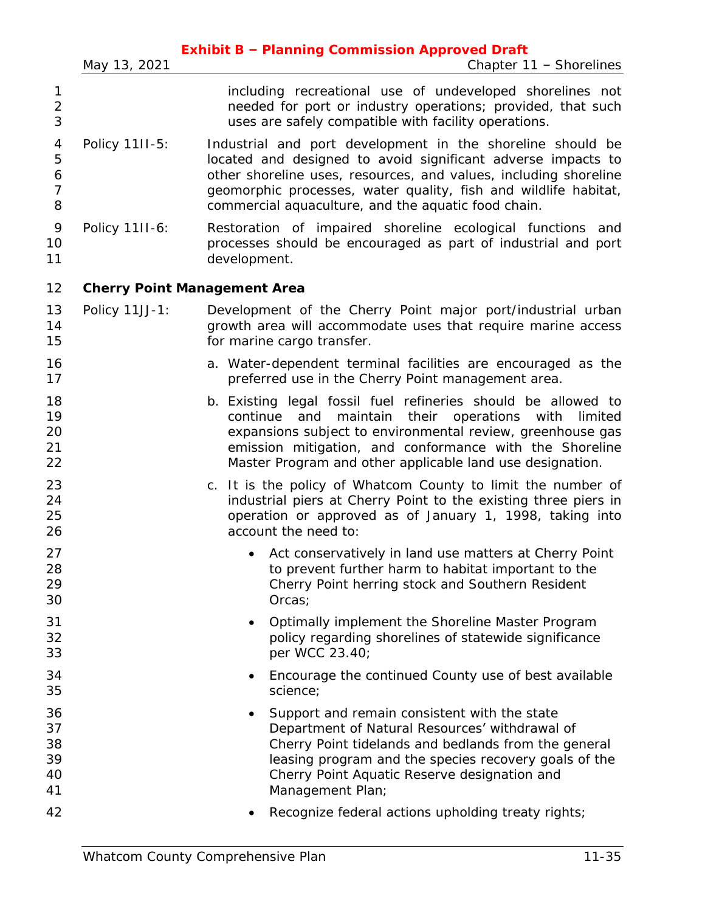including recreational use of undeveloped shorelines not needed for port or industry operations; provided, that such uses are safely compatible with facility operations.

Policy 11II-5: Industrial and port development in the shoreline should be located and designed to avoid significant adverse impacts to other shoreline uses, resources, and values, including shoreline geomorphic processes, water quality, fish and wildlife habitat, commercial aquaculture, and the aquatic food chain.

Policy 11II-6: Restoration of impaired shoreline ecological functions and processes should be encouraged as part of industrial and port development.

**Cherry Point Management Area**

Policy 11JJ-1: Development of the Cherry Point major port/industrial urban growth area will accommodate uses that require marine access for marine cargo transfer.

a. Water-dependent terminal facilities are encouraged as the preferred use in the Cherry Point management area.

b. Existing legal fossil fuel refineries should be allowed to continue and maintain their operations with limited expansions subject to environmental review, greenhouse gas emission mitigation, and conformance with the Shoreline Master Program and other applicable land use designation.

c. It is the policy of Whatcom County to limit the number of industrial piers at Cherry Point to the existing three piers in operation or approved as of January 1, 1998, taking into account the need to:

- Act conservatively in land use matters at Cherry Point to prevent further harm to habitat important to the Cherry Point herring stock and Southern Resident Orcas;
- Optimally implement the Shoreline Master Program policy regarding shorelines of statewide significance per WCC 23.40;
- Encourage the continued County use of best available science;
- Support and remain consistent with the state Department of Natural Resources' withdrawal of Cherry Point tidelands and bedlands from the general leasing program and the species recovery goals of the Cherry Point Aquatic Reserve designation and Management Plan;
- Recognize federal actions upholding treaty rights;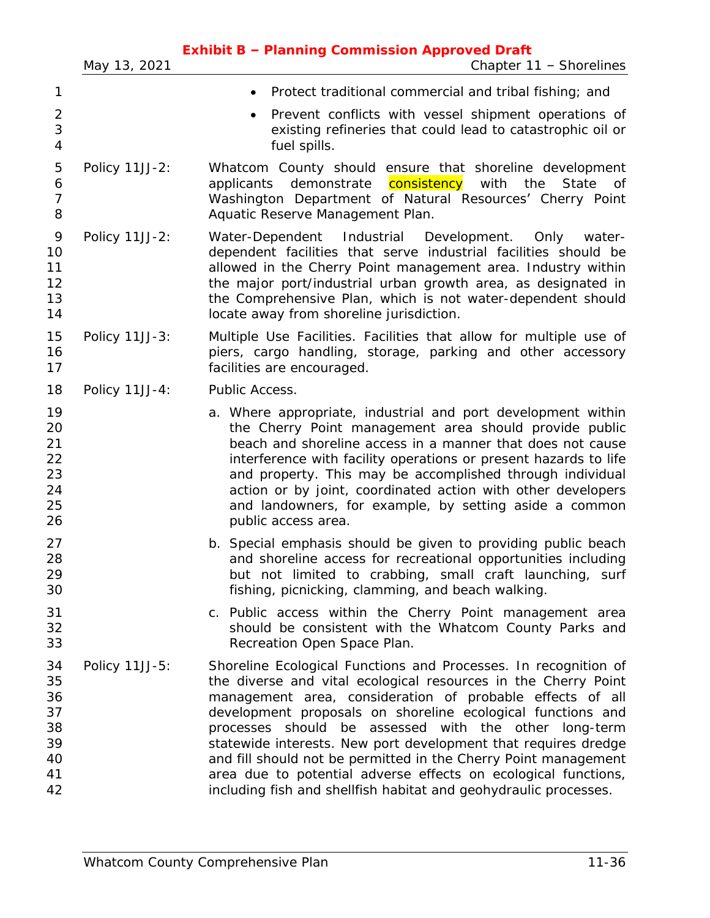- Protect traditional commercial and tribal fishing; and
- Prevent conflicts with vessel shipment operations of existing refineries that could lead to catastrophic oil or fuel spills.

Policy 11JJ-2: Whatcom County should ensure that shoreline development applicants demonstrate consistency with the State of Washington Department of Natural Resources' Cherry Point Aquatic Reserve Management Plan.

Policy 11JJ-2: Water-Dependent Industrial Development. Only water-dependent facilities that serve industrial facilities should be allowed in the Cherry Point management area. Industry within the major port/industrial urban growth area, as designated in the Comprehensive Plan, which is not water-dependent should locate away from shoreline jurisdiction.

Policy 11JJ-3: Multiple Use Facilities. Facilities that allow for multiple use of piers, cargo handling, storage, parking and other accessory facilities are encouraged.

Policy 11JJ-4: Public Access.

a. Where appropriate, industrial and port development within the Cherry Point management area should provide public beach and shoreline access in a manner that does not cause interference with facility operations or present hazards to life and property. This may be accomplished through individual action or by joint, coordinated action with other developers and landowners, for example, by setting aside a common public access area.

b. Special emphasis should be given to providing public beach and shoreline access for recreational opportunities including but not limited to crabbing, small craft launching, surf fishing, picnicking, clamming, and beach walking.

c. Public access within the Cherry Point management area should be consistent with the Whatcom County Parks and Recreation Open Space Plan.

Policy 11JJ-5: Shoreline Ecological Functions and Processes. In recognition of the diverse and vital ecological resources in the Cherry Point management area, consideration of probable effects of all development proposals on shoreline ecological functions and processes should be assessed with the other long-term statewide interests. New port development that requires dredge and fill should not be permitted in the Cherry Point management area due to potential adverse effects on ecological functions, including fish and shellfish habitat and geohydraulic processes.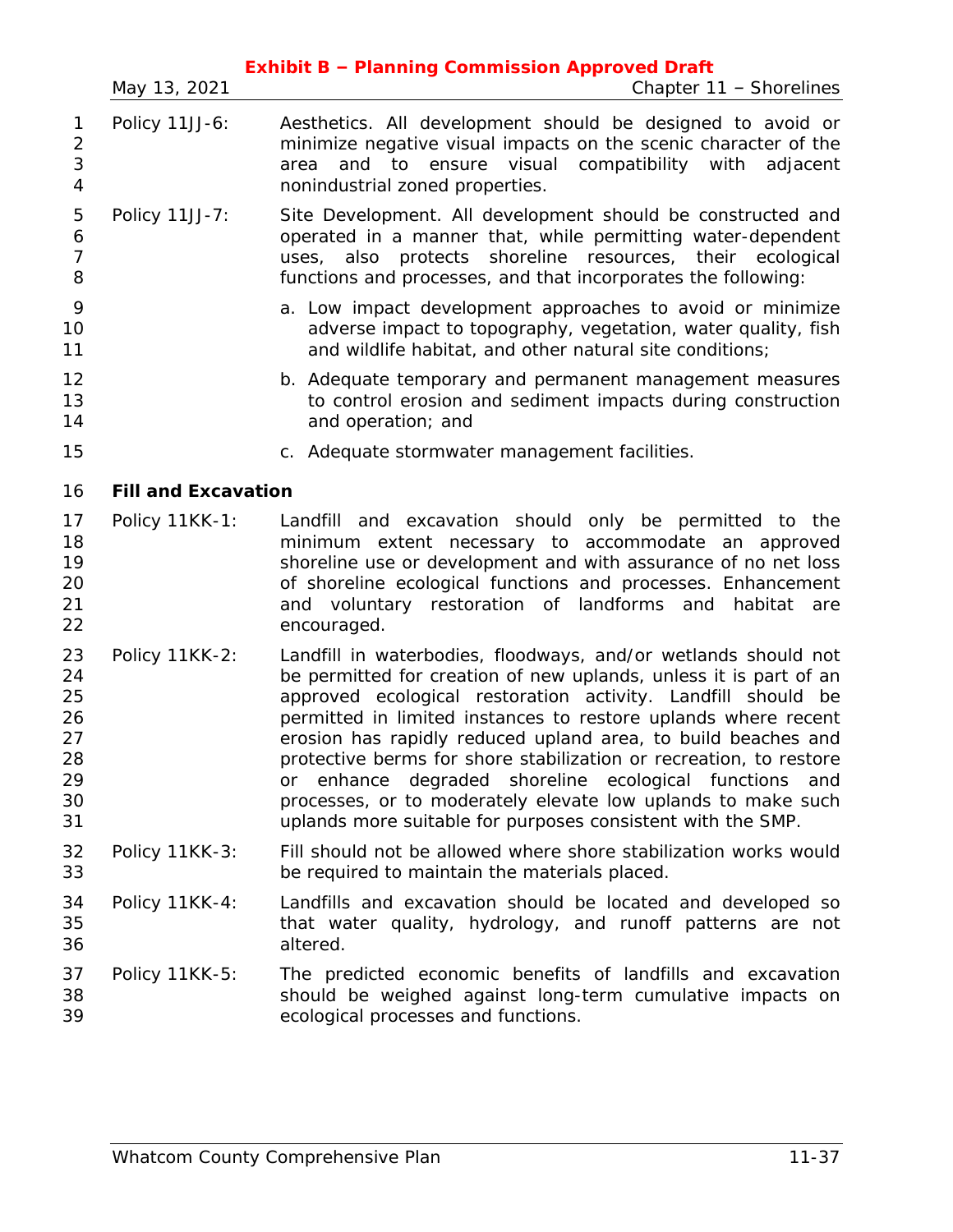Policy 11JJ-6: Aesthetics. All development should be designed to avoid or minimize negative visual impacts on the scenic character of the area and to ensure visual compatibility with adjacent nonindustrial zoned properties.

Policy 11JJ-7: Site Development. All development should be constructed and operated in a manner that, while permitting water-dependent uses, also protects shoreline resources, their ecological functions and processes, and that incorporates the following:

a. Low impact development approaches to avoid or minimize adverse impact to topography, vegetation, water quality, fish and wildlife habitat, and other natural site conditions;

b. Adequate temporary and permanent management measures to control erosion and sediment impacts during construction and operation; and

c. Adequate stormwater management facilities.

**Fill and Excavation**

Policy 11KK-1: Landfill and excavation should only be permitted to the minimum extent necessary to accommodate an approved shoreline use or development and with assurance of no net loss of shoreline ecological functions and processes. Enhancement and voluntary restoration of landforms and habitat are encouraged.

Policy 11KK-2: Landfill in waterbodies, floodways, and/or wetlands should not be permitted for creation of new uplands, unless it is part of an approved ecological restoration activity. Landfill should be permitted in limited instances to restore uplands where recent erosion has rapidly reduced upland area, to build beaches and protective berms for shore stabilization or recreation, to restore or enhance degraded shoreline ecological functions and processes, or to moderately elevate low uplands to make such uplands more suitable for purposes consistent with the SMP.

Policy 11KK-3: Fill should not be allowed where shore stabilization works would be required to maintain the materials placed.

Policy 11KK-4: Landfills and excavation should be located and developed so that water quality, hydrology, and runoff patterns are not altered.

Policy 11KK-5: The predicted economic benefits of landfills and excavation should be weighed against long-term cumulative impacts on ecological processes and functions.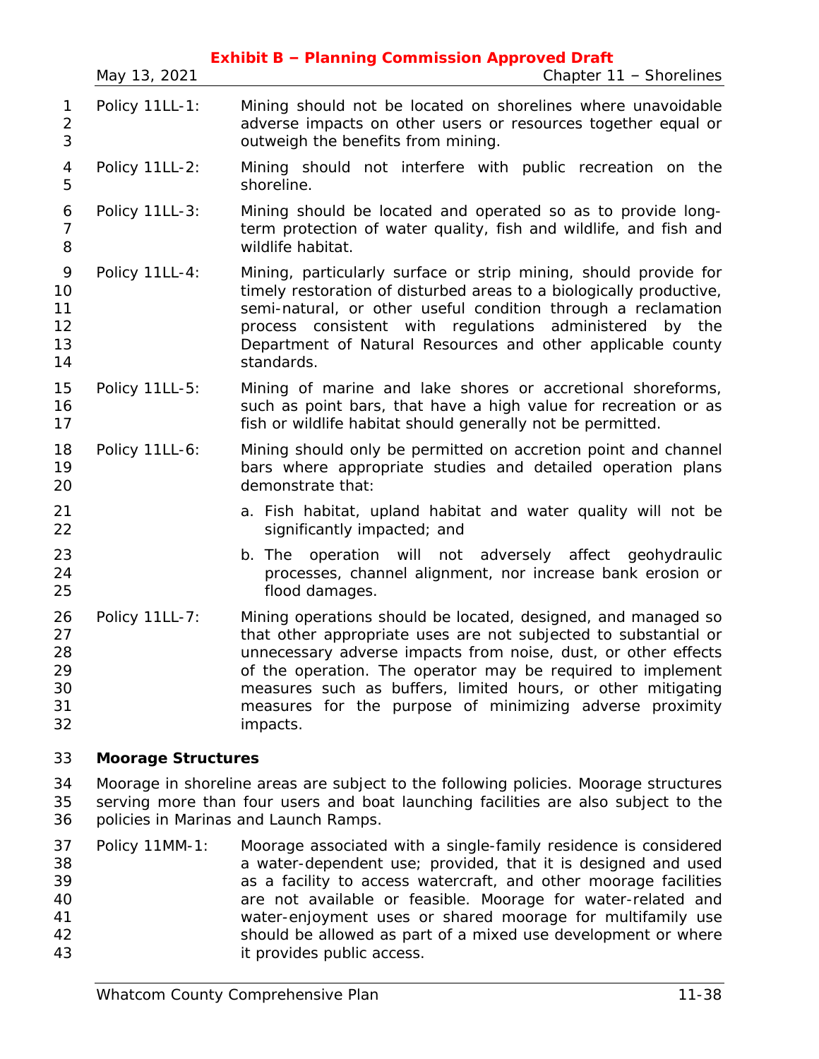Policy 11LL-1: Mining should not be located on shorelines where unavoidable adverse impacts on other users or resources together equal or outweigh the benefits from mining.

Policy 11LL-2: Mining should not interfere with public recreation on the shoreline.

Policy 11LL-3: Mining should be located and operated so as to provide long-term protection of water quality, fish and wildlife, and fish and wildlife habitat.

Policy 11LL-4: Mining, particularly surface or strip mining, should provide for timely restoration of disturbed areas to a biologically productive, semi-natural, or other useful condition through a reclamation process consistent with regulations administered by the Department of Natural Resources and other applicable county standards.

Policy 11LL-5: Mining of marine and lake shores or accretional shoreforms, such as point bars, that have a high value for recreation or as fish or wildlife habitat should generally not be permitted.

Policy 11LL-6: Mining should only be permitted on accretion point and channel bars where appropriate studies and detailed operation plans demonstrate that:

a. Fish habitat, upland habitat and water quality will not be significantly impacted; and

b. The operation will not adversely affect geohydraulic processes, channel alignment, nor increase bank erosion or flood damages.

Policy 11LL-7: Mining operations should be located, designed, and managed so that other appropriate uses are not subjected to substantial or unnecessary adverse impacts from noise, dust, or other effects of the operation. The operator may be required to implement measures such as buffers, limited hours, or other mitigating measures for the purpose of minimizing adverse proximity impacts.

**Moorage Structures**

Moorage in shoreline areas are subject to the following policies. Moorage structures serving more than four users and boat launching facilities are also subject to the policies in Marinas and Launch Ramps.

Policy 11MM-1: Moorage associated with a single-family residence is considered a water-dependent use; provided, that it is designed and used as a facility to access watercraft, and other moorage facilities are not available or feasible. Moorage for water-related and water-enjoyment uses or shared moorage for multifamily use should be allowed as part of a mixed use development or where it provides public access.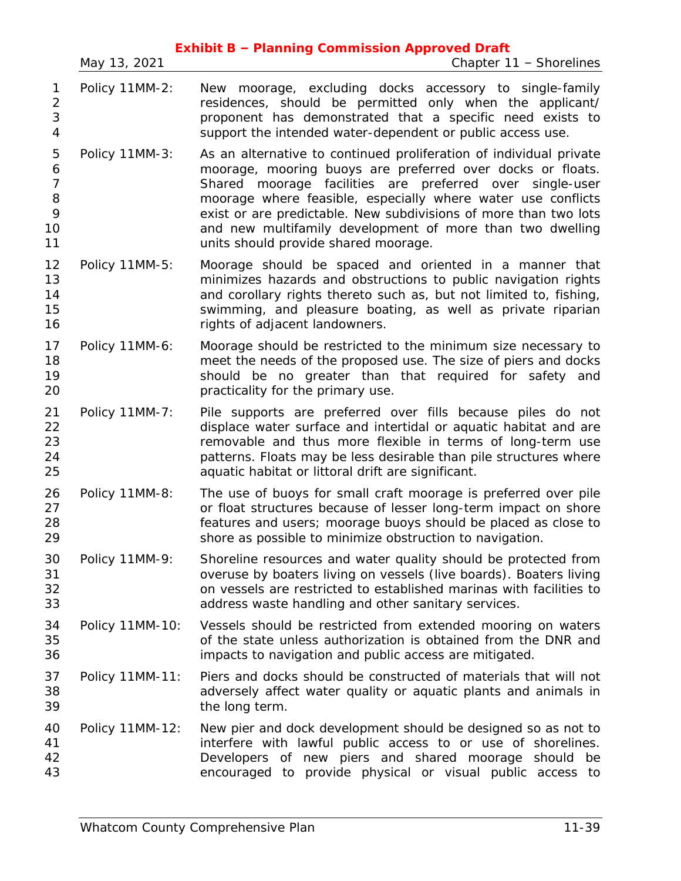Policy 11MM-2: New moorage, excluding docks accessory to single-family residences, should be permitted only when the applicant/ proponent has demonstrated that a specific need exists to support the intended water-dependent or public access use.

Policy 11MM-3: As an alternative to continued proliferation of individual private moorage, mooring buoys are preferred over docks or floats. Shared moorage facilities are preferred over single-user moorage where feasible, especially where water use conflicts exist or are predictable. New subdivisions of more than two lots and new multifamily development of more than two dwelling units should provide shared moorage.

Policy 11MM-5: Moorage should be spaced and oriented in a manner that minimizes hazards and obstructions to public navigation rights and corollary rights thereto such as, but not limited to, fishing, swimming, and pleasure boating, as well as private riparian rights of adjacent landowners.

Policy 11MM-6: Moorage should be restricted to the minimum size necessary to meet the needs of the proposed use. The size of piers and docks should be no greater than that required for safety and practicality for the primary use.

Policy 11MM-7: Pile supports are preferred over fills because piles do not displace water surface and intertidal or aquatic habitat and are removable and thus more flexible in terms of long-term use patterns. Floats may be less desirable than pile structures where aquatic habitat or littoral drift are significant.

Policy 11MM-8: The use of buoys for small craft moorage is preferred over pile or float structures because of lesser long-term impact on shore features and users; moorage buoys should be placed as close to shore as possible to minimize obstruction to navigation.

Policy 11MM-9: Shoreline resources and water quality should be protected from overuse by boaters living on vessels (live boards). Boaters living on vessels are restricted to established marinas with facilities to address waste handling and other sanitary services.

Policy 11MM-10: Vessels should be restricted from extended mooring on waters of the state unless authorization is obtained from the DNR and impacts to navigation and public access are mitigated.

Policy 11MM-11: Piers and docks should be constructed of materials that will not adversely affect water quality or aquatic plants and animals in the long term.

Policy 11MM-12: New pier and dock development should be designed so as not to interfere with lawful public access to or use of shorelines. Developers of new piers and shared moorage should be encouraged to provide physical or visual public access to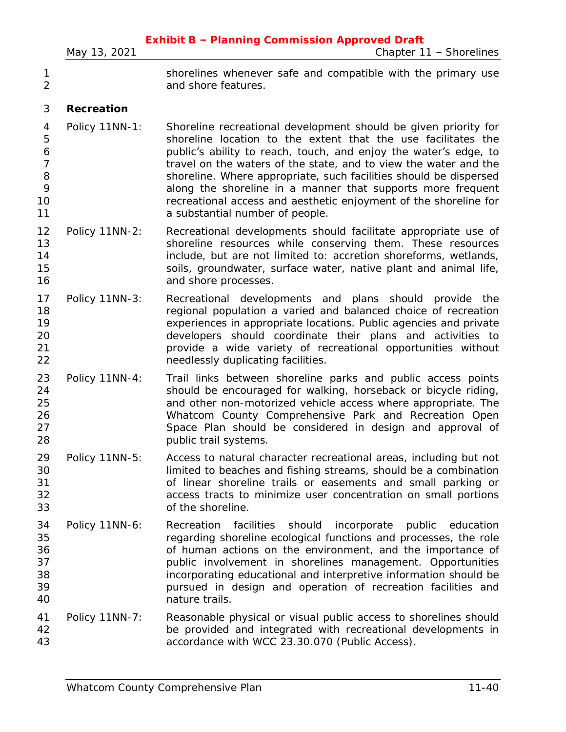shorelines whenever safe and compatible with the primary use and shore features.

**Recreation**

Policy 11NN-1: Shoreline recreational development should be given priority for shoreline location to the extent that the use facilitates the public's ability to reach, touch, and enjoy the water's edge, to travel on the waters of the state, and to view the water and the shoreline. Where appropriate, such facilities should be dispersed along the shoreline in a manner that supports more frequent recreational access and aesthetic enjoyment of the shoreline for a substantial number of people.

Policy 11NN-2: Recreational developments should facilitate appropriate use of shoreline resources while conserving them. These resources include, but are not limited to: accretion shoreforms, wetlands, soils, groundwater, surface water, native plant and animal life, and shore processes.

Policy 11NN-3: Recreational developments and plans should provide the regional population a varied and balanced choice of recreation experiences in appropriate locations. Public agencies and private developers should coordinate their plans and activities to provide a wide variety of recreational opportunities without needlessly duplicating facilities.

Policy 11NN-4: Trail links between shoreline parks and public access points should be encouraged for walking, horseback or bicycle riding, and other non-motorized vehicle access where appropriate. The Whatcom County Comprehensive Park and Recreation Open Space Plan should be considered in design and approval of public trail systems.

Policy 11NN-5: Access to natural character recreational areas, including but not limited to beaches and fishing streams, should be a combination of linear shoreline trails or easements and small parking or access tracts to minimize user concentration on small portions of the shoreline.

Policy 11NN-6: Recreation facilities should incorporate public education regarding shoreline ecological functions and processes, the role of human actions on the environment, and the importance of public involvement in shorelines management. Opportunities incorporating educational and interpretive information should be pursued in design and operation of recreation facilities and nature trails.

Policy 11NN-7: Reasonable physical or visual public access to shorelines should be provided and integrated with recreational developments in accordance with WCC 23.30.070 (Public Access).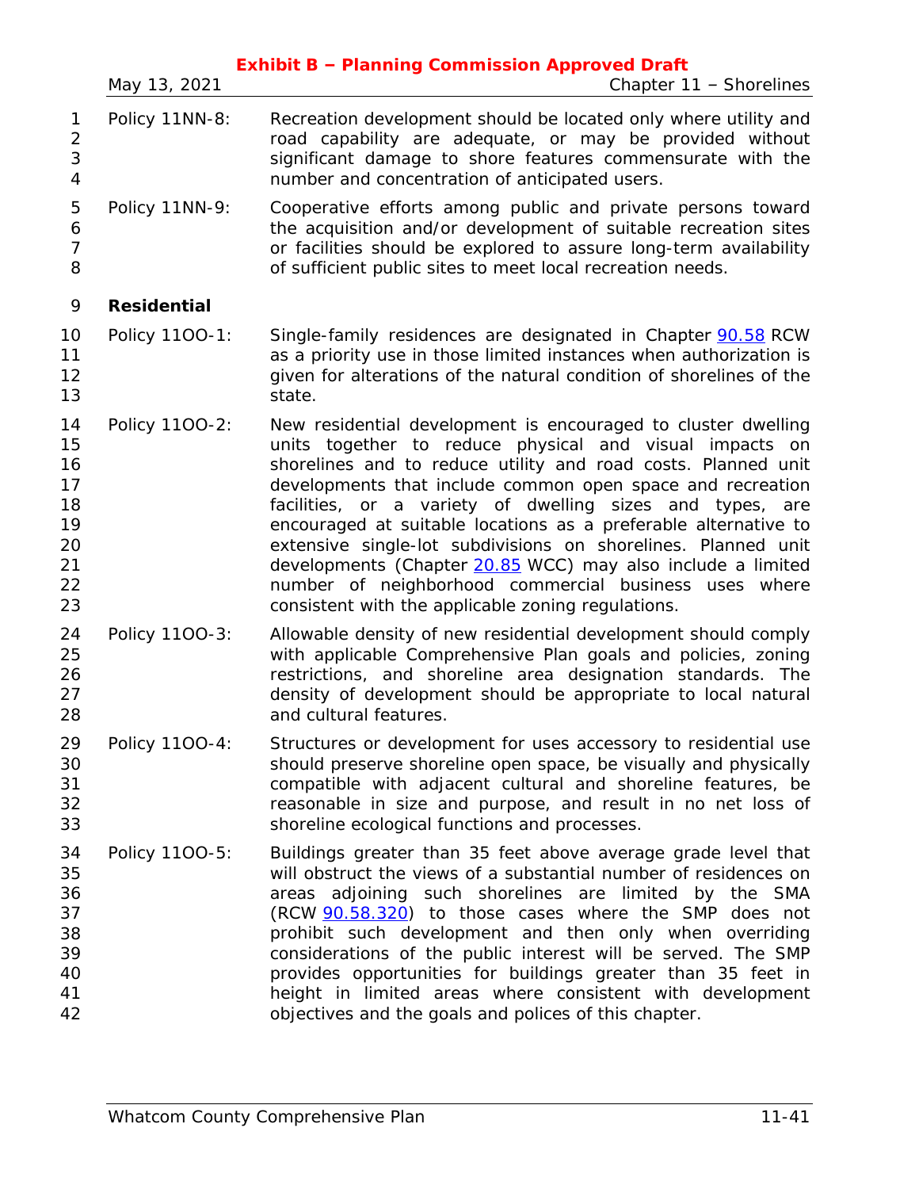Policy 11NN-8: Recreation development should be located only where utility and road capability are adequate, or may be provided without significant damage to shore features commensurate with the number and concentration of anticipated users.

Policy 11NN-9: Cooperative efforts among public and private persons toward the acquisition and/or development of suitable recreation sites or facilities should be explored to assure long-term availability of sufficient public sites to meet local recreation needs.

**Residential**

Policy 11OO-1: Single-family residences are designated in Chapter 90.58 RCW as a priority use in those limited instances when authorization is given for alterations of the natural condition of shorelines of the state.

Policy 11OO-2: New residential development is encouraged to cluster dwelling units together to reduce physical and visual impacts on shorelines and to reduce utility and road costs. Planned unit developments that include common open space and recreation facilities, or a variety of dwelling sizes and types, are encouraged at suitable locations as a preferable alternative to extensive single-lot subdivisions on shorelines. Planned unit developments (Chapter 20.85 WCC) may also include a limited number of neighborhood commercial business uses where consistent with the applicable zoning regulations.

Policy 11OO-3: Allowable density of new residential development should comply with applicable Comprehensive Plan goals and policies, zoning restrictions, and shoreline area designation standards. The density of development should be appropriate to local natural and cultural features.

Policy 11OO-4: Structures or development for uses accessory to residential use should preserve shoreline open space, be visually and physically compatible with adjacent cultural and shoreline features, be reasonable in size and purpose, and result in no net loss of shoreline ecological functions and processes.

Policy 11OO-5: Buildings greater than 35 feet above average grade level that will obstruct the views of a substantial number of residences on areas adjoining such shorelines are limited by the SMA (RCW 90.58.320) to those cases where the SMP does not prohibit such development and then only when overriding considerations of the public interest will be served. The SMP provides opportunities for buildings greater than 35 feet in height in limited areas where consistent with development objectives and the goals and polices of this chapter.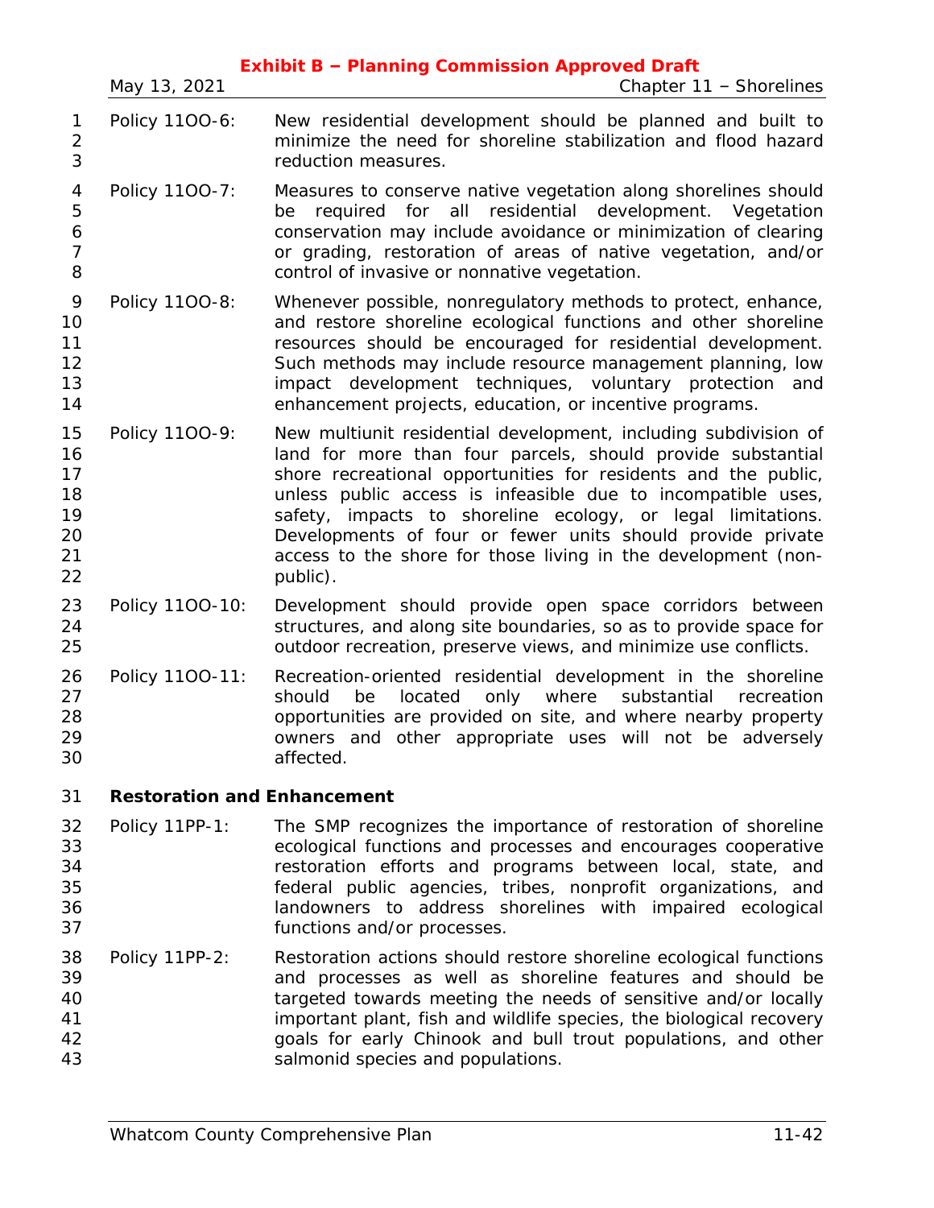Policy 11OO-6: New residential development should be planned and built to minimize the need for shoreline stabilization and flood hazard reduction measures.

Policy 11OO-7: Measures to conserve native vegetation along shorelines should be required for all residential development. Vegetation conservation may include avoidance or minimization of clearing or grading, restoration of areas of native vegetation, and/or control of invasive or nonnative vegetation.

Policy 11OO-8: Whenever possible, nonregulatory methods to protect, enhance, and restore shoreline ecological functions and other shoreline resources should be encouraged for residential development. Such methods may include resource management planning, low impact development techniques, voluntary protection and enhancement projects, education, or incentive programs.

Policy 11OO-9: New multiunit residential development, including subdivision of land for more than four parcels, should provide substantial shore recreational opportunities for residents and the public, unless public access is infeasible due to incompatible uses, safety, impacts to shoreline ecology, or legal limitations. Developments of four or fewer units should provide private access to the shore for those living in the development (non-public).

Policy 11OO-10: Development should provide open space corridors between structures, and along site boundaries, so as to provide space for outdoor recreation, preserve views, and minimize use conflicts.

Policy 11OO-11: Recreation-oriented residential development in the shoreline should be located only where substantial recreation opportunities are provided on site, and where nearby property owners and other appropriate uses will not be adversely affected.

**Restoration and Enhancement**

Policy 11PP-1: The SMP recognizes the importance of restoration of shoreline ecological functions and processes and encourages cooperative restoration efforts and programs between local, state, and federal public agencies, tribes, nonprofit organizations, and landowners to address shorelines with impaired ecological functions and/or processes.

Policy 11PP-2: Restoration actions should restore shoreline ecological functions and processes as well as shoreline features and should be targeted towards meeting the needs of sensitive and/or locally important plant, fish and wildlife species, the biological recovery goals for early Chinook and bull trout populations, and other salmonid species and populations.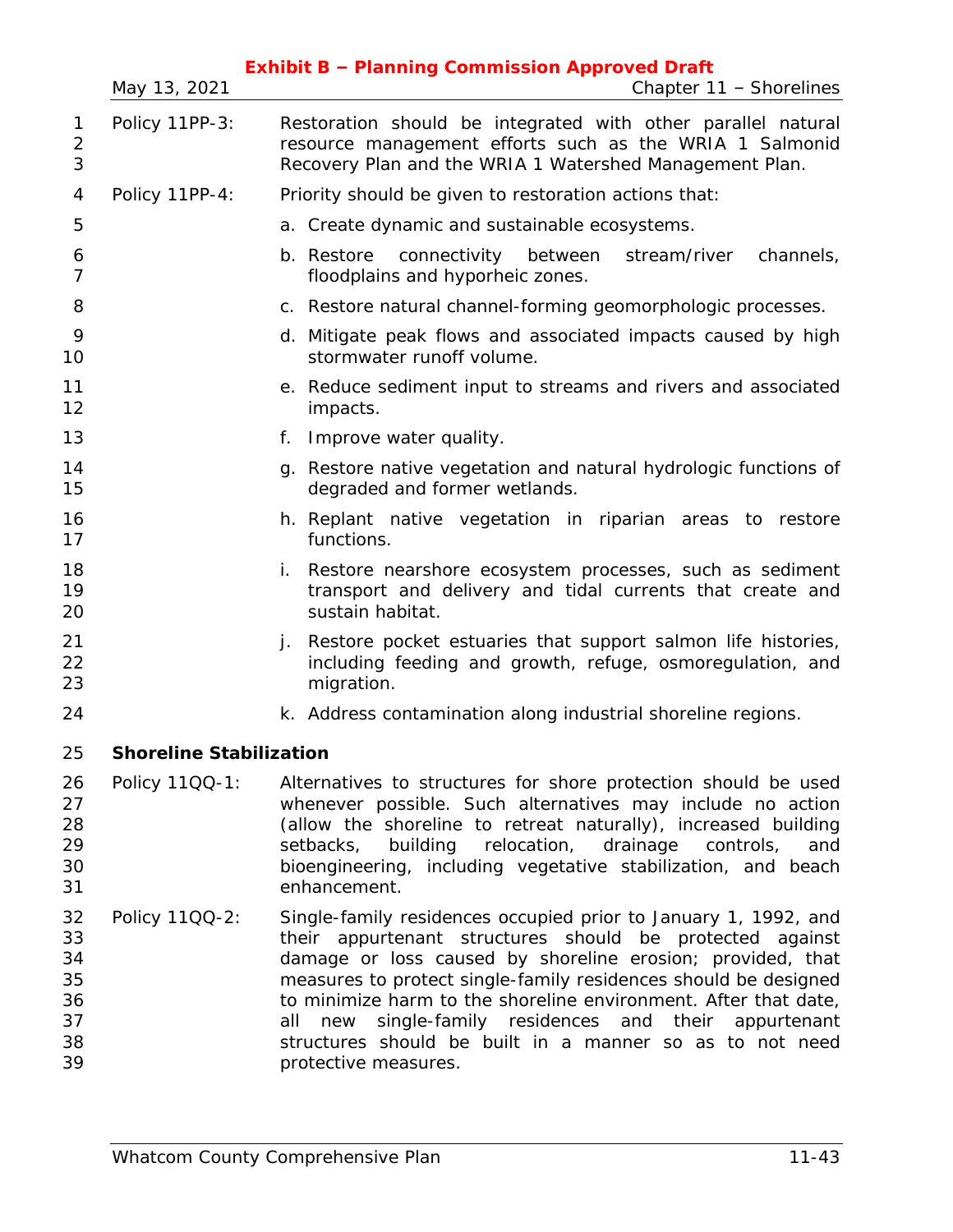Policy 11PP-3: Restoration should be integrated with other parallel natural resource management efforts such as the WRIA 1 Salmonid Recovery Plan and the WRIA 1 Watershed Management Plan.

Policy 11PP-4: Priority should be given to restoration actions that:

a. Create dynamic and sustainable ecosystems.

b. Restore connectivity between stream/river channels, floodplains and hyporheic zones.

c. Restore natural channel-forming geomorphologic processes.

d. Mitigate peak flows and associated impacts caused by high stormwater runoff volume.

e. Reduce sediment input to streams and rivers and associated impacts.

f. Improve water quality.

g. Restore native vegetation and natural hydrologic functions of degraded and former wetlands.

h. Replant native vegetation in riparian areas to restore functions.

i. Restore nearshore ecosystem processes, such as sediment transport and delivery and tidal currents that create and sustain habitat.

j. Restore pocket estuaries that support salmon life histories, including feeding and growth, refuge, osmoregulation, and migration.

k. Address contamination along industrial shoreline regions.

**Shoreline Stabilization**

Policy 11QQ-1: Alternatives to structures for shore protection should be used whenever possible. Such alternatives may include no action (allow the shoreline to retreat naturally), increased building setbacks, building relocation, drainage controls, and bioengineering, including vegetative stabilization, and beach enhancement.

Policy 11QQ-2: Single-family residences occupied prior to January 1, 1992, and their appurtenant structures should be protected against damage or loss caused by shoreline erosion; provided, that measures to protect single-family residences should be designed to minimize harm to the shoreline environment. After that date, all new single-family residences and their appurtenant structures should be built in a manner so as to not need protective measures.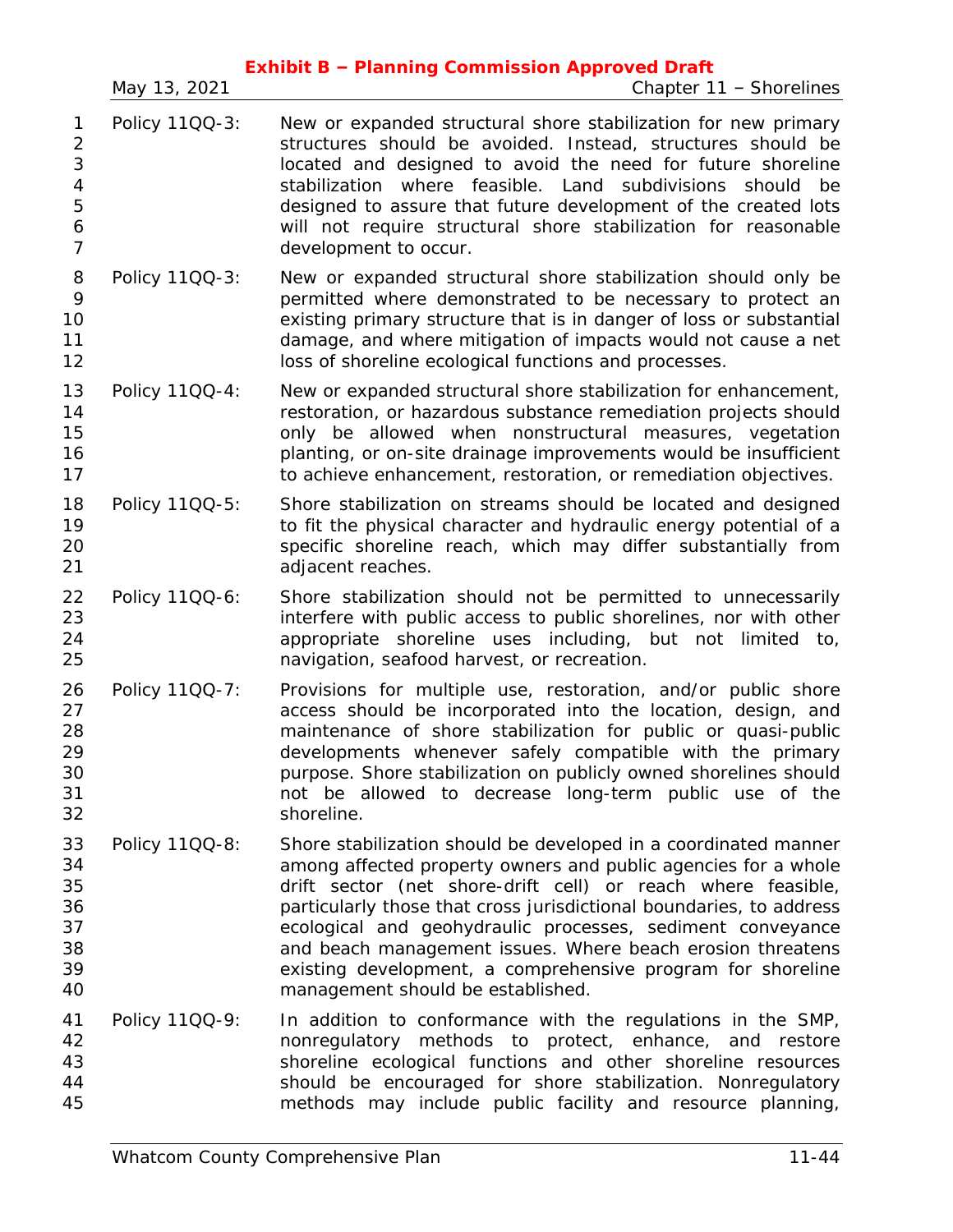Policy 11QQ-3: New or expanded structural shore stabilization for new primary structures should be avoided. Instead, structures should be located and designed to avoid the need for future shoreline stabilization where feasible. Land subdivisions should be designed to assure that future development of the created lots will not require structural shore stabilization for reasonable development to occur.

Policy 11QQ-3: New or expanded structural shore stabilization should only be permitted where demonstrated to be necessary to protect an existing primary structure that is in danger of loss or substantial damage, and where mitigation of impacts would not cause a net loss of shoreline ecological functions and processes.

Policy 11QQ-4: New or expanded structural shore stabilization for enhancement, restoration, or hazardous substance remediation projects should only be allowed when nonstructural measures, vegetation planting, or on-site drainage improvements would be insufficient to achieve enhancement, restoration, or remediation objectives.

Policy 11QQ-5: Shore stabilization on streams should be located and designed to fit the physical character and hydraulic energy potential of a specific shoreline reach, which may differ substantially from adjacent reaches.

Policy 11QQ-6: Shore stabilization should not be permitted to unnecessarily interfere with public access to public shorelines, nor with other appropriate shoreline uses including, but not limited to, navigation, seafood harvest, or recreation.

Policy 11QQ-7: Provisions for multiple use, restoration, and/or public shore access should be incorporated into the location, design, and maintenance of shore stabilization for public or quasi-public developments whenever safely compatible with the primary purpose. Shore stabilization on publicly owned shorelines should not be allowed to decrease long-term public use of the shoreline.

Policy 11QQ-8: Shore stabilization should be developed in a coordinated manner among affected property owners and public agencies for a whole drift sector (net shore-drift cell) or reach where feasible, particularly those that cross jurisdictional boundaries, to address ecological and geohydraulic processes, sediment conveyance and beach management issues. Where beach erosion threatens existing development, a comprehensive program for shoreline management should be established.

Policy 11QQ-9: In addition to conformance with the regulations in the SMP, nonregulatory methods to protect, enhance, and restore shoreline ecological functions and other shoreline resources should be encouraged for shore stabilization. Nonregulatory methods may include public facility and resource planning,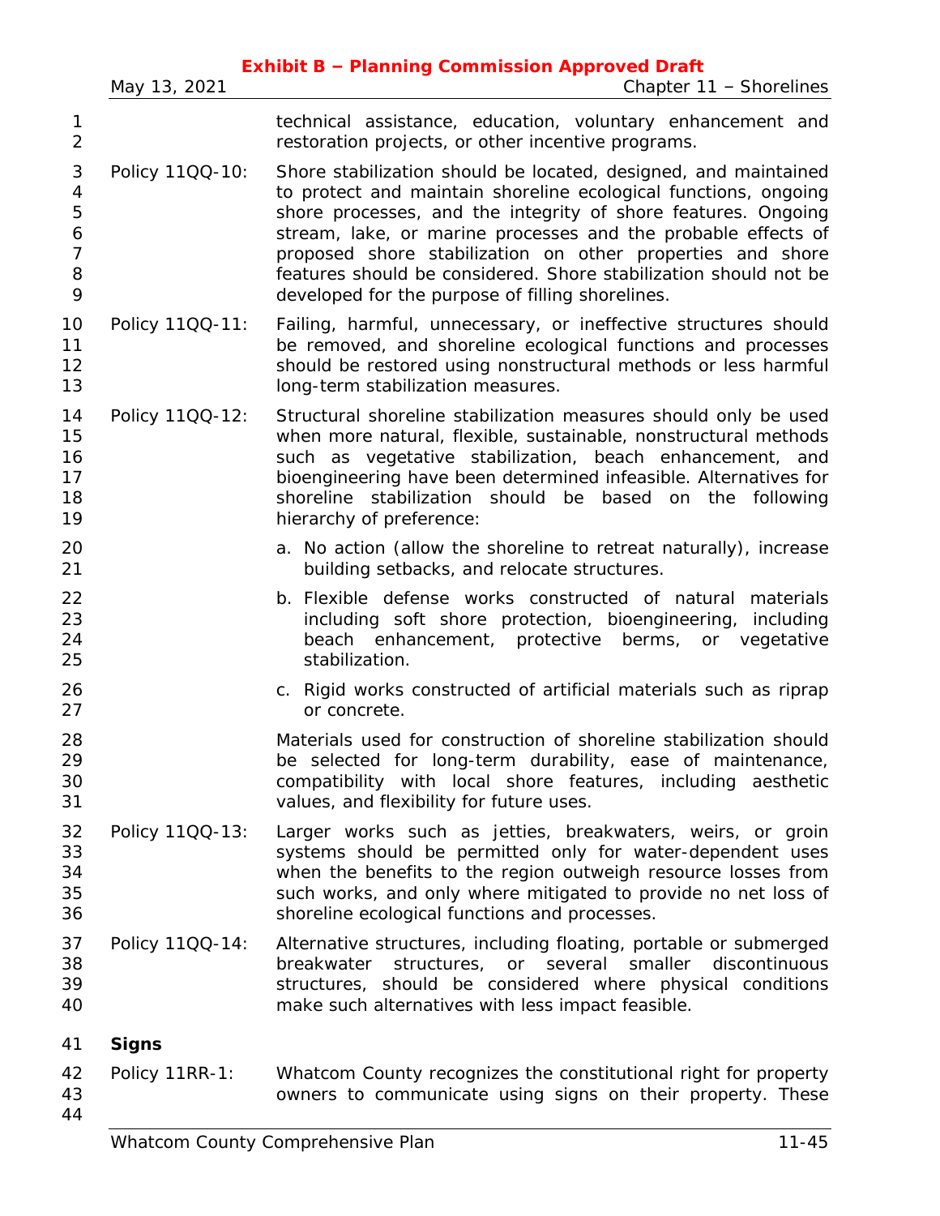technical assistance, education, voluntary enhancement and restoration projects, or other incentive programs.

Policy 11QQ-10: Shore stabilization should be located, designed, and maintained to protect and maintain shoreline ecological functions, ongoing shore processes, and the integrity of shore features. Ongoing stream, lake, or marine processes and the probable effects of proposed shore stabilization on other properties and shore features should be considered. Shore stabilization should not be developed for the purpose of filling shorelines.

Policy 11QQ-11: Failing, harmful, unnecessary, or ineffective structures should be removed, and shoreline ecological functions and processes should be restored using nonstructural methods or less harmful long-term stabilization measures.

Policy 11QQ-12: Structural shoreline stabilization measures should only be used when more natural, flexible, sustainable, nonstructural methods such as vegetative stabilization, beach enhancement, and bioengineering have been determined infeasible. Alternatives for shoreline stabilization should be based on the following hierarchy of preference:

a. No action (allow the shoreline to retreat naturally), increase building setbacks, and relocate structures.

b. Flexible defense works constructed of natural materials including soft shore protection, bioengineering, including beach enhancement, protective berms, or vegetative stabilization.

c. Rigid works constructed of artificial materials such as riprap or concrete.

Materials used for construction of shoreline stabilization should be selected for long-term durability, ease of maintenance, compatibility with local shore features, including aesthetic values, and flexibility for future uses.

Policy 11QQ-13: Larger works such as jetties, breakwaters, weirs, or groin systems should be permitted only for water-dependent uses when the benefits to the region outweigh resource losses from such works, and only where mitigated to provide no net loss of shoreline ecological functions and processes.

Policy 11QQ-14: Alternative structures, including floating, portable or submerged breakwater structures, or several smaller discontinuous structures, should be considered where physical conditions make such alternatives with less impact feasible.

**Signs**

Policy 11RR-1: Whatcom County recognizes the constitutional right for property owners to communicate using signs on their property. These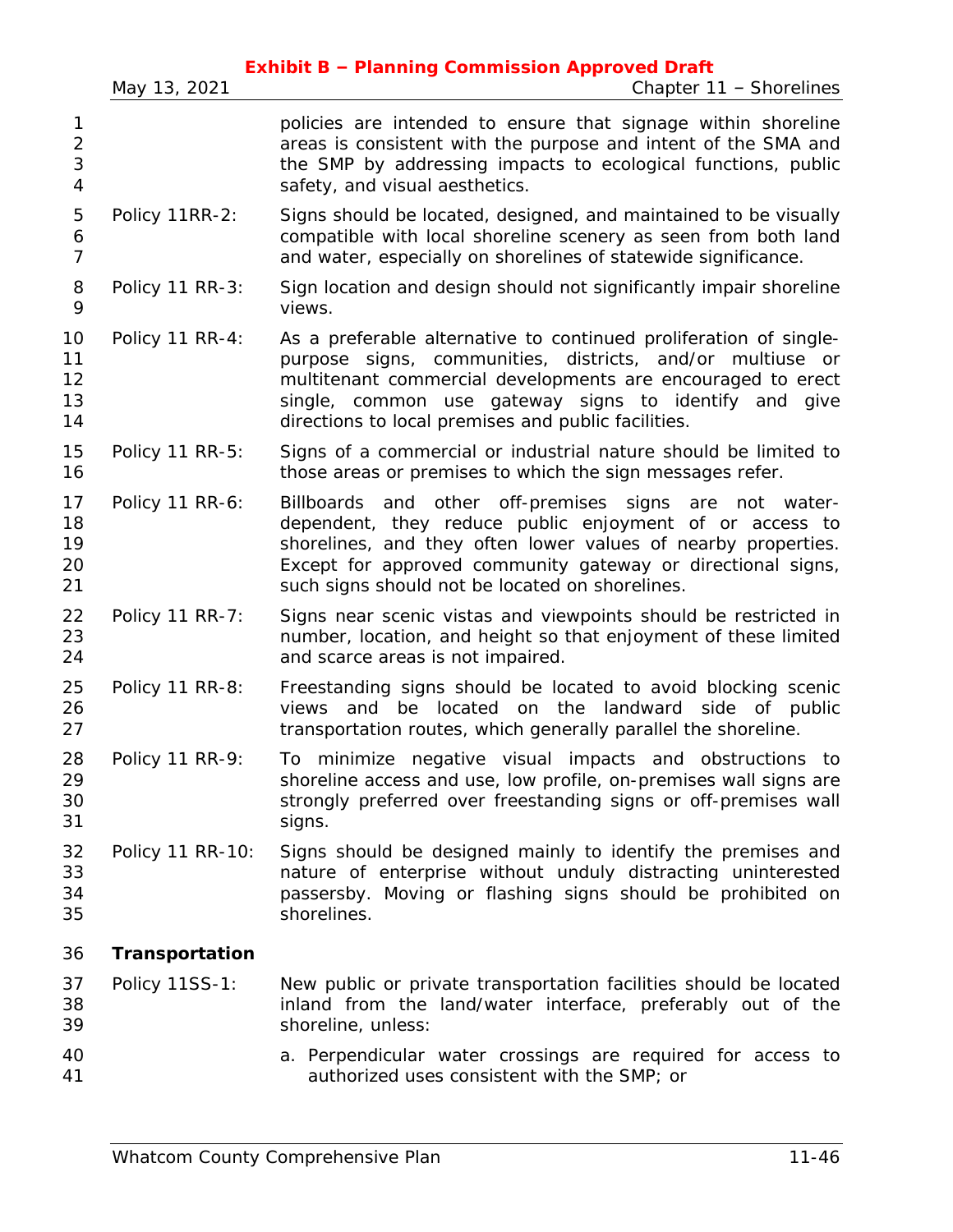policies are intended to ensure that signage within shoreline areas is consistent with the purpose and intent of the SMA and the SMP by addressing impacts to ecological functions, public safety, and visual aesthetics.

Policy 11RR-2: Signs should be located, designed, and maintained to be visually compatible with local shoreline scenery as seen from both land and water, especially on shorelines of statewide significance.

Policy 11 RR-3: Sign location and design should not significantly impair shoreline views.

Policy 11 RR-4: As a preferable alternative to continued proliferation of single-purpose signs, communities, districts, and/or multiuse or multitenant commercial developments are encouraged to erect single, common use gateway signs to identify and give directions to local premises and public facilities.

Policy 11 RR-5: Signs of a commercial or industrial nature should be limited to those areas or premises to which the sign messages refer.

Policy 11 RR-6: Billboards and other off-premises signs are not water-dependent, they reduce public enjoyment of or access to shorelines, and they often lower values of nearby properties. Except for approved community gateway or directional signs, such signs should not be located on shorelines.

Policy 11 RR-7: Signs near scenic vistas and viewpoints should be restricted in number, location, and height so that enjoyment of these limited and scarce areas is not impaired.

Policy 11 RR-8: Freestanding signs should be located to avoid blocking scenic views and be located on the landward side of public transportation routes, which generally parallel the shoreline.

Policy 11 RR-9: To minimize negative visual impacts and obstructions to shoreline access and use, low profile, on-premises wall signs are strongly preferred over freestanding signs or off-premises wall signs.

Policy 11 RR-10: Signs should be designed mainly to identify the premises and nature of enterprise without unduly distracting uninterested passersby. Moving or flashing signs should be prohibited on shorelines.

**Transportation**

Policy 11SS-1: New public or private transportation facilities should be located inland from the land/water interface, preferably out of the shoreline, unless:

a. Perpendicular water crossings are required for access to authorized uses consistent with the SMP; or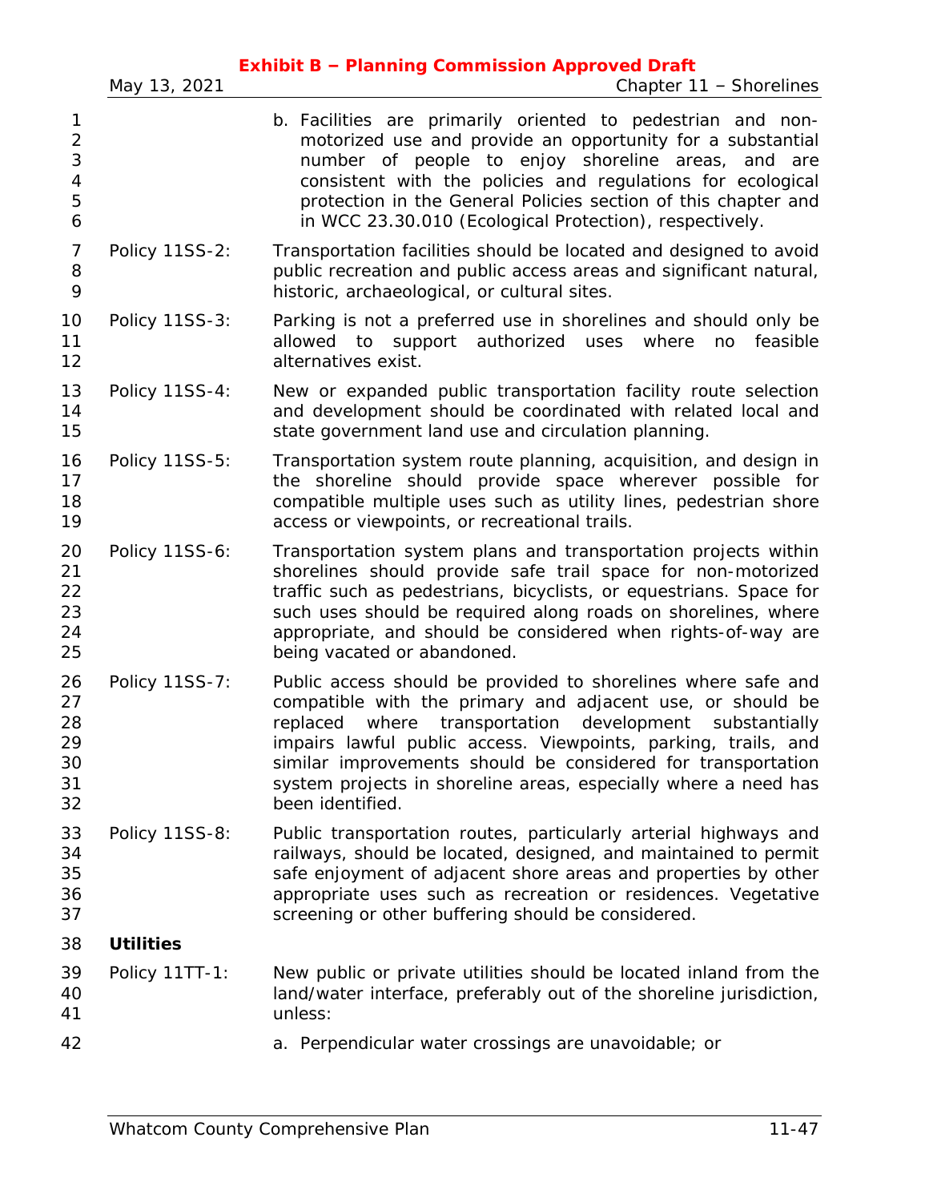b. Facilities are primarily oriented to pedestrian and non-motorized use and provide an opportunity for a substantial number of people to enjoy shoreline areas, and are consistent with the policies and regulations for ecological protection in the General Policies section of this chapter and in WCC 23.30.010 (Ecological Protection), respectively.

Policy 11SS-2: Transportation facilities should be located and designed to avoid public recreation and public access areas and significant natural, historic, archaeological, or cultural sites.

Policy 11SS-3: Parking is not a preferred use in shorelines and should only be allowed to support authorized uses where no feasible alternatives exist.

Policy 11SS-4: New or expanded public transportation facility route selection and development should be coordinated with related local and state government land use and circulation planning.

Policy 11SS-5: Transportation system route planning, acquisition, and design in the shoreline should provide space wherever possible for compatible multiple uses such as utility lines, pedestrian shore access or viewpoints, or recreational trails.

Policy 11SS-6: Transportation system plans and transportation projects within shorelines should provide safe trail space for non-motorized traffic such as pedestrians, bicyclists, or equestrians. Space for such uses should be required along roads on shorelines, where appropriate, and should be considered when rights-of-way are being vacated or abandoned.

Policy 11SS-7: Public access should be provided to shorelines where safe and compatible with the primary and adjacent use, or should be replaced where transportation development substantially impairs lawful public access. Viewpoints, parking, trails, and similar improvements should be considered for transportation system projects in shoreline areas, especially where a need has been identified.

Policy 11SS-8: Public transportation routes, particularly arterial highways and railways, should be located, designed, and maintained to permit safe enjoyment of adjacent shore areas and properties by other appropriate uses such as recreation or residences. Vegetative screening or other buffering should be considered.

**Utilities**

Policy 11TT-1: New public or private utilities should be located inland from the land/water interface, preferably out of the shoreline jurisdiction, unless:

a. Perpendicular water crossings are unavoidable; or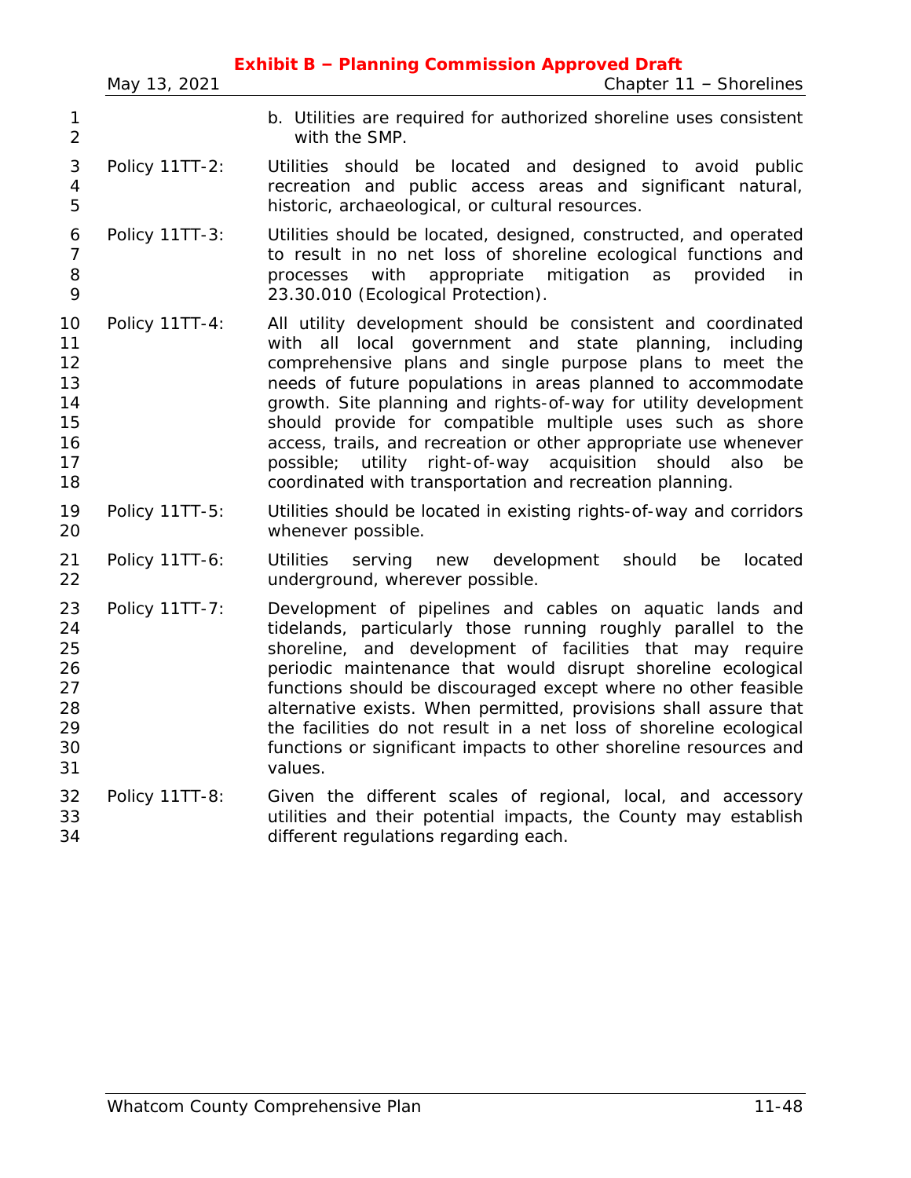b. Utilities are required for authorized shoreline uses consistent with the SMP.

Policy 11TT-2: Utilities should be located and designed to avoid public recreation and public access areas and significant natural, historic, archaeological, or cultural resources.

Policy 11TT-3: Utilities should be located, designed, constructed, and operated to result in no net loss of shoreline ecological functions and processes with appropriate mitigation as provided in 23.30.010 (Ecological Protection).

Policy 11TT-4: All utility development should be consistent and coordinated with all local government and state planning, including comprehensive plans and single purpose plans to meet the needs of future populations in areas planned to accommodate growth. Site planning and rights-of-way for utility development should provide for compatible multiple uses such as shore access, trails, and recreation or other appropriate use whenever possible; utility right-of-way acquisition should also be coordinated with transportation and recreation planning.

Policy 11TT-5: Utilities should be located in existing rights-of-way and corridors whenever possible.

Policy 11TT-6: Utilities serving new development should be located underground, wherever possible.

Policy 11TT-7: Development of pipelines and cables on aquatic lands and tidelands, particularly those running roughly parallel to the shoreline, and development of facilities that may require periodic maintenance that would disrupt shoreline ecological functions should be discouraged except where no other feasible alternative exists. When permitted, provisions shall assure that the facilities do not result in a net loss of shoreline ecological functions or significant impacts to other shoreline resources and values.

Policy 11TT-8: Given the different scales of regional, local, and accessory utilities and their potential impacts, the County may establish different regulations regarding each.